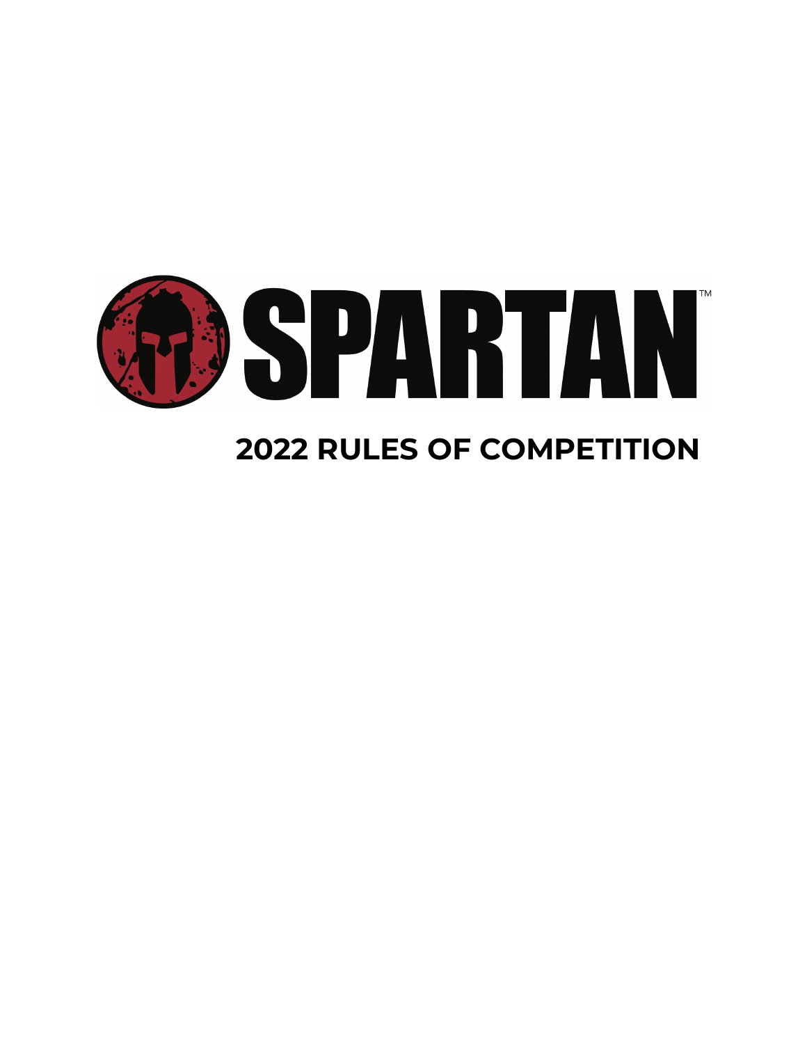# SPARTAN™

## 2022 RULES OF COMPETITION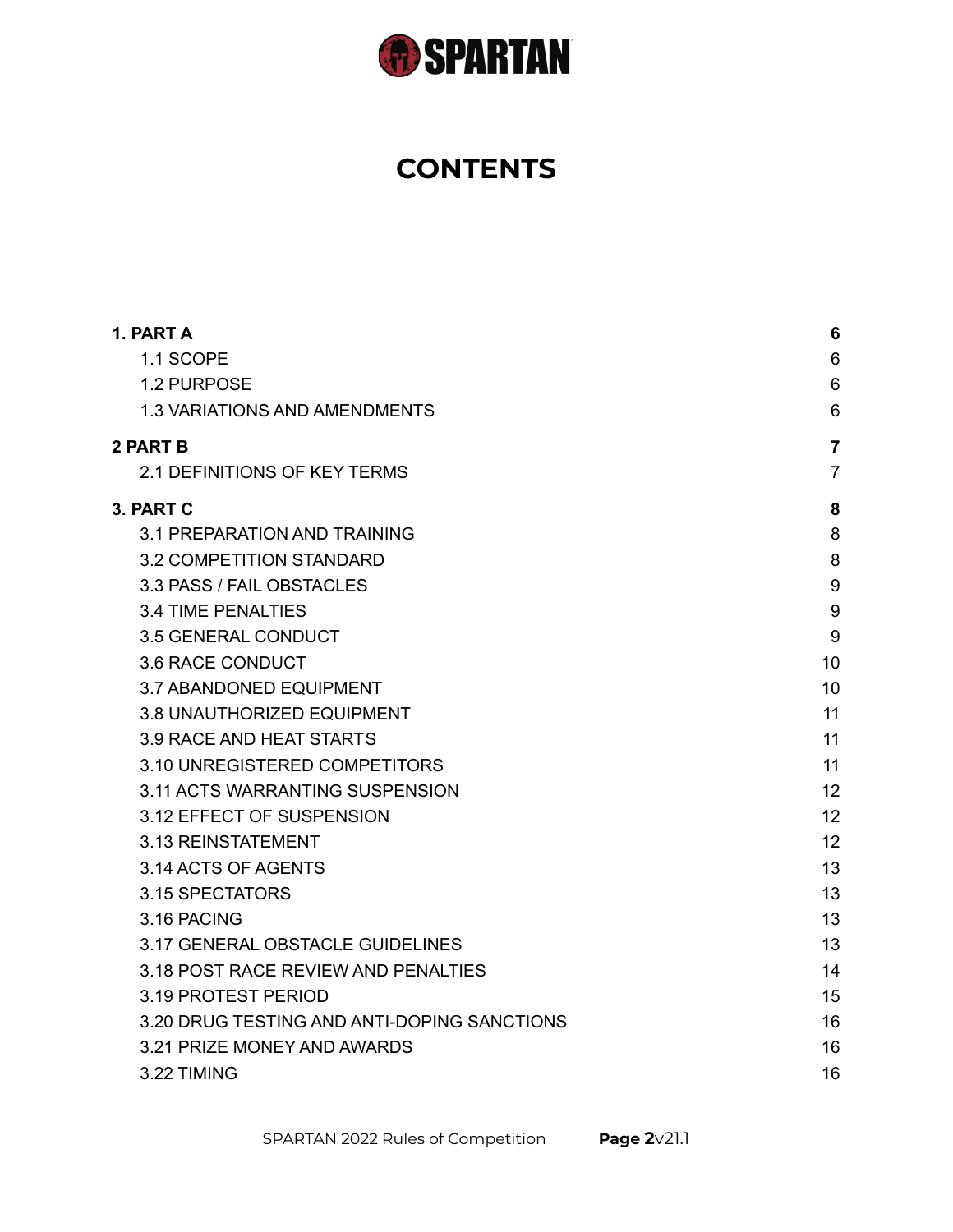# CONTENTS

| | |
|---|---|
| **1. PART A** | **6** |
| 1.1 SCOPE | 6 |
| 1.2 PURPOSE | 6 |
| 1.3 VARIATIONS AND AMENDMENTS | 6 |
| **2 PART B** | **7** |
| 2.1 DEFINITIONS OF KEY TERMS | 7 |
| **3. PART C** | **8** |
| 3.1 PREPARATION AND TRAINING | 8 |
| 3.2 COMPETITION STANDARD | 8 |
| 3.3 PASS / FAIL OBSTACLES | 9 |
| 3.4 TIME PENALTIES | 9 |
| 3.5 GENERAL CONDUCT | 9 |
| 3.6 RACE CONDUCT | 10 |
| 3.7 ABANDONED EQUIPMENT | 10 |
| 3.8 UNAUTHORIZED EQUIPMENT | 11 |
| 3.9 RACE AND HEAT STARTS | 11 |
| 3.10 UNREGISTERED COMPETITORS | 11 |
| 3.11 ACTS WARRANTING SUSPENSION | 12 |
| 3.12 EFFECT OF SUSPENSION | 12 |
| 3.13 REINSTATEMENT | 12 |
| 3.14 ACTS OF AGENTS | 13 |
| 3.15 SPECTATORS | 13 |
| 3.16 PACING | 13 |
| 3.17 GENERAL OBSTACLE GUIDELINES | 13 |
| 3.18 POST RACE REVIEW AND PENALTIES | 14 |
| 3.19 PROTEST PERIOD | 15 |
| 3.20 DRUG TESTING AND ANTI-DOPING SANCTIONS | 16 |
| 3.21 PRIZE MONEY AND AWARDS | 16 |
| 3.22 TIMING | 16 |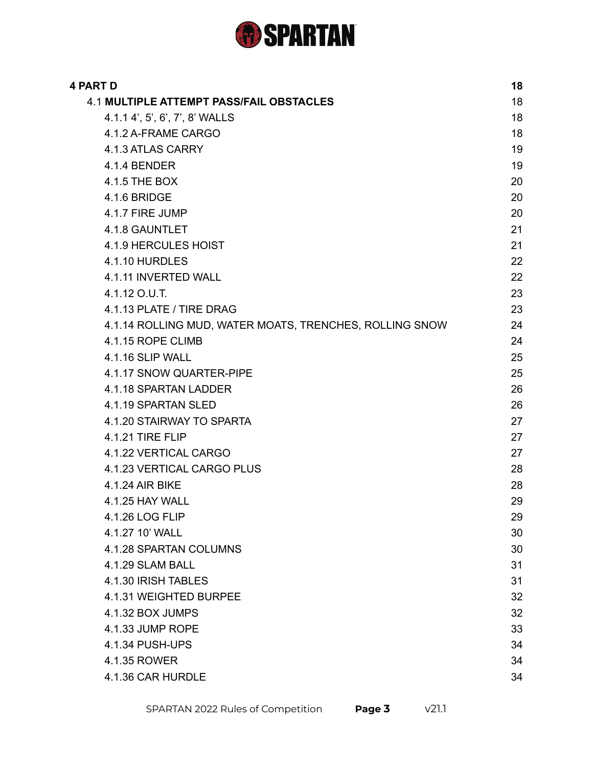| | |
|---|---|
| **4 PART D** | **18** |
| 4.1 **MULTIPLE ATTEMPT PASS/FAIL OBSTACLES** | 18 |
| 4.1.1 4', 5', 6', 7', 8' WALLS | 18 |
| 4.1.2 A-FRAME CARGO | 18 |
| 4.1.3 ATLAS CARRY | 19 |
| 4.1.4 BENDER | 19 |
| 4.1.5 THE BOX | 20 |
| 4.1.6 BRIDGE | 20 |
| 4.1.7 FIRE JUMP | 20 |
| 4.1.8 GAUNTLET | 21 |
| 4.1.9 HERCULES HOIST | 21 |
| 4.1.10 HURDLES | 22 |
| 4.1.11 INVERTED WALL | 22 |
| 4.1.12 O.U.T. | 23 |
| 4.1.13 PLATE / TIRE DRAG | 23 |
| 4.1.14 ROLLING MUD, WATER MOATS, TRENCHES, ROLLING SNOW | 24 |
| 4.1.15 ROPE CLIMB | 24 |
| 4.1.16 SLIP WALL | 25 |
| 4.1.17 SNOW QUARTER-PIPE | 25 |
| 4.1.18 SPARTAN LADDER | 26 |
| 4.1.19 SPARTAN SLED | 26 |
| 4.1.20 STAIRWAY TO SPARTA | 27 |
| 4.1.21 TIRE FLIP | 27 |
| 4.1.22 VERTICAL CARGO | 27 |
| 4.1.23 VERTICAL CARGO PLUS | 28 |
| 4.1.24 AIR BIKE | 28 |
| 4.1.25 HAY WALL | 29 |
| 4.1.26 LOG FLIP | 29 |
| 4.1.27 10' WALL | 30 |
| 4.1.28 SPARTAN COLUMNS | 30 |
| 4.1.29 SLAM BALL | 31 |
| 4.1.30 IRISH TABLES | 31 |
| 4.1.31 WEIGHTED BURPEE | 32 |
| 4.1.32 BOX JUMPS | 32 |
| 4.1.33 JUMP ROPE | 33 |
| 4.1.34 PUSH-UPS | 34 |
| 4.1.35 ROWER | 34 |
| 4.1.36 CAR HURDLE | 34 |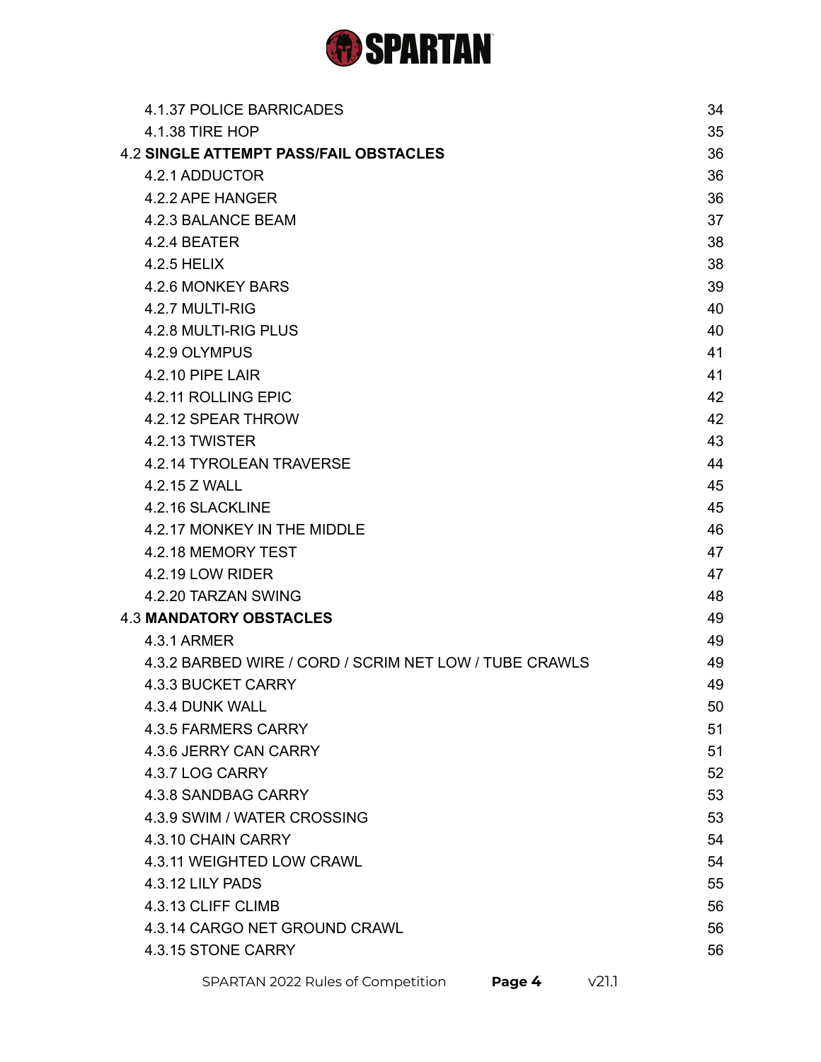| | |
|---|---|
| 4.1.37 POLICE BARRICADES | 34 |
| 4.1.38 TIRE HOP | 35 |
| 4.2 **SINGLE ATTEMPT PASS/FAIL OBSTACLES** | 36 |
| 4.2.1 ADDUCTOR | 36 |
| 4.2.2 APE HANGER | 36 |
| 4.2.3 BALANCE BEAM | 37 |
| 4.2.4 BEATER | 38 |
| 4.2.5 HELIX | 38 |
| 4.2.6 MONKEY BARS | 39 |
| 4.2.7 MULTI-RIG | 40 |
| 4.2.8 MULTI-RIG PLUS | 40 |
| 4.2.9 OLYMPUS | 41 |
| 4.2.10 PIPE LAIR | 41 |
| 4.2.11 ROLLING EPIC | 42 |
| 4.2.12 SPEAR THROW | 42 |
| 4.2.13 TWISTER | 43 |
| 4.2.14 TYROLEAN TRAVERSE | 44 |
| 4.2.15 Z WALL | 45 |
| 4.2.16 SLACKLINE | 45 |
| 4.2.17 MONKEY IN THE MIDDLE | 46 |
| 4.2.18 MEMORY TEST | 47 |
| 4.2.19 LOW RIDER | 47 |
| 4.2.20 TARZAN SWING | 48 |
| 4.3 **MANDATORY OBSTACLES** | 49 |
| 4.3.1 ARMER | 49 |
| 4.3.2 BARBED WIRE / CORD / SCRIM NET LOW / TUBE CRAWLS | 49 |
| 4.3.3 BUCKET CARRY | 49 |
| 4.3.4 DUNK WALL | 50 |
| 4.3.5 FARMERS CARRY | 51 |
| 4.3.6 JERRY CAN CARRY | 51 |
| 4.3.7 LOG CARRY | 52 |
| 4.3.8 SANDBAG CARRY | 53 |
| 4.3.9 SWIM / WATER CROSSING | 53 |
| 4.3.10 CHAIN CARRY | 54 |
| 4.3.11 WEIGHTED LOW CRAWL | 54 |
| 4.3.12 LILY PADS | 55 |
| 4.3.13 CLIFF CLIMB | 56 |
| 4.3.14 CARGO NET GROUND CRAWL | 56 |
| 4.3.15 STONE CARRY | 56 |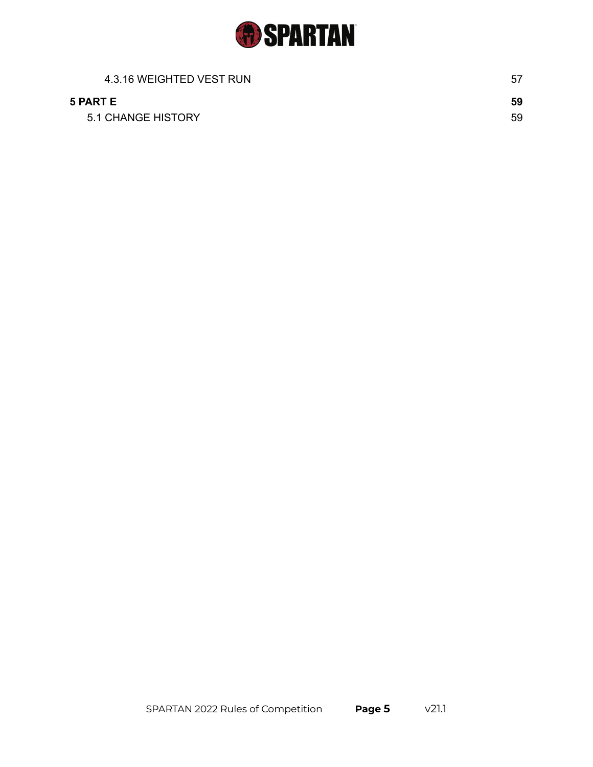4.3.16 WEIGHTED VEST RUN 57

**5 PART E 59**

5.1 CHANGE HISTORY 59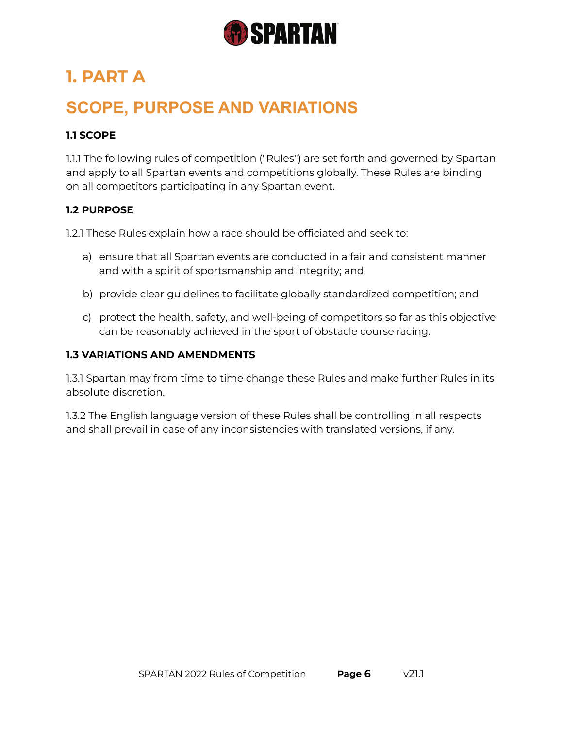# 1. PART A

# SCOPE, PURPOSE AND VARIATIONS

### 1.1 SCOPE

1.1.1 The following rules of competition ("Rules") are set forth and governed by Spartan and apply to all Spartan events and competitions globally. These Rules are binding on all competitors participating in any Spartan event.

### 1.2 PURPOSE

1.2.1 These Rules explain how a race should be officiated and seek to:

a) ensure that all Spartan events are conducted in a fair and consistent manner and with a spirit of sportsmanship and integrity; and

b) provide clear guidelines to facilitate globally standardized competition; and

c) protect the health, safety, and well-being of competitors so far as this objective can be reasonably achieved in the sport of obstacle course racing.

### 1.3 VARIATIONS AND AMENDMENTS

1.3.1 Spartan may from time to time change these Rules and make further Rules in its absolute discretion.

1.3.2 The English language version of these Rules shall be controlling in all respects and shall prevail in case of any inconsistencies with translated versions, if any.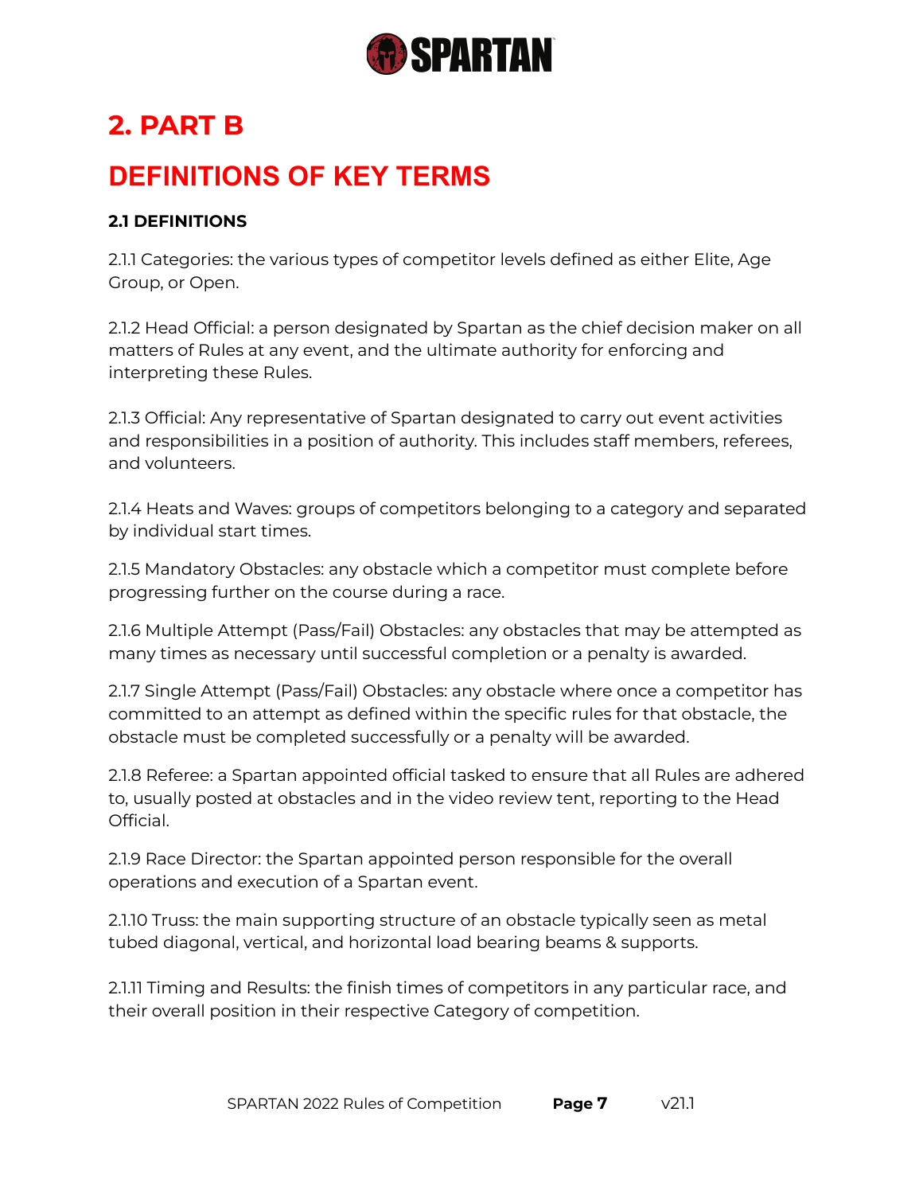# 2. PART B

# DEFINITIONS OF KEY TERMS

### 2.1 DEFINITIONS

2.1.1 Categories: the various types of competitor levels defined as either Elite, Age Group, or Open.

2.1.2 Head Official: a person designated by Spartan as the chief decision maker on all matters of Rules at any event, and the ultimate authority for enforcing and interpreting these Rules.

2.1.3 Official: Any representative of Spartan designated to carry out event activities and responsibilities in a position of authority. This includes staff members, referees, and volunteers.

2.1.4 Heats and Waves: groups of competitors belonging to a category and separated by individual start times.

2.1.5 Mandatory Obstacles: any obstacle which a competitor must complete before progressing further on the course during a race.

2.1.6 Multiple Attempt (Pass/Fail) Obstacles: any obstacles that may be attempted as many times as necessary until successful completion or a penalty is awarded.

2.1.7 Single Attempt (Pass/Fail) Obstacles: any obstacle where once a competitor has committed to an attempt as defined within the specific rules for that obstacle, the obstacle must be completed successfully or a penalty will be awarded.

2.1.8 Referee: a Spartan appointed official tasked to ensure that all Rules are adhered to, usually posted at obstacles and in the video review tent, reporting to the Head Official.

2.1.9 Race Director: the Spartan appointed person responsible for the overall operations and execution of a Spartan event.

2.1.10 Truss: the main supporting structure of an obstacle typically seen as metal tubed diagonal, vertical, and horizontal load bearing beams & supports.

2.1.11 Timing and Results: the finish times of competitors in any particular race, and their overall position in their respective Category of competition.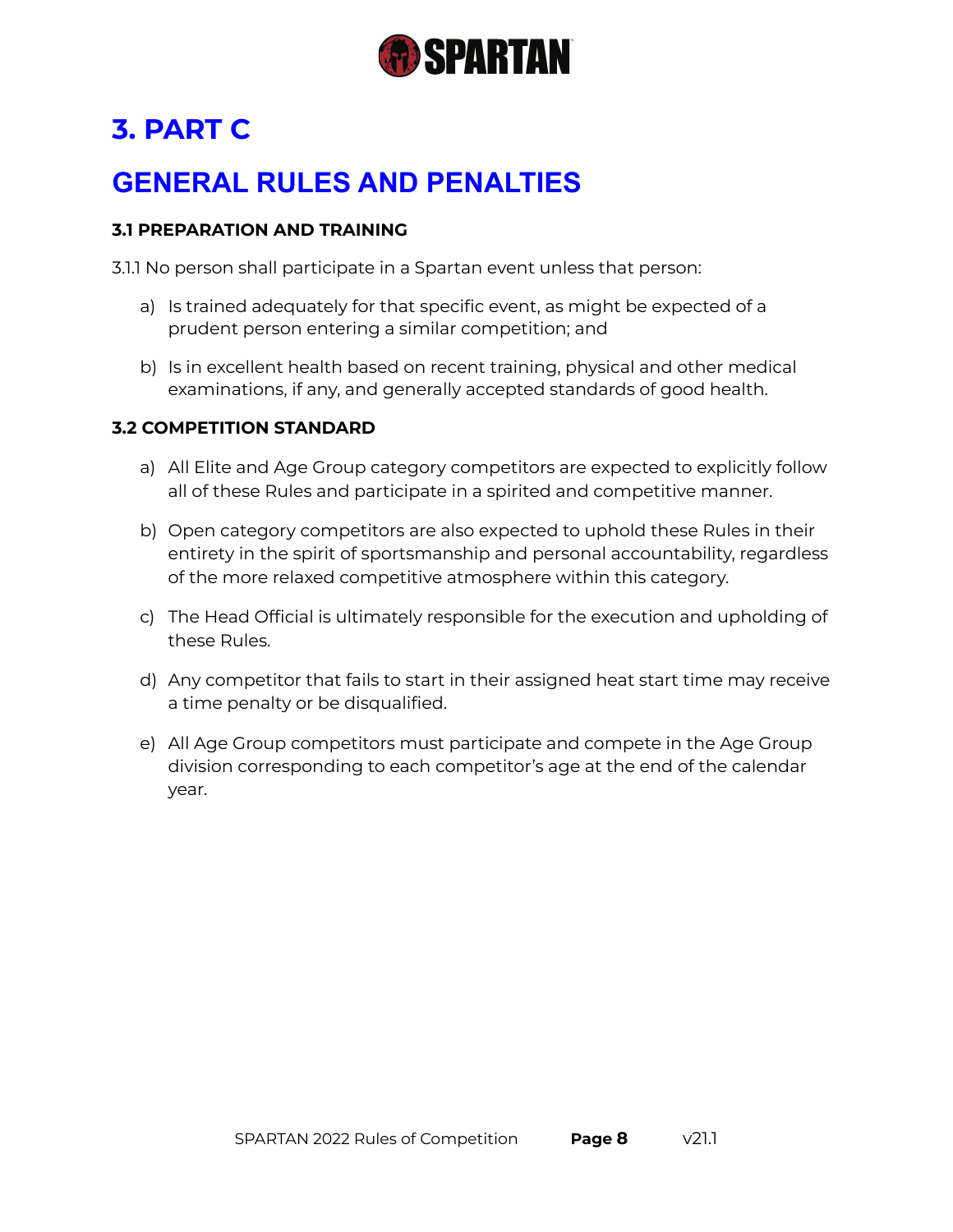# 3. PART C

# GENERAL RULES AND PENALTIES

### 3.1 PREPARATION AND TRAINING

3.1.1 No person shall participate in a Spartan event unless that person:

a) Is trained adequately for that specific event, as might be expected of a prudent person entering a similar competition; and

b) Is in excellent health based on recent training, physical and other medical examinations, if any, and generally accepted standards of good health.

### 3.2 COMPETITION STANDARD

a) All Elite and Age Group category competitors are expected to explicitly follow all of these Rules and participate in a spirited and competitive manner.

b) Open category competitors are also expected to uphold these Rules in their entirety in the spirit of sportsmanship and personal accountability, regardless of the more relaxed competitive atmosphere within this category.

c) The Head Official is ultimately responsible for the execution and upholding of these Rules.

d) Any competitor that fails to start in their assigned heat start time may receive a time penalty or be disqualified.

e) All Age Group competitors must participate and compete in the Age Group division corresponding to each competitor's age at the end of the calendar year.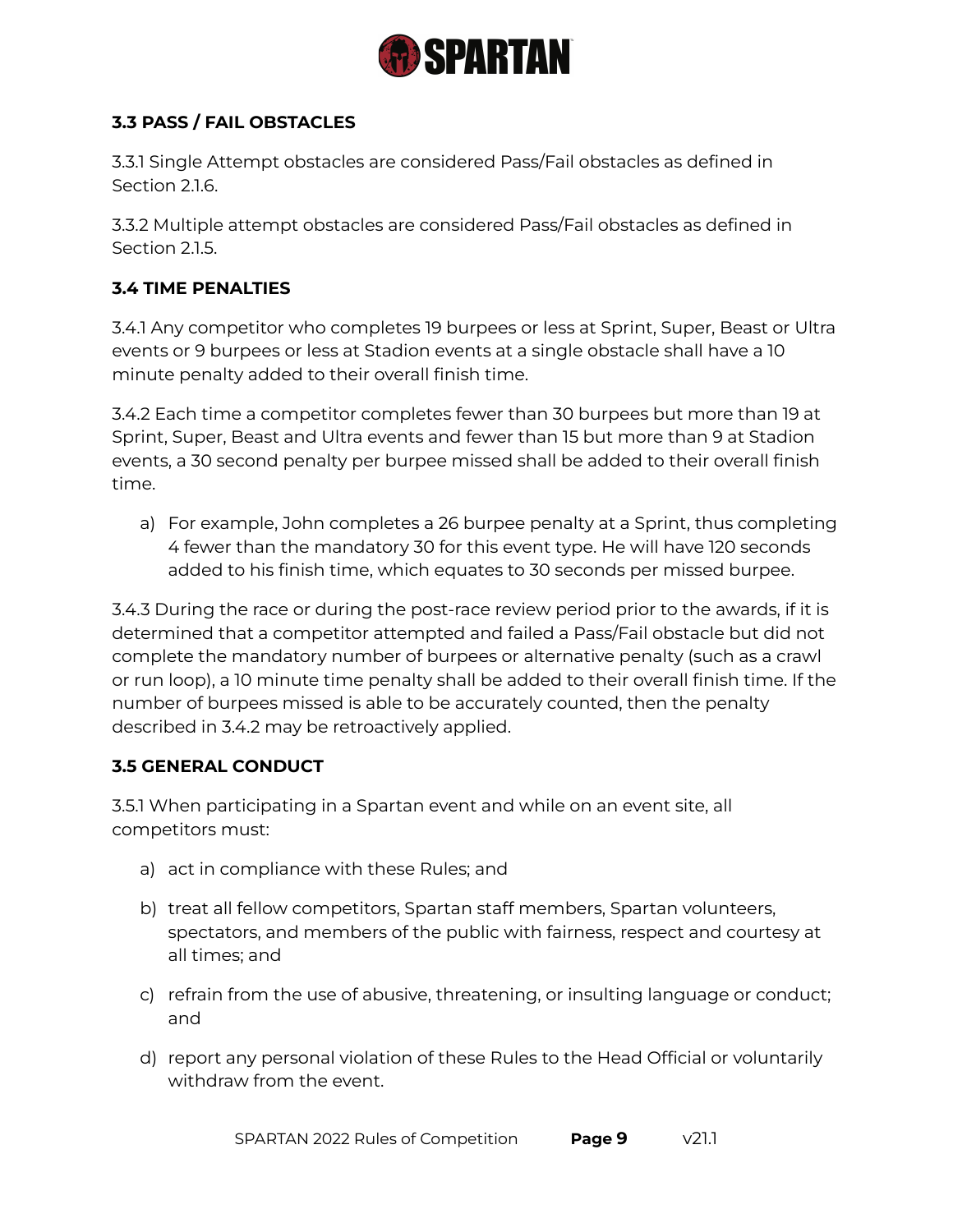### 3.3 PASS / FAIL OBSTACLES

3.3.1 Single Attempt obstacles are considered Pass/Fail obstacles as defined in Section 2.1.6.

3.3.2 Multiple attempt obstacles are considered Pass/Fail obstacles as defined in Section 2.1.5.

### 3.4 TIME PENALTIES

3.4.1 Any competitor who completes 19 burpees or less at Sprint, Super, Beast or Ultra events or 9 burpees or less at Stadion events at a single obstacle shall have a 10 minute penalty added to their overall finish time.

3.4.2 Each time a competitor completes fewer than 30 burpees but more than 19 at Sprint, Super, Beast and Ultra events and fewer than 15 but more than 9 at Stadion events, a 30 second penalty per burpee missed shall be added to their overall finish time.

a) For example, John completes a 26 burpee penalty at a Sprint, thus completing 4 fewer than the mandatory 30 for this event type. He will have 120 seconds added to his finish time, which equates to 30 seconds per missed burpee.

3.4.3 During the race or during the post-race review period prior to the awards, if it is determined that a competitor attempted and failed a Pass/Fail obstacle but did not complete the mandatory number of burpees or alternative penalty (such as a crawl or run loop), a 10 minute time penalty shall be added to their overall finish time. If the number of burpees missed is able to be accurately counted, then the penalty described in 3.4.2 may be retroactively applied.

### 3.5 GENERAL CONDUCT

3.5.1 When participating in a Spartan event and while on an event site, all competitors must:

a) act in compliance with these Rules; and

b) treat all fellow competitors, Spartan staff members, Spartan volunteers, spectators, and members of the public with fairness, respect and courtesy at all times; and

c) refrain from the use of abusive, threatening, or insulting language or conduct; and

d) report any personal violation of these Rules to the Head Official or voluntarily withdraw from the event.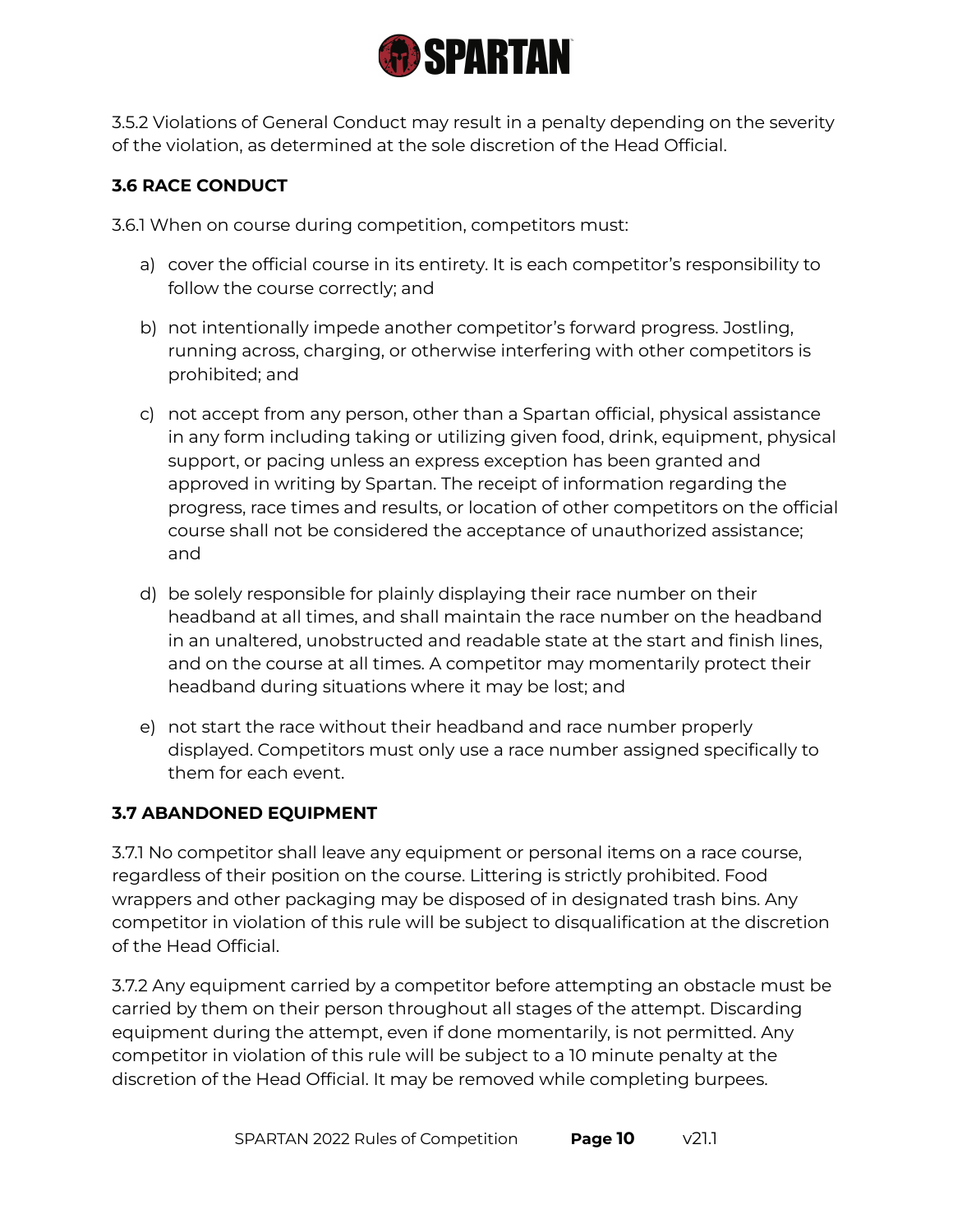3.5.2 Violations of General Conduct may result in a penalty depending on the severity of the violation, as determined at the sole discretion of the Head Official.

### 3.6 RACE CONDUCT

3.6.1 When on course during competition, competitors must:

a) cover the official course in its entirety. It is each competitor's responsibility to follow the course correctly; and

b) not intentionally impede another competitor's forward progress. Jostling, running across, charging, or otherwise interfering with other competitors is prohibited; and

c) not accept from any person, other than a Spartan official, physical assistance in any form including taking or utilizing given food, drink, equipment, physical support, or pacing unless an express exception has been granted and approved in writing by Spartan. The receipt of information regarding the progress, race times and results, or location of other competitors on the official course shall not be considered the acceptance of unauthorized assistance; and

d) be solely responsible for plainly displaying their race number on their headband at all times, and shall maintain the race number on the headband in an unaltered, unobstructed and readable state at the start and finish lines, and on the course at all times. A competitor may momentarily protect their headband during situations where it may be lost; and

e) not start the race without their headband and race number properly displayed. Competitors must only use a race number assigned specifically to them for each event.

### 3.7 ABANDONED EQUIPMENT

3.7.1 No competitor shall leave any equipment or personal items on a race course, regardless of their position on the course. Littering is strictly prohibited. Food wrappers and other packaging may be disposed of in designated trash bins. Any competitor in violation of this rule will be subject to disqualification at the discretion of the Head Official.

3.7.2 Any equipment carried by a competitor before attempting an obstacle must be carried by them on their person throughout all stages of the attempt. Discarding equipment during the attempt, even if done momentarily, is not permitted. Any competitor in violation of this rule will be subject to a 10 minute penalty at the discretion of the Head Official. It may be removed while completing burpees.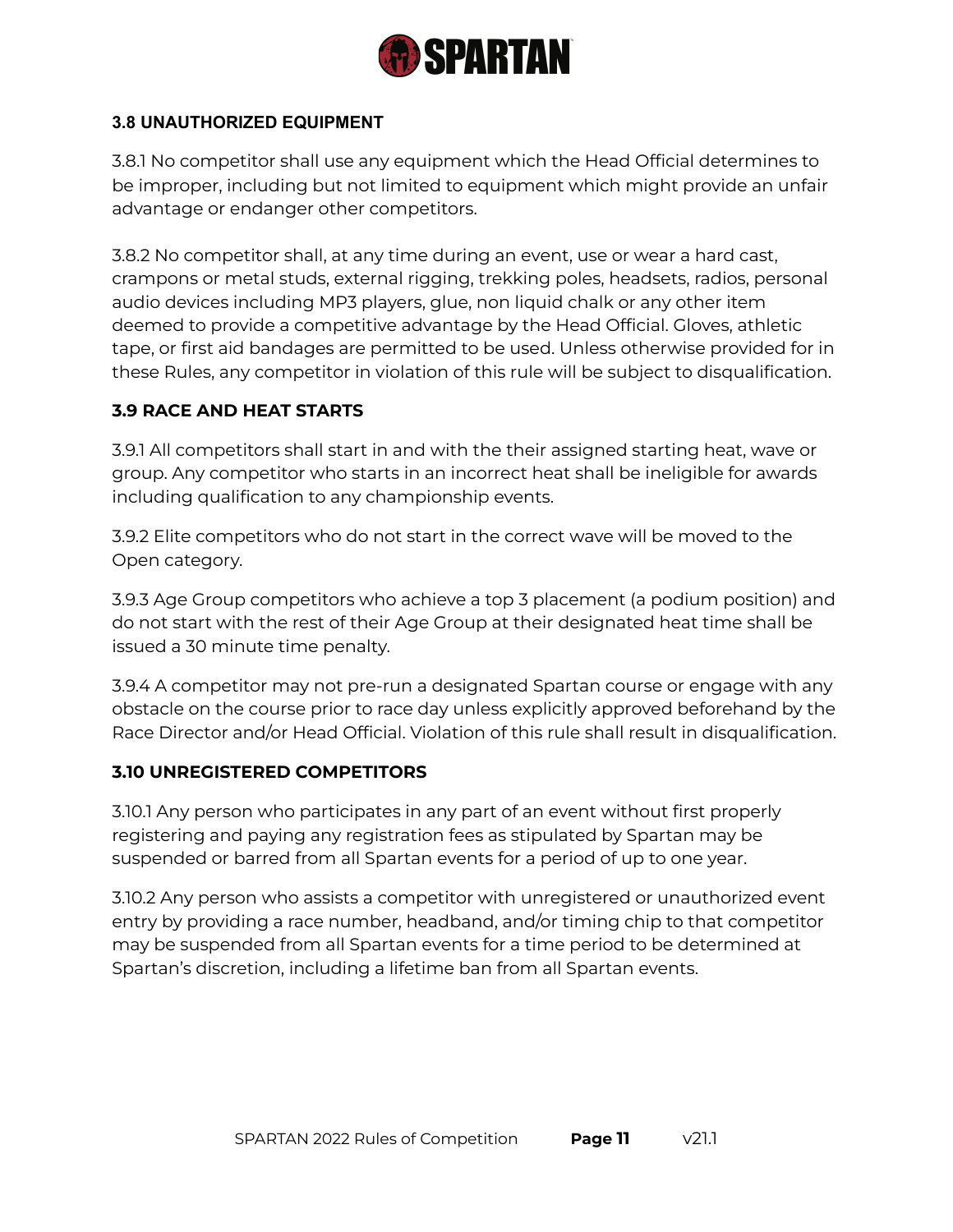### 3.8 UNAUTHORIZED EQUIPMENT

3.8.1 No competitor shall use any equipment which the Head Official determines to be improper, including but not limited to equipment which might provide an unfair advantage or endanger other competitors.

3.8.2 No competitor shall, at any time during an event, use or wear a hard cast, crampons or metal studs, external rigging, trekking poles, headsets, radios, personal audio devices including MP3 players, glue, non liquid chalk or any other item deemed to provide a competitive advantage by the Head Official. Gloves, athletic tape, or first aid bandages are permitted to be used. Unless otherwise provided for in these Rules, any competitor in violation of this rule will be subject to disqualification.

### 3.9 RACE AND HEAT STARTS

3.9.1 All competitors shall start in and with the their assigned starting heat, wave or group. Any competitor who starts in an incorrect heat shall be ineligible for awards including qualification to any championship events.

3.9.2 Elite competitors who do not start in the correct wave will be moved to the Open category.

3.9.3 Age Group competitors who achieve a top 3 placement (a podium position) and do not start with the rest of their Age Group at their designated heat time shall be issued a 30 minute time penalty.

3.9.4 A competitor may not pre-run a designated Spartan course or engage with any obstacle on the course prior to race day unless explicitly approved beforehand by the Race Director and/or Head Official. Violation of this rule shall result in disqualification.

### 3.10 UNREGISTERED COMPETITORS

3.10.1 Any person who participates in any part of an event without first properly registering and paying any registration fees as stipulated by Spartan may be suspended or barred from all Spartan events for a period of up to one year.

3.10.2 Any person who assists a competitor with unregistered or unauthorized event entry by providing a race number, headband, and/or timing chip to that competitor may be suspended from all Spartan events for a time period to be determined at Spartan's discretion, including a lifetime ban from all Spartan events.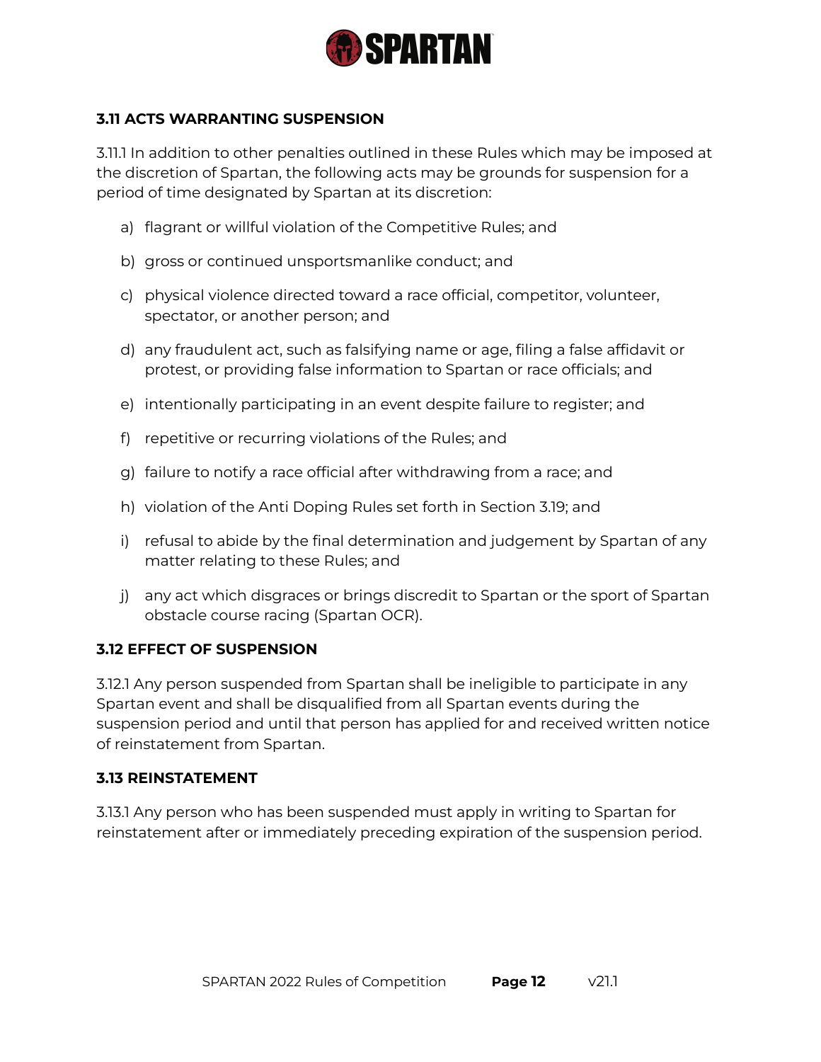### 3.11 ACTS WARRANTING SUSPENSION

3.11.1 In addition to other penalties outlined in these Rules which may be imposed at the discretion of Spartan, the following acts may be grounds for suspension for a period of time designated by Spartan at its discretion:

a) flagrant or willful violation of the Competitive Rules; and

b) gross or continued unsportsmanlike conduct; and

c) physical violence directed toward a race official, competitor, volunteer, spectator, or another person; and

d) any fraudulent act, such as falsifying name or age, filing a false affidavit or protest, or providing false information to Spartan or race officials; and

e) intentionally participating in an event despite failure to register; and

f) repetitive or recurring violations of the Rules; and

g) failure to notify a race official after withdrawing from a race; and

h) violation of the Anti Doping Rules set forth in Section 3.19; and

i) refusal to abide by the final determination and judgement by Spartan of any matter relating to these Rules; and

j) any act which disgraces or brings discredit to Spartan or the sport of Spartan obstacle course racing (Spartan OCR).

### 3.12 EFFECT OF SUSPENSION

3.12.1 Any person suspended from Spartan shall be ineligible to participate in any Spartan event and shall be disqualified from all Spartan events during the suspension period and until that person has applied for and received written notice of reinstatement from Spartan.

### 3.13 REINSTATEMENT

3.13.1 Any person who has been suspended must apply in writing to Spartan for reinstatement after or immediately preceding expiration of the suspension period.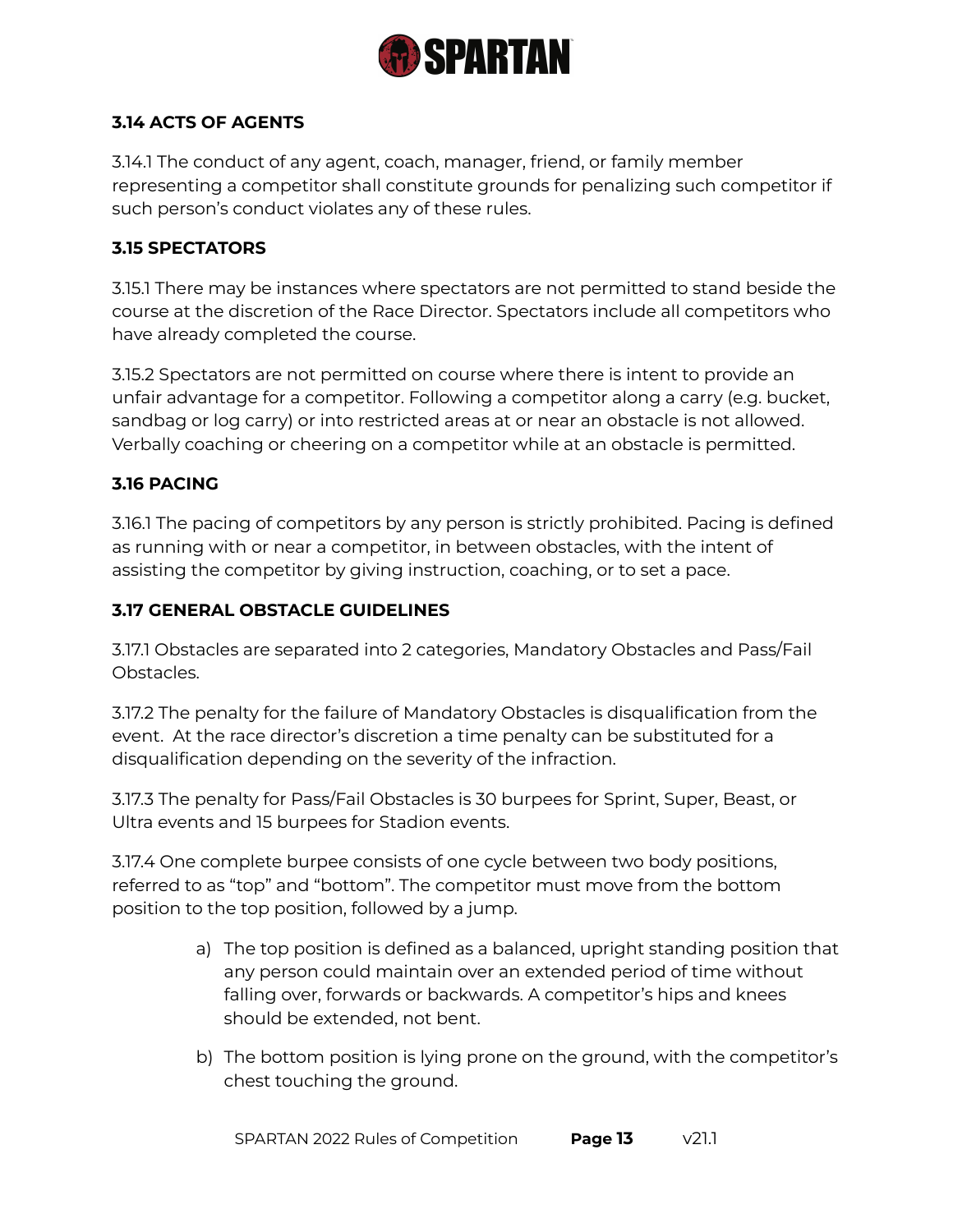### 3.14 ACTS OF AGENTS

3.14.1 The conduct of any agent, coach, manager, friend, or family member representing a competitor shall constitute grounds for penalizing such competitor if such person's conduct violates any of these rules.

### 3.15 SPECTATORS

3.15.1 There may be instances where spectators are not permitted to stand beside the course at the discretion of the Race Director. Spectators include all competitors who have already completed the course.

3.15.2 Spectators are not permitted on course where there is intent to provide an unfair advantage for a competitor. Following a competitor along a carry (e.g. bucket, sandbag or log carry) or into restricted areas at or near an obstacle is not allowed. Verbally coaching or cheering on a competitor while at an obstacle is permitted.

### 3.16 PACING

3.16.1 The pacing of competitors by any person is strictly prohibited. Pacing is defined as running with or near a competitor, in between obstacles, with the intent of assisting the competitor by giving instruction, coaching, or to set a pace.

### 3.17 GENERAL OBSTACLE GUIDELINES

3.17.1 Obstacles are separated into 2 categories, Mandatory Obstacles and Pass/Fail Obstacles.

3.17.2 The penalty for the failure of Mandatory Obstacles is disqualification from the event. At the race director's discretion a time penalty can be substituted for a disqualification depending on the severity of the infraction.

3.17.3 The penalty for Pass/Fail Obstacles is 30 burpees for Sprint, Super, Beast, or Ultra events and 15 burpees for Stadion events.

3.17.4 One complete burpee consists of one cycle between two body positions, referred to as "top" and "bottom". The competitor must move from the bottom position to the top position, followed by a jump.

a) The top position is defined as a balanced, upright standing position that any person could maintain over an extended period of time without falling over, forwards or backwards. A competitor's hips and knees should be extended, not bent.

b) The bottom position is lying prone on the ground, with the competitor's chest touching the ground.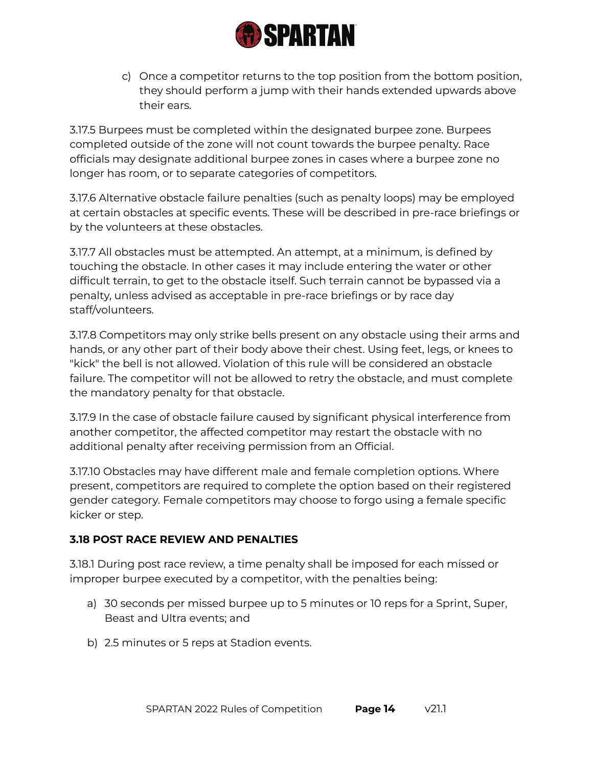c) Once a competitor returns to the top position from the bottom position, they should perform a jump with their hands extended upwards above their ears.

3.17.5 Burpees must be completed within the designated burpee zone. Burpees completed outside of the zone will not count towards the burpee penalty. Race officials may designate additional burpee zones in cases where a burpee zone no longer has room, or to separate categories of competitors.

3.17.6 Alternative obstacle failure penalties (such as penalty loops) may be employed at certain obstacles at specific events. These will be described in pre-race briefings or by the volunteers at these obstacles.

3.17.7 All obstacles must be attempted. An attempt, at a minimum, is defined by touching the obstacle. In other cases it may include entering the water or other difficult terrain, to get to the obstacle itself. Such terrain cannot be bypassed via a penalty, unless advised as acceptable in pre-race briefings or by race day staff/volunteers.

3.17.8 Competitors may only strike bells present on any obstacle using their arms and hands, or any other part of their body above their chest. Using feet, legs, or knees to "kick" the bell is not allowed. Violation of this rule will be considered an obstacle failure. The competitor will not be allowed to retry the obstacle, and must complete the mandatory penalty for that obstacle.

3.17.9 In the case of obstacle failure caused by significant physical interference from another competitor, the affected competitor may restart the obstacle with no additional penalty after receiving permission from an Official.

3.17.10 Obstacles may have different male and female completion options. Where present, competitors are required to complete the option based on their registered gender category. Female competitors may choose to forgo using a female specific kicker or step.

**3.18 POST RACE REVIEW AND PENALTIES**

3.18.1 During post race review, a time penalty shall be imposed for each missed or improper burpee executed by a competitor, with the penalties being:

a) 30 seconds per missed burpee up to 5 minutes or 10 reps for a Sprint, Super, Beast and Ultra events; and

b) 2.5 minutes or 5 reps at Stadion events.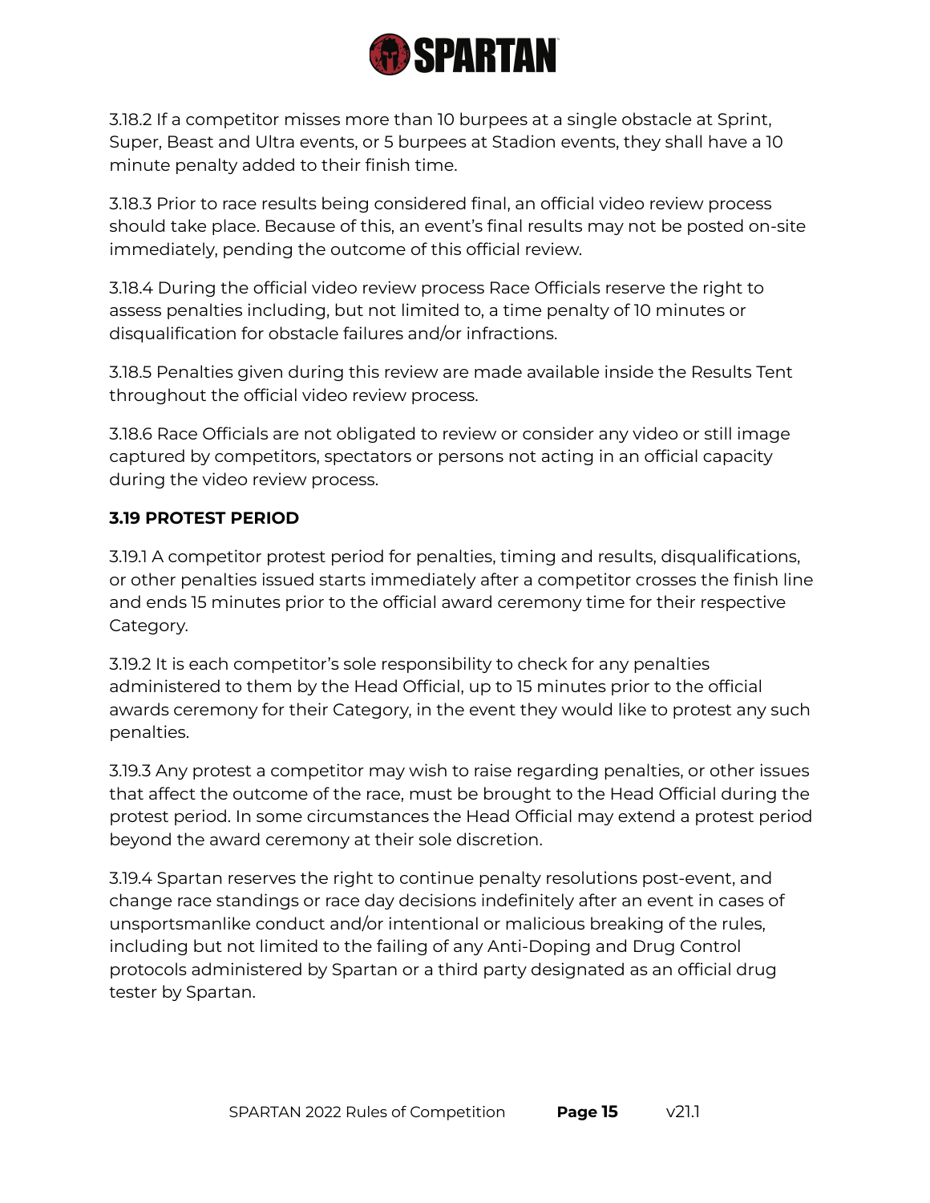3.18.2 If a competitor misses more than 10 burpees at a single obstacle at Sprint, Super, Beast and Ultra events, or 5 burpees at Stadion events, they shall have a 10 minute penalty added to their finish time.

3.18.3 Prior to race results being considered final, an official video review process should take place. Because of this, an event's final results may not be posted on-site immediately, pending the outcome of this official review.

3.18.4 During the official video review process Race Officials reserve the right to assess penalties including, but not limited to, a time penalty of 10 minutes or disqualification for obstacle failures and/or infractions.

3.18.5 Penalties given during this review are made available inside the Results Tent throughout the official video review process.

3.18.6 Race Officials are not obligated to review or consider any video or still image captured by competitors, spectators or persons not acting in an official capacity during the video review process.

### 3.19 PROTEST PERIOD

3.19.1 A competitor protest period for penalties, timing and results, disqualifications, or other penalties issued starts immediately after a competitor crosses the finish line and ends 15 minutes prior to the official award ceremony time for their respective Category.

3.19.2 It is each competitor's sole responsibility to check for any penalties administered to them by the Head Official, up to 15 minutes prior to the official awards ceremony for their Category, in the event they would like to protest any such penalties.

3.19.3 Any protest a competitor may wish to raise regarding penalties, or other issues that affect the outcome of the race, must be brought to the Head Official during the protest period. In some circumstances the Head Official may extend a protest period beyond the award ceremony at their sole discretion.

3.19.4 Spartan reserves the right to continue penalty resolutions post-event, and change race standings or race day decisions indefinitely after an event in cases of unsportsmanlike conduct and/or intentional or malicious breaking of the rules, including but not limited to the failing of any Anti-Doping and Drug Control protocols administered by Spartan or a third party designated as an official drug tester by Spartan.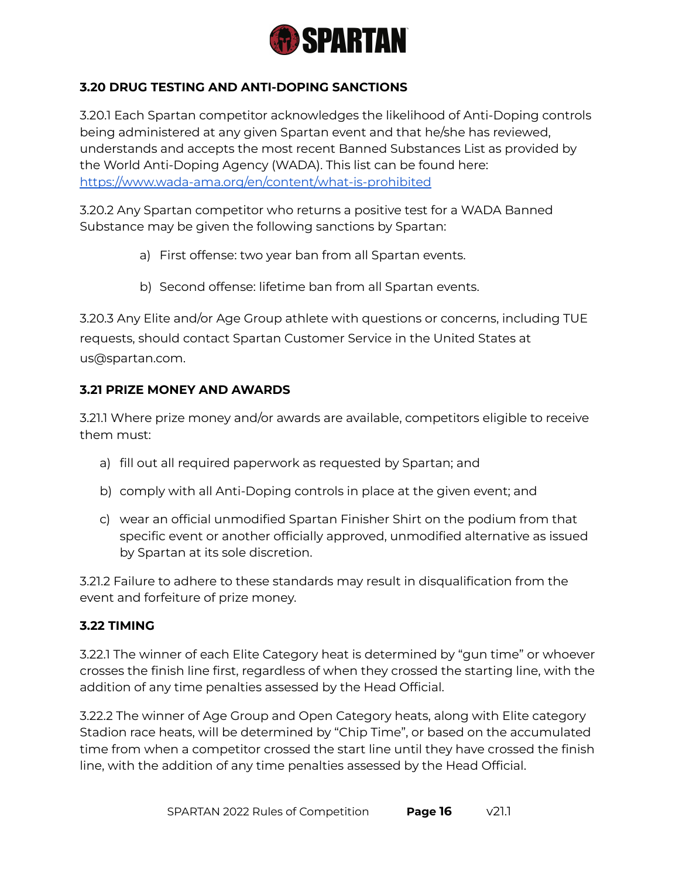### 3.20 DRUG TESTING AND ANTI-DOPING SANCTIONS

3.20.1 Each Spartan competitor acknowledges the likelihood of Anti-Doping controls being administered at any given Spartan event and that he/she has reviewed, understands and accepts the most recent Banned Substances List as provided by the World Anti-Doping Agency (WADA). This list can be found here: [https://www.wada-ama.org/en/content/what-is-prohibited](https://www.wada-ama.org/en/content/what-is-prohibited)

3.20.2 Any Spartan competitor who returns a positive test for a WADA Banned Substance may be given the following sanctions by Spartan:

a) First offense: two year ban from all Spartan events.

b) Second offense: lifetime ban from all Spartan events.

3.20.3 Any Elite and/or Age Group athlete with questions or concerns, including TUE requests, should contact Spartan Customer Service in the United States at us@spartan.com.

### 3.21 PRIZE MONEY AND AWARDS

3.21.1 Where prize money and/or awards are available, competitors eligible to receive them must:

a) fill out all required paperwork as requested by Spartan; and

b) comply with all Anti-Doping controls in place at the given event; and

c) wear an official unmodified Spartan Finisher Shirt on the podium from that specific event or another officially approved, unmodified alternative as issued by Spartan at its sole discretion.

3.21.2 Failure to adhere to these standards may result in disqualification from the event and forfeiture of prize money.

### 3.22 TIMING

3.22.1 The winner of each Elite Category heat is determined by "gun time" or whoever crosses the finish line first, regardless of when they crossed the starting line, with the addition of any time penalties assessed by the Head Official.

3.22.2 The winner of Age Group and Open Category heats, along with Elite category Stadion race heats, will be determined by "Chip Time", or based on the accumulated time from when a competitor crossed the start line until they have crossed the finish line, with the addition of any time penalties assessed by the Head Official.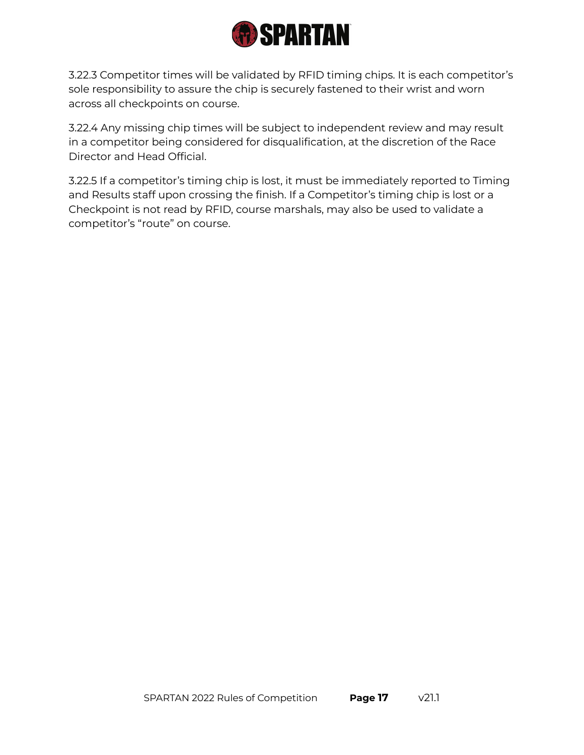3.22.3 Competitor times will be validated by RFID timing chips. It is each competitor's sole responsibility to assure the chip is securely fastened to their wrist and worn across all checkpoints on course.

3.22.4 Any missing chip times will be subject to independent review and may result in a competitor being considered for disqualification, at the discretion of the Race Director and Head Official.

3.22.5 If a competitor's timing chip is lost, it must be immediately reported to Timing and Results staff upon crossing the finish. If a Competitor's timing chip is lost or a Checkpoint is not read by RFID, course marshals, may also be used to validate a competitor's "route" on course.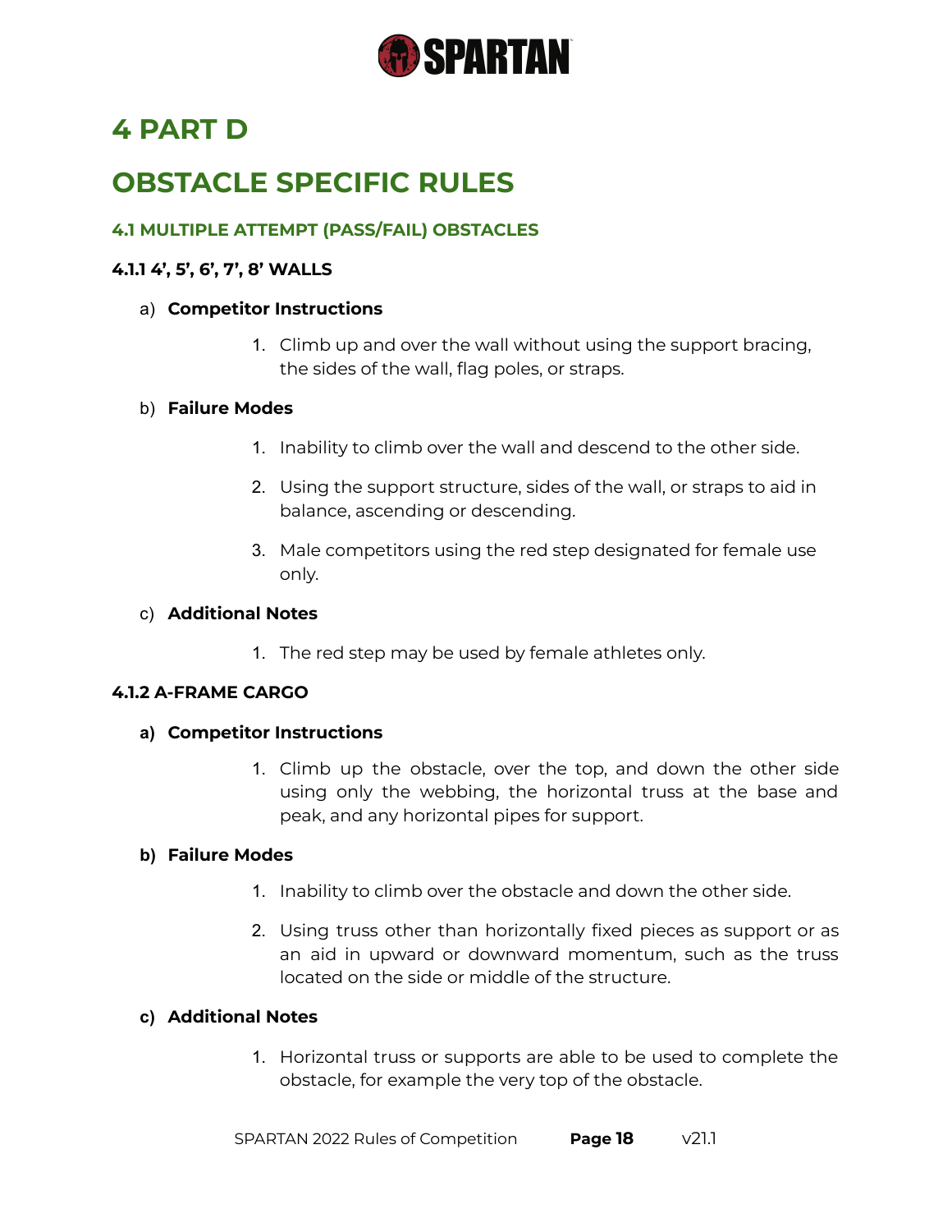# 4 PART D

# OBSTACLE SPECIFIC RULES

### 4.1 MULTIPLE ATTEMPT (PASS/FAIL) OBSTACLES

#### 4.1.1 4', 5', 6', 7', 8' WALLS

a) **Competitor Instructions**

1. Climb up and over the wall without using the support bracing, the sides of the wall, flag poles, or straps.

b) **Failure Modes**

1. Inability to climb over the wall and descend to the other side.
2. Using the support structure, sides of the wall, or straps to aid in balance, ascending or descending.
3. Male competitors using the red step designated for female use only.

c) **Additional Notes**

1. The red step may be used by female athletes only.

#### 4.1.2 A-FRAME CARGO

**a) Competitor Instructions**

1. Climb up the obstacle, over the top, and down the other side using only the webbing, the horizontal truss at the base and peak, and any horizontal pipes for support.

**b) Failure Modes**

1. Inability to climb over the obstacle and down the other side.
2. Using truss other than horizontally fixed pieces as support or as an aid in upward or downward momentum, such as the truss located on the side or middle of the structure.

**c) Additional Notes**

1. Horizontal truss or supports are able to be used to complete the obstacle, for example the very top of the obstacle.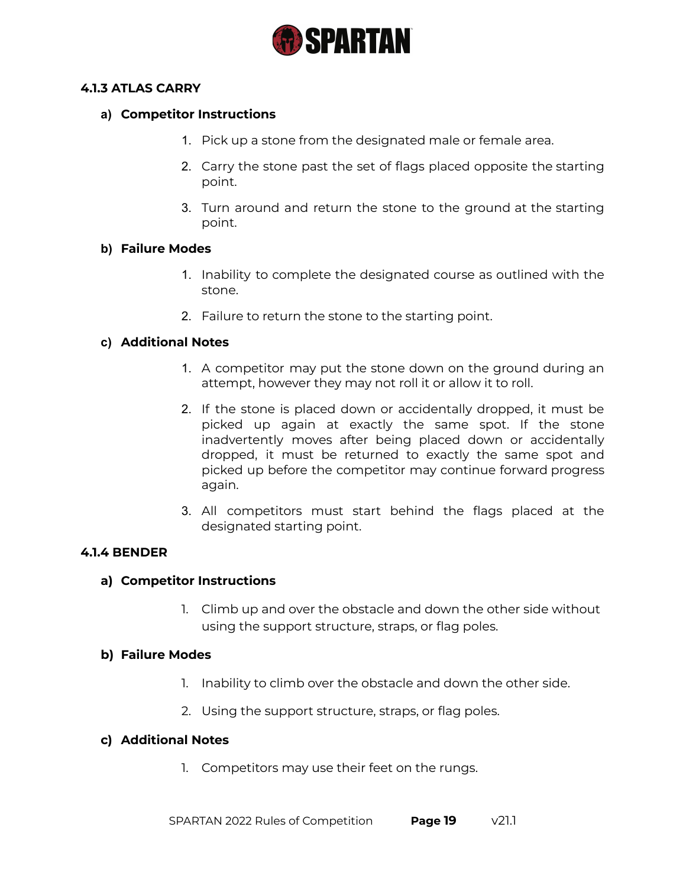#### 4.1.3 ATLAS CARRY

**a) Competitor Instructions**

1. Pick up a stone from the designated male or female area.
2. Carry the stone past the set of flags placed opposite the starting point.
3. Turn around and return the stone to the ground at the starting point.

**b) Failure Modes**

1. Inability to complete the designated course as outlined with the stone.
2. Failure to return the stone to the starting point.

**c) Additional Notes**

1. A competitor may put the stone down on the ground during an attempt, however they may not roll it or allow it to roll.
2. If the stone is placed down or accidentally dropped, it must be picked up again at exactly the same spot. If the stone inadvertently moves after being placed down or accidentally dropped, it must be returned to exactly the same spot and picked up before the competitor may continue forward progress again.
3. All competitors must start behind the flags placed at the designated starting point.

#### 4.1.4 BENDER

**a) Competitor Instructions**

1. Climb up and over the obstacle and down the other side without using the support structure, straps, or flag poles.

**b) Failure Modes**

1. Inability to climb over the obstacle and down the other side.
2. Using the support structure, straps, or flag poles.

**c) Additional Notes**

1. Competitors may use their feet on the rungs.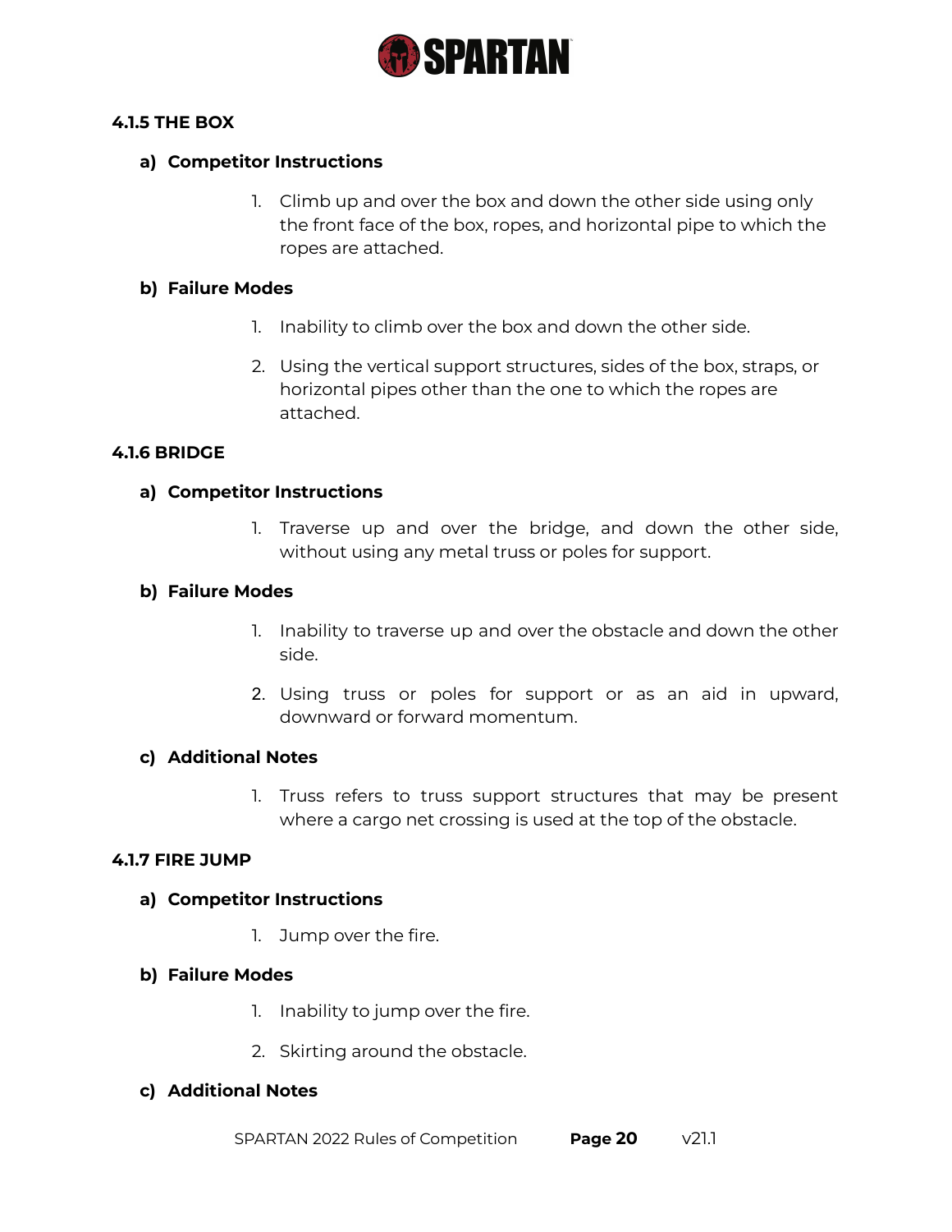### 4.1.5 THE BOX

**a) Competitor Instructions**

1. Climb up and over the box and down the other side using only the front face of the box, ropes, and horizontal pipe to which the ropes are attached.

**b) Failure Modes**

1. Inability to climb over the box and down the other side.
2. Using the vertical support structures, sides of the box, straps, or horizontal pipes other than the one to which the ropes are attached.

### 4.1.6 BRIDGE

**a) Competitor Instructions**

1. Traverse up and over the bridge, and down the other side, without using any metal truss or poles for support.

**b) Failure Modes**

1. Inability to traverse up and over the obstacle and down the other side.
2. Using truss or poles for support or as an aid in upward, downward or forward momentum.

**c) Additional Notes**

1. Truss refers to truss support structures that may be present where a cargo net crossing is used at the top of the obstacle.

### 4.1.7 FIRE JUMP

**a) Competitor Instructions**

1. Jump over the fire.

**b) Failure Modes**

1. Inability to jump over the fire.
2. Skirting around the obstacle.

**c) Additional Notes**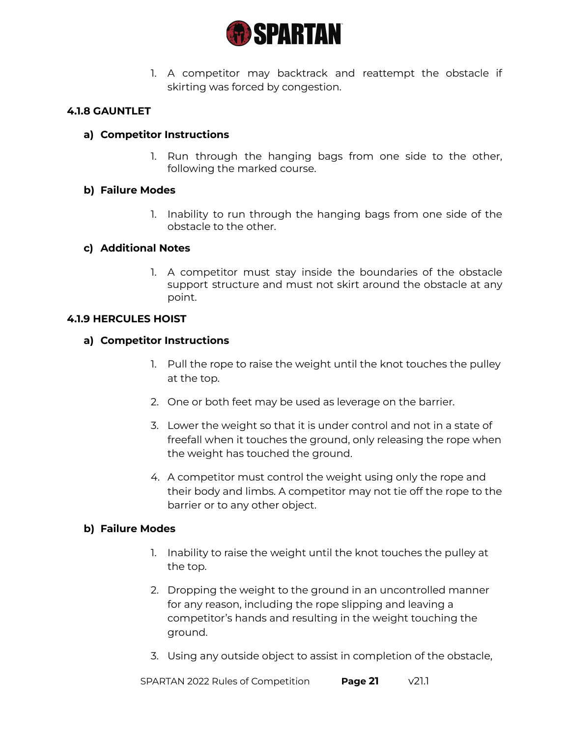1. A competitor may backtrack and reattempt the obstacle if skirting was forced by congestion.

#### 4.1.8 GAUNTLET

**a) Competitor Instructions**

1. Run through the hanging bags from one side to the other, following the marked course.

**b) Failure Modes**

1. Inability to run through the hanging bags from one side of the obstacle to the other.

**c) Additional Notes**

1. A competitor must stay inside the boundaries of the obstacle support structure and must not skirt around the obstacle at any point.

#### 4.1.9 HERCULES HOIST

**a) Competitor Instructions**

1. Pull the rope to raise the weight until the knot touches the pulley at the top.
2. One or both feet may be used as leverage on the barrier.
3. Lower the weight so that it is under control and not in a state of freefall when it touches the ground, only releasing the rope when the weight has touched the ground.
4. A competitor must control the weight using only the rope and their body and limbs. A competitor may not tie off the rope to the barrier or to any other object.

**b) Failure Modes**

1. Inability to raise the weight until the knot touches the pulley at the top.
2. Dropping the weight to the ground in an uncontrolled manner for any reason, including the rope slipping and leaving a competitor's hands and resulting in the weight touching the ground.
3. Using any outside object to assist in completion of the obstacle,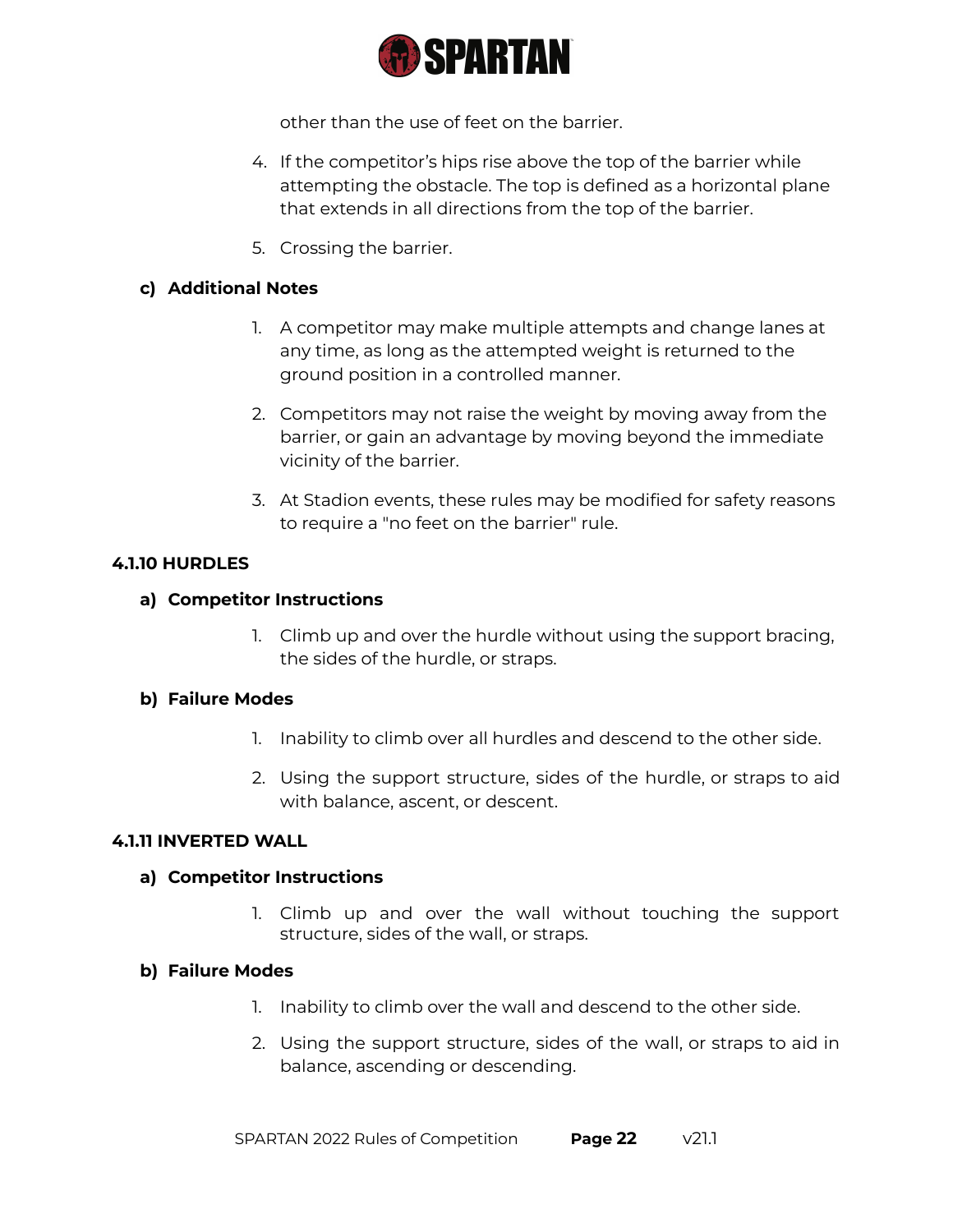other than the use of feet on the barrier.

4. If the competitor's hips rise above the top of the barrier while attempting the obstacle. The top is defined as a horizontal plane that extends in all directions from the top of the barrier.

5. Crossing the barrier.

**c) Additional Notes**

1. A competitor may make multiple attempts and change lanes at any time, as long as the attempted weight is returned to the ground position in a controlled manner.

2. Competitors may not raise the weight by moving away from the barrier, or gain an advantage by moving beyond the immediate vicinity of the barrier.

3. At Stadion events, these rules may be modified for safety reasons to require a "no feet on the barrier" rule.

### 4.1.10 HURDLES

**a) Competitor Instructions**

1. Climb up and over the hurdle without using the support bracing, the sides of the hurdle, or straps.

**b) Failure Modes**

1. Inability to climb over all hurdles and descend to the other side.

2. Using the support structure, sides of the hurdle, or straps to aid with balance, ascent, or descent.

### 4.1.11 INVERTED WALL

**a) Competitor Instructions**

1. Climb up and over the wall without touching the support structure, sides of the wall, or straps.

**b) Failure Modes**

1. Inability to climb over the wall and descend to the other side.

2. Using the support structure, sides of the wall, or straps to aid in balance, ascending or descending.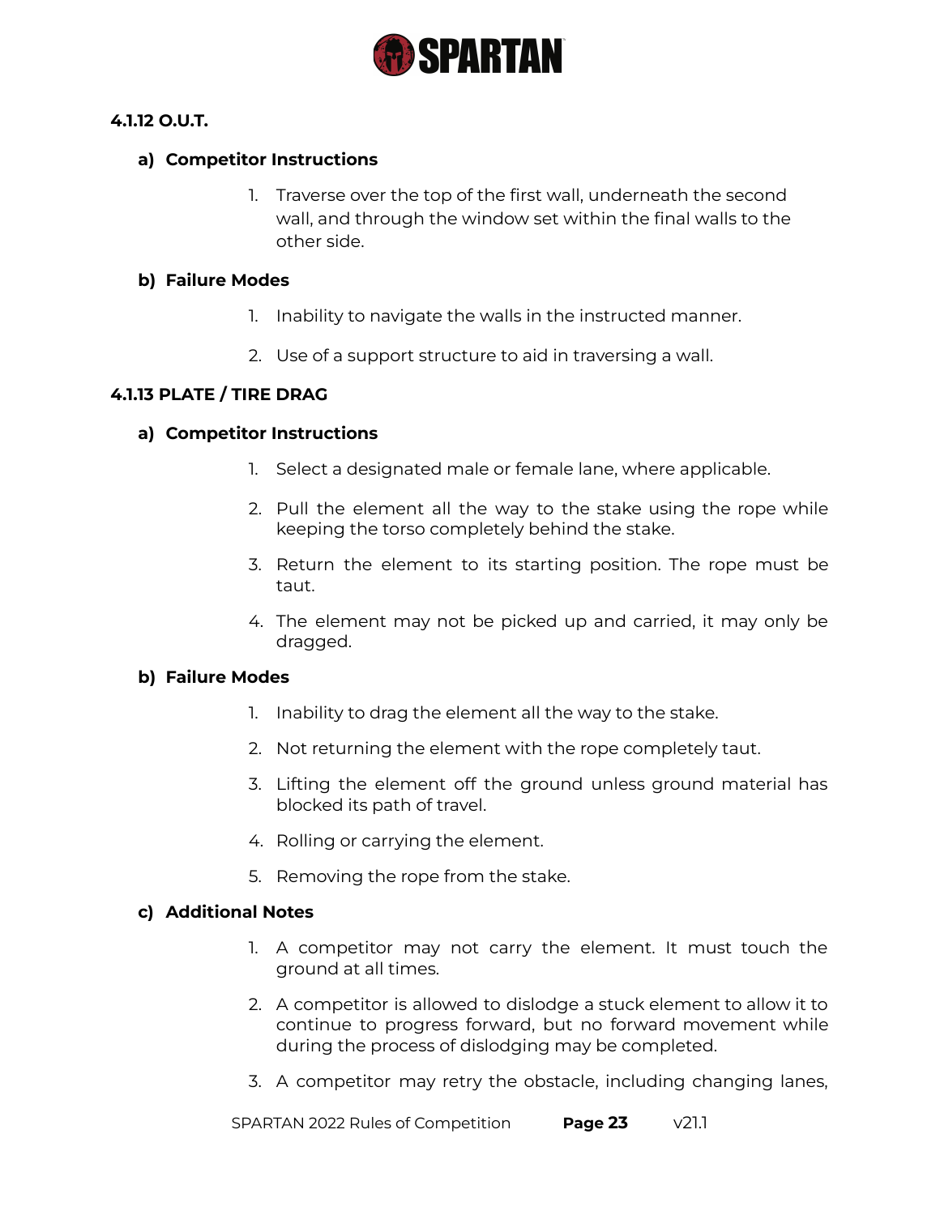### 4.1.12 O.U.T.

**a) Competitor Instructions**

1. Traverse over the top of the first wall, underneath the second wall, and through the window set within the final walls to the other side.

**b) Failure Modes**

1. Inability to navigate the walls in the instructed manner.
2. Use of a support structure to aid in traversing a wall.

### 4.1.13 PLATE / TIRE DRAG

**a) Competitor Instructions**

1. Select a designated male or female lane, where applicable.
2. Pull the element all the way to the stake using the rope while keeping the torso completely behind the stake.
3. Return the element to its starting position. The rope must be taut.
4. The element may not be picked up and carried, it may only be dragged.

**b) Failure Modes**

1. Inability to drag the element all the way to the stake.
2. Not returning the element with the rope completely taut.
3. Lifting the element off the ground unless ground material has blocked its path of travel.
4. Rolling or carrying the element.
5. Removing the rope from the stake.

**c) Additional Notes**

1. A competitor may not carry the element. It must touch the ground at all times.
2. A competitor is allowed to dislodge a stuck element to allow it to continue to progress forward, but no forward movement while during the process of dislodging may be completed.
3. A competitor may retry the obstacle, including changing lanes,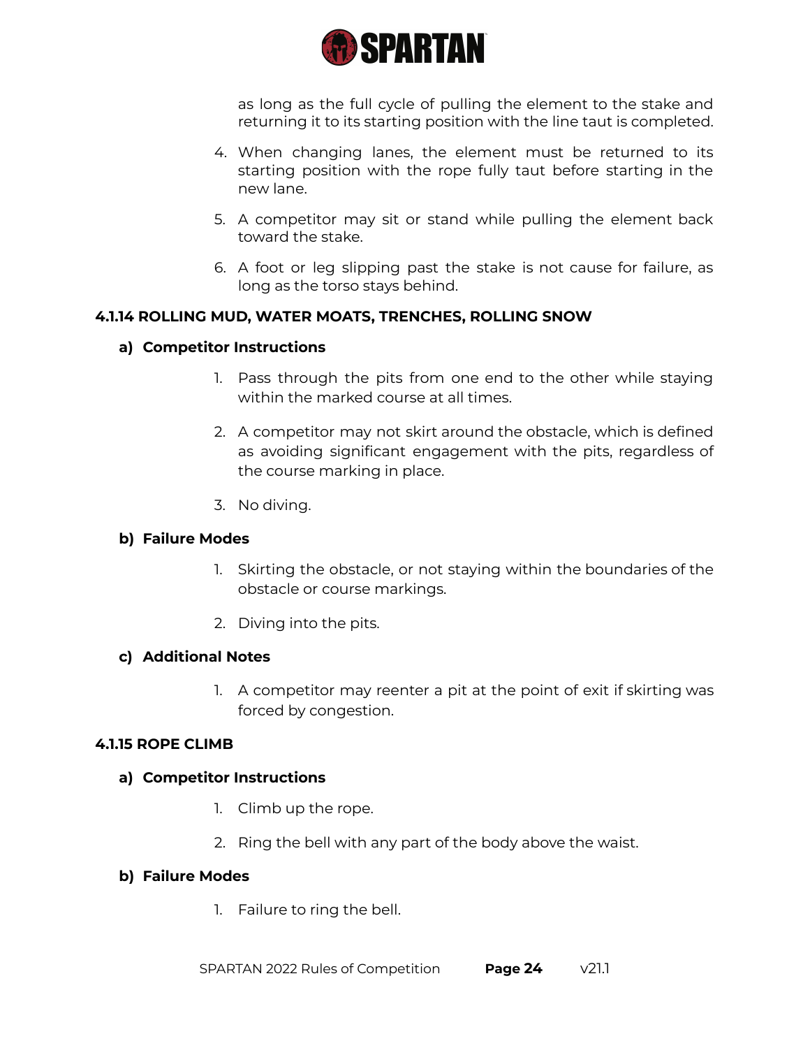as long as the full cycle of pulling the element to the stake and returning it to its starting position with the line taut is completed.

4. When changing lanes, the element must be returned to its starting position with the rope fully taut before starting in the new lane.

5. A competitor may sit or stand while pulling the element back toward the stake.

6. A foot or leg slipping past the stake is not cause for failure, as long as the torso stays behind.

### 4.1.14 ROLLING MUD, WATER MOATS, TRENCHES, ROLLING SNOW

#### a) Competitor Instructions

1. Pass through the pits from one end to the other while staying within the marked course at all times.

2. A competitor may not skirt around the obstacle, which is defined as avoiding significant engagement with the pits, regardless of the course marking in place.

3. No diving.

#### b) Failure Modes

1. Skirting the obstacle, or not staying within the boundaries of the obstacle or course markings.

2. Diving into the pits.

#### c) Additional Notes

1. A competitor may reenter a pit at the point of exit if skirting was forced by congestion.

### 4.1.15 ROPE CLIMB

#### a) Competitor Instructions

1. Climb up the rope.

2. Ring the bell with any part of the body above the waist.

#### b) Failure Modes

1. Failure to ring the bell.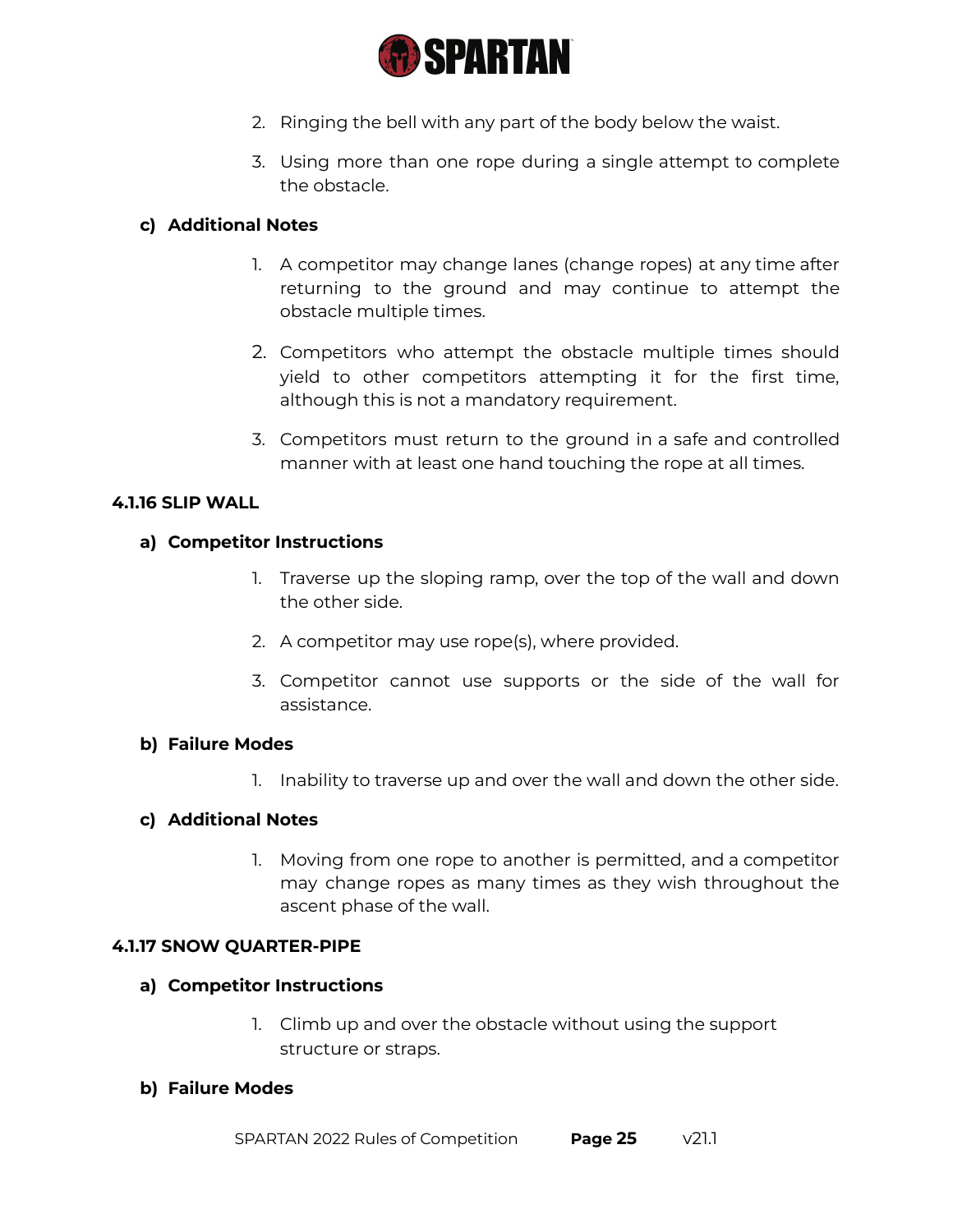2. Ringing the bell with any part of the body below the waist.

3. Using more than one rope during a single attempt to complete the obstacle.

**c) Additional Notes**

1. A competitor may change lanes (change ropes) at any time after returning to the ground and may continue to attempt the obstacle multiple times.

2. Competitors who attempt the obstacle multiple times should yield to other competitors attempting it for the first time, although this is not a mandatory requirement.

3. Competitors must return to the ground in a safe and controlled manner with at least one hand touching the rope at all times.

### 4.1.16 SLIP WALL

**a) Competitor Instructions**

1. Traverse up the sloping ramp, over the top of the wall and down the other side.

2. A competitor may use rope(s), where provided.

3. Competitor cannot use supports or the side of the wall for assistance.

**b) Failure Modes**

1. Inability to traverse up and over the wall and down the other side.

**c) Additional Notes**

1. Moving from one rope to another is permitted, and a competitor may change ropes as many times as they wish throughout the ascent phase of the wall.

### 4.1.17 SNOW QUARTER-PIPE

**a) Competitor Instructions**

1. Climb up and over the obstacle without using the support structure or straps.

**b) Failure Modes**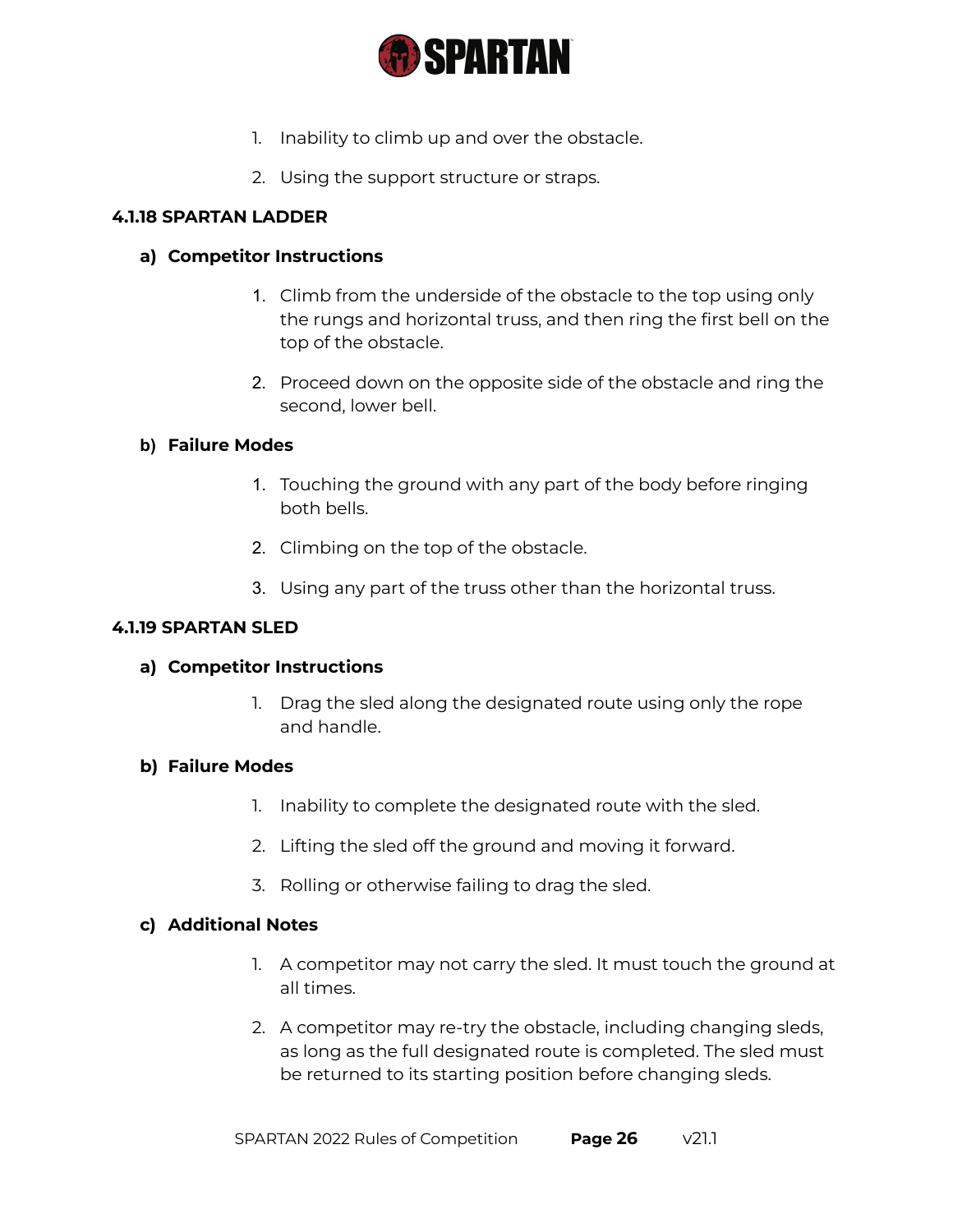1. Inability to climb up and over the obstacle.

2. Using the support structure or straps.

#### 4.1.18 SPARTAN LADDER

**a) Competitor Instructions**

1. Climb from the underside of the obstacle to the top using only the rungs and horizontal truss, and then ring the first bell on the top of the obstacle.

2. Proceed down on the opposite side of the obstacle and ring the second, lower bell.

**b) Failure Modes**

1. Touching the ground with any part of the body before ringing both bells.

2. Climbing on the top of the obstacle.

3. Using any part of the truss other than the horizontal truss.

#### 4.1.19 SPARTAN SLED

**a) Competitor Instructions**

1. Drag the sled along the designated route using only the rope and handle.

**b) Failure Modes**

1. Inability to complete the designated route with the sled.

2. Lifting the sled off the ground and moving it forward.

3. Rolling or otherwise failing to drag the sled.

**c) Additional Notes**

1. A competitor may not carry the sled. It must touch the ground at all times.

2. A competitor may re-try the obstacle, including changing sleds, as long as the full designated route is completed. The sled must be returned to its starting position before changing sleds.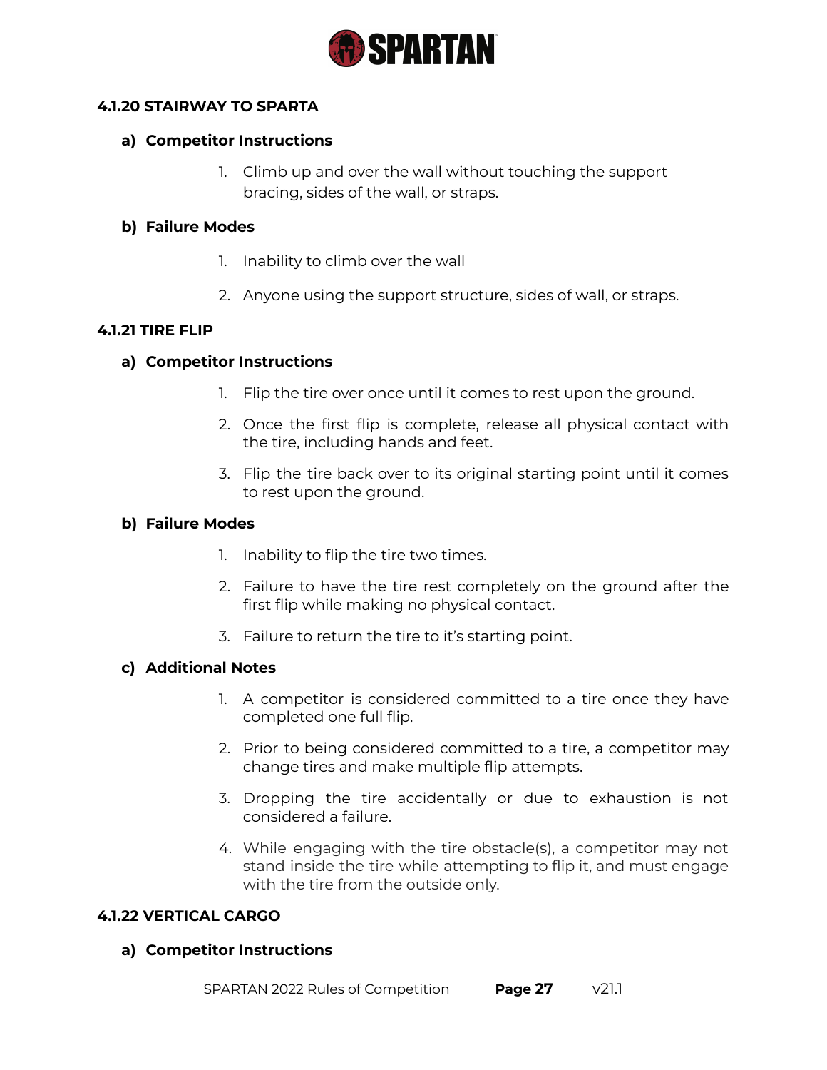### 4.1.20 STAIRWAY TO SPARTA

#### a) Competitor Instructions

1. Climb up and over the wall without touching the support bracing, sides of the wall, or straps.

#### b) Failure Modes

1. Inability to climb over the wall
2. Anyone using the support structure, sides of wall, or straps.

### 4.1.21 TIRE FLIP

#### a) Competitor Instructions

1. Flip the tire over once until it comes to rest upon the ground.
2. Once the first flip is complete, release all physical contact with the tire, including hands and feet.
3. Flip the tire back over to its original starting point until it comes to rest upon the ground.

#### b) Failure Modes

1. Inability to flip the tire two times.
2. Failure to have the tire rest completely on the ground after the first flip while making no physical contact.
3. Failure to return the tire to it's starting point.

#### c) Additional Notes

1. A competitor is considered committed to a tire once they have completed one full flip.
2. Prior to being considered committed to a tire, a competitor may change tires and make multiple flip attempts.
3. Dropping the tire accidentally or due to exhaustion is not considered a failure.
4. While engaging with the tire obstacle(s), a competitor may not stand inside the tire while attempting to flip it, and must engage with the tire from the outside only.

### 4.1.22 VERTICAL CARGO

#### a) Competitor Instructions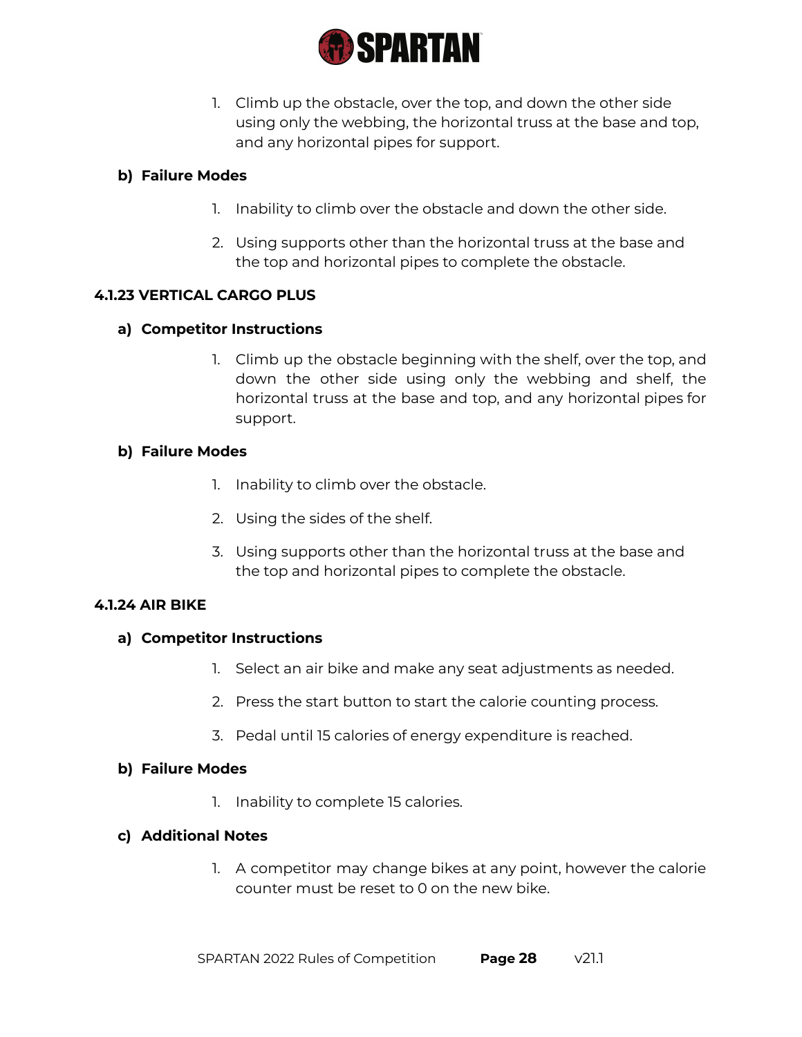1. Climb up the obstacle, over the top, and down the other side using only the webbing, the horizontal truss at the base and top, and any horizontal pipes for support.

**b) Failure Modes**

1. Inability to climb over the obstacle and down the other side.
2. Using supports other than the horizontal truss at the base and the top and horizontal pipes to complete the obstacle.

### 4.1.23 VERTICAL CARGO PLUS

**a) Competitor Instructions**

1. Climb up the obstacle beginning with the shelf, over the top, and down the other side using only the webbing and shelf, the horizontal truss at the base and top, and any horizontal pipes for support.

**b) Failure Modes**

1. Inability to climb over the obstacle.
2. Using the sides of the shelf.
3. Using supports other than the horizontal truss at the base and the top and horizontal pipes to complete the obstacle.

### 4.1.24 AIR BIKE

**a) Competitor Instructions**

1. Select an air bike and make any seat adjustments as needed.
2. Press the start button to start the calorie counting process.
3. Pedal until 15 calories of energy expenditure is reached.

**b) Failure Modes**

1. Inability to complete 15 calories.

**c) Additional Notes**

1. A competitor may change bikes at any point, however the calorie counter must be reset to 0 on the new bike.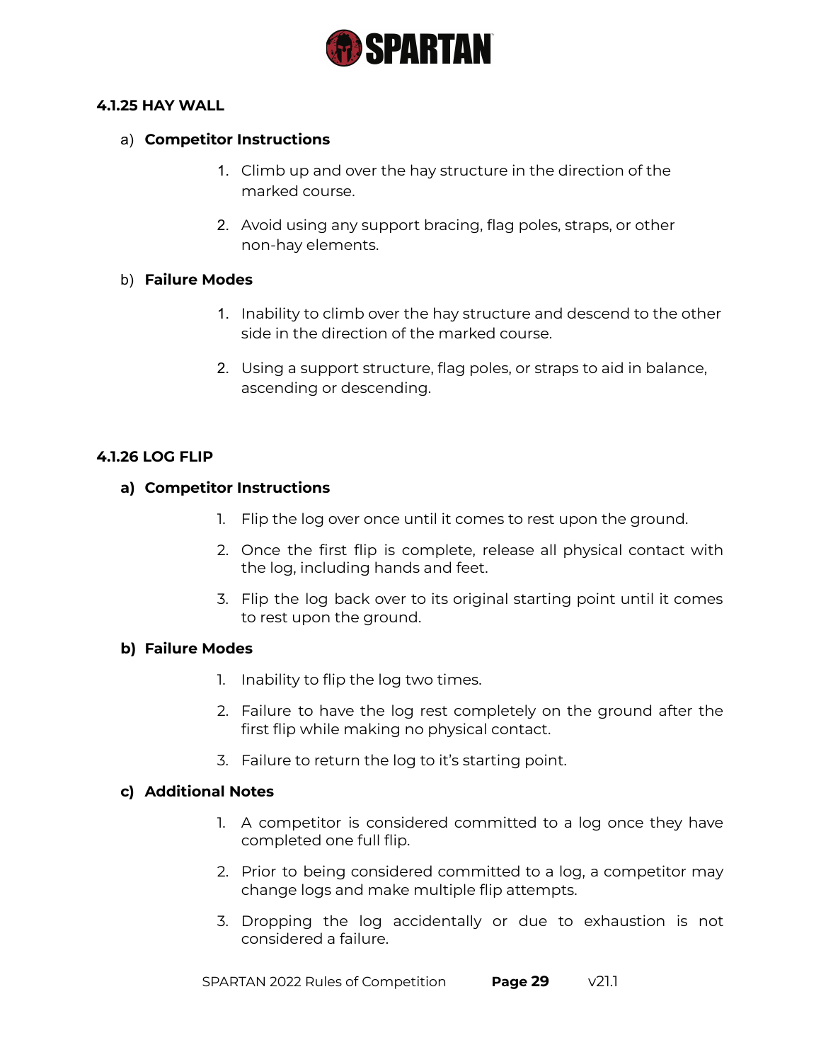#### 4.1.25 HAY WALL

a) **Competitor Instructions**

1. Climb up and over the hay structure in the direction of the marked course.
2. Avoid using any support bracing, flag poles, straps, or other non-hay elements.

b) **Failure Modes**

1. Inability to climb over the hay structure and descend to the other side in the direction of the marked course.
2. Using a support structure, flag poles, or straps to aid in balance, ascending or descending.

#### 4.1.26 LOG FLIP

**a) Competitor Instructions**

1. Flip the log over once until it comes to rest upon the ground.
2. Once the first flip is complete, release all physical contact with the log, including hands and feet.
3. Flip the log back over to its original starting point until it comes to rest upon the ground.

**b) Failure Modes**

1. Inability to flip the log two times.
2. Failure to have the log rest completely on the ground after the first flip while making no physical contact.
3. Failure to return the log to it's starting point.

**c) Additional Notes**

1. A competitor is considered committed to a log once they have completed one full flip.
2. Prior to being considered committed to a log, a competitor may change logs and make multiple flip attempts.
3. Dropping the log accidentally or due to exhaustion is not considered a failure.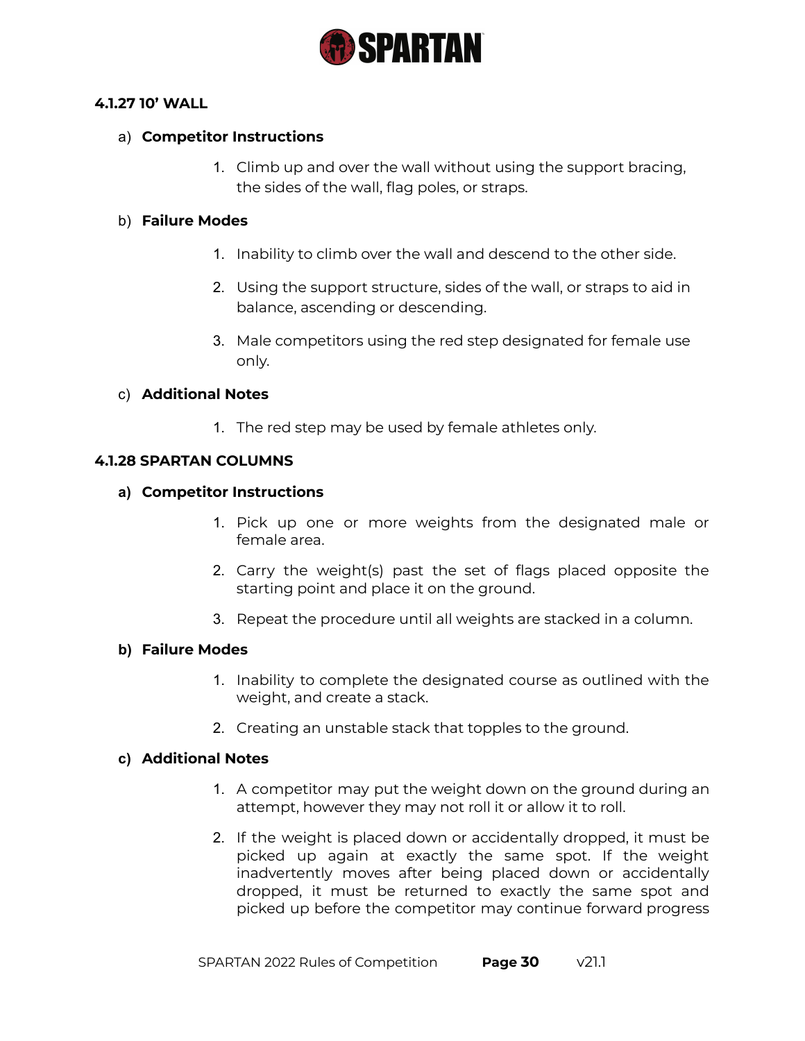#### 4.1.27 10' WALL

a) **Competitor Instructions**

1. Climb up and over the wall without using the support bracing, the sides of the wall, flag poles, or straps.

b) **Failure Modes**

1. Inability to climb over the wall and descend to the other side.
2. Using the support structure, sides of the wall, or straps to aid in balance, ascending or descending.
3. Male competitors using the red step designated for female use only.

c) **Additional Notes**

1. The red step may be used by female athletes only.

#### 4.1.28 SPARTAN COLUMNS

**a) Competitor Instructions**

1. Pick up one or more weights from the designated male or female area.
2. Carry the weight(s) past the set of flags placed opposite the starting point and place it on the ground.
3. Repeat the procedure until all weights are stacked in a column.

**b) Failure Modes**

1. Inability to complete the designated course as outlined with the weight, and create a stack.
2. Creating an unstable stack that topples to the ground.

**c) Additional Notes**

1. A competitor may put the weight down on the ground during an attempt, however they may not roll it or allow it to roll.
2. If the weight is placed down or accidentally dropped, it must be picked up again at exactly the same spot. If the weight inadvertently moves after being placed down or accidentally dropped, it must be returned to exactly the same spot and picked up before the competitor may continue forward progress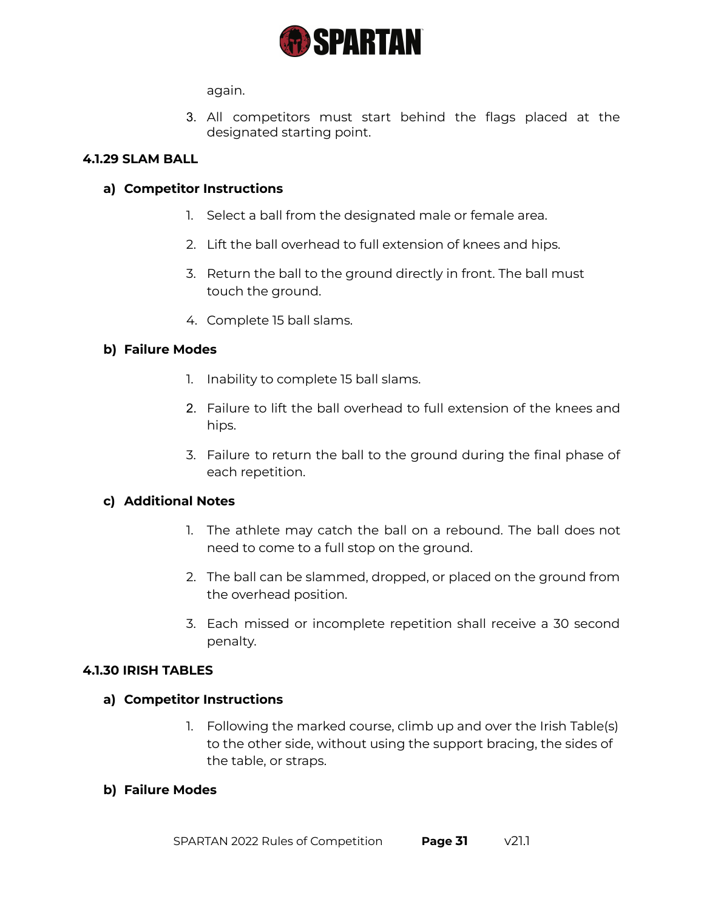again.

3. All competitors must start behind the flags placed at the designated starting point.

### 4.1.29 SLAM BALL

#### a) Competitor Instructions

1. Select a ball from the designated male or female area.
2. Lift the ball overhead to full extension of knees and hips.
3. Return the ball to the ground directly in front. The ball must touch the ground.
4. Complete 15 ball slams.

#### b) Failure Modes

1. Inability to complete 15 ball slams.
2. Failure to lift the ball overhead to full extension of the knees and hips.
3. Failure to return the ball to the ground during the final phase of each repetition.

#### c) Additional Notes

1. The athlete may catch the ball on a rebound. The ball does not need to come to a full stop on the ground.
2. The ball can be slammed, dropped, or placed on the ground from the overhead position.
3. Each missed or incomplete repetition shall receive a 30 second penalty.

### 4.1.30 IRISH TABLES

#### a) Competitor Instructions

1. Following the marked course, climb up and over the Irish Table(s) to the other side, without using the support bracing, the sides of the table, or straps.

#### b) Failure Modes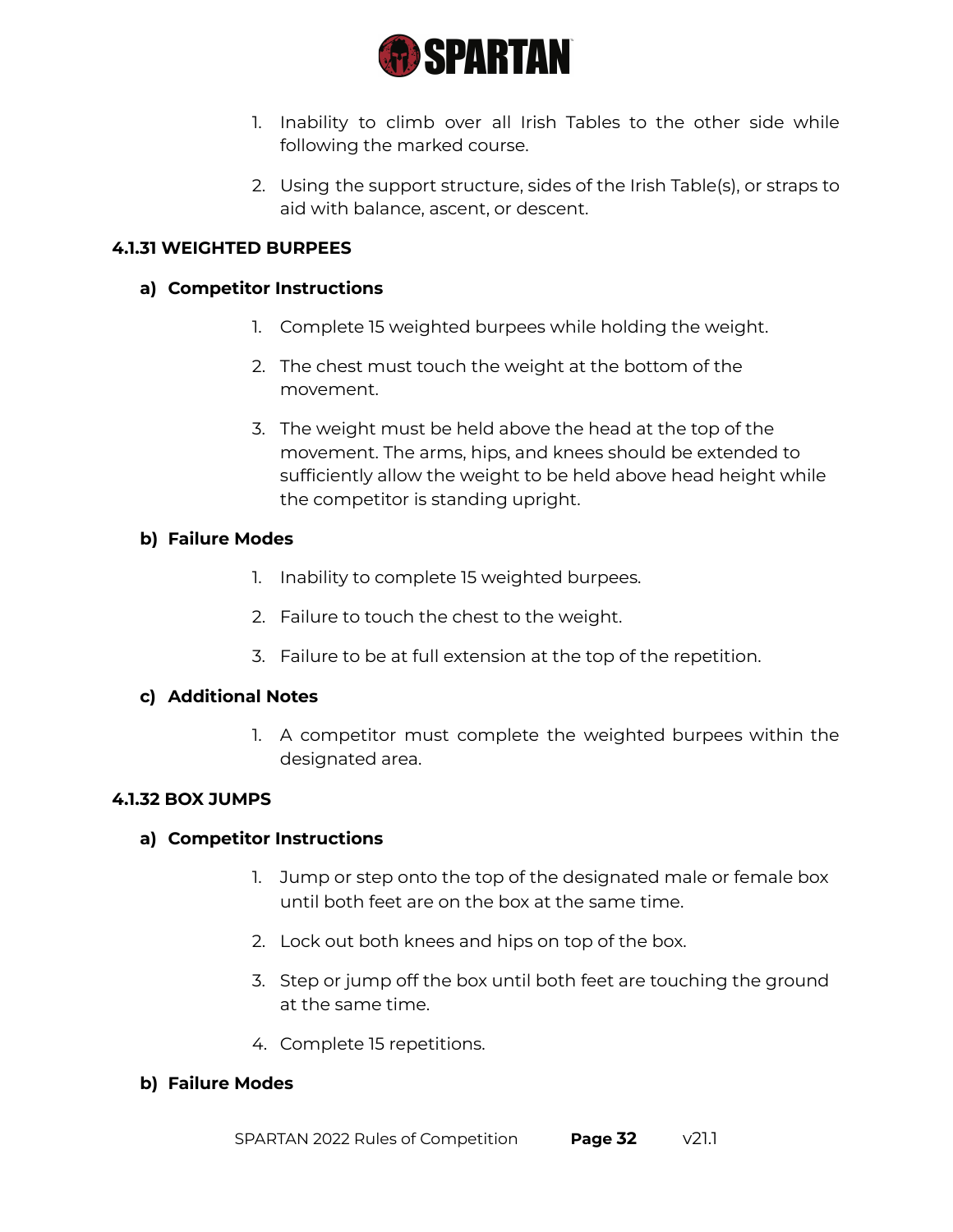1. Inability to climb over all Irish Tables to the other side while following the marked course.

2. Using the support structure, sides of the Irish Table(s), or straps to aid with balance, ascent, or descent.

### 4.1.31 WEIGHTED BURPEES

#### a) Competitor Instructions

1. Complete 15 weighted burpees while holding the weight.

2. The chest must touch the weight at the bottom of the movement.

3. The weight must be held above the head at the top of the movement. The arms, hips, and knees should be extended to sufficiently allow the weight to be held above head height while the competitor is standing upright.

#### b) Failure Modes

1. Inability to complete 15 weighted burpees.

2. Failure to touch the chest to the weight.

3. Failure to be at full extension at the top of the repetition.

#### c) Additional Notes

1. A competitor must complete the weighted burpees within the designated area.

### 4.1.32 BOX JUMPS

#### a) Competitor Instructions

1. Jump or step onto the top of the designated male or female box until both feet are on the box at the same time.

2. Lock out both knees and hips on top of the box.

3. Step or jump off the box until both feet are touching the ground at the same time.

4. Complete 15 repetitions.

#### b) Failure Modes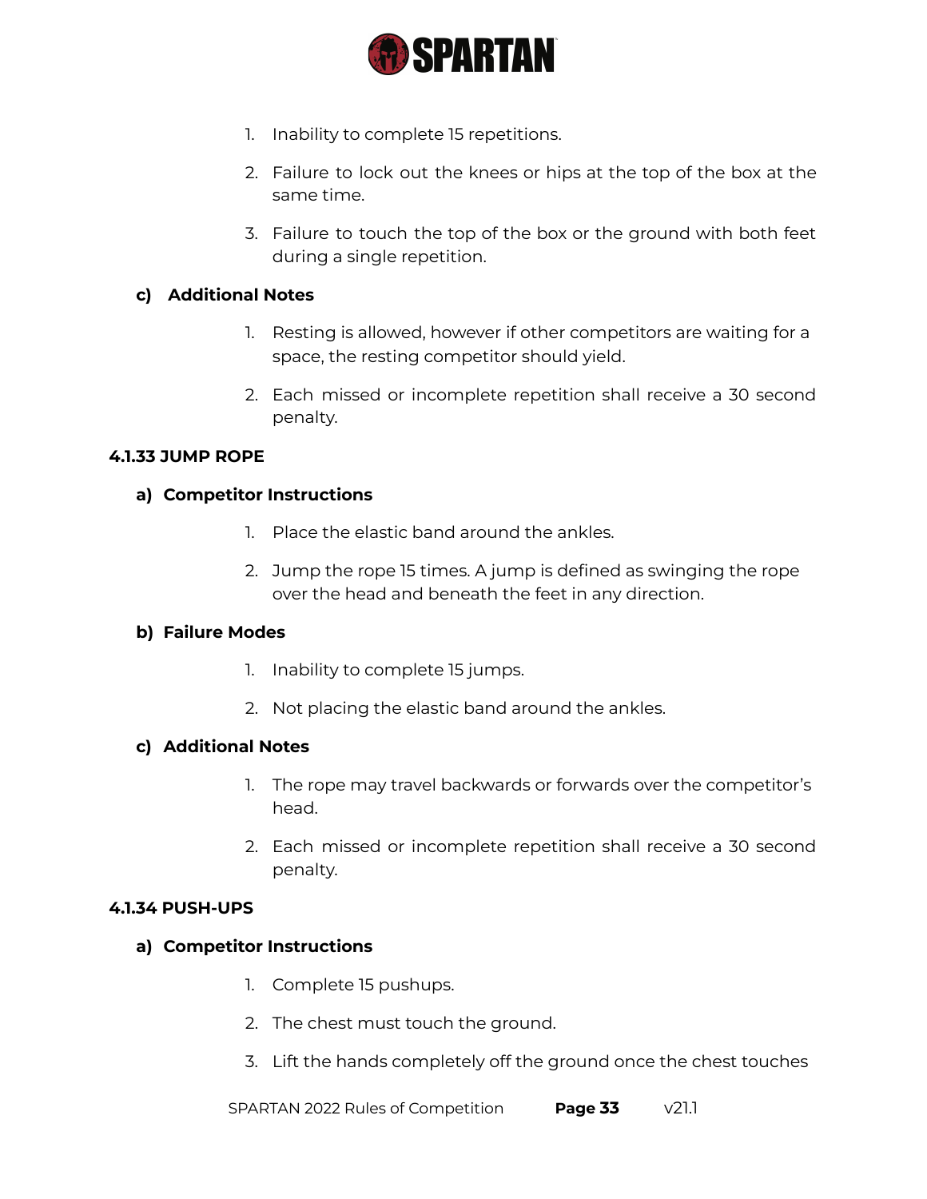1. Inability to complete 15 repetitions.
2. Failure to lock out the knees or hips at the top of the box at the same time.
3. Failure to touch the top of the box or the ground with both feet during a single repetition.

**c) Additional Notes**

1. Resting is allowed, however if other competitors are waiting for a space, the resting competitor should yield.
2. Each missed or incomplete repetition shall receive a 30 second penalty.

### 4.1.33 JUMP ROPE

**a) Competitor Instructions**

1. Place the elastic band around the ankles.
2. Jump the rope 15 times. A jump is defined as swinging the rope over the head and beneath the feet in any direction.

**b) Failure Modes**

1. Inability to complete 15 jumps.
2. Not placing the elastic band around the ankles.

**c) Additional Notes**

1. The rope may travel backwards or forwards over the competitor's head.
2. Each missed or incomplete repetition shall receive a 30 second penalty.

### 4.1.34 PUSH-UPS

**a) Competitor Instructions**

1. Complete 15 pushups.
2. The chest must touch the ground.
3. Lift the hands completely off the ground once the chest touches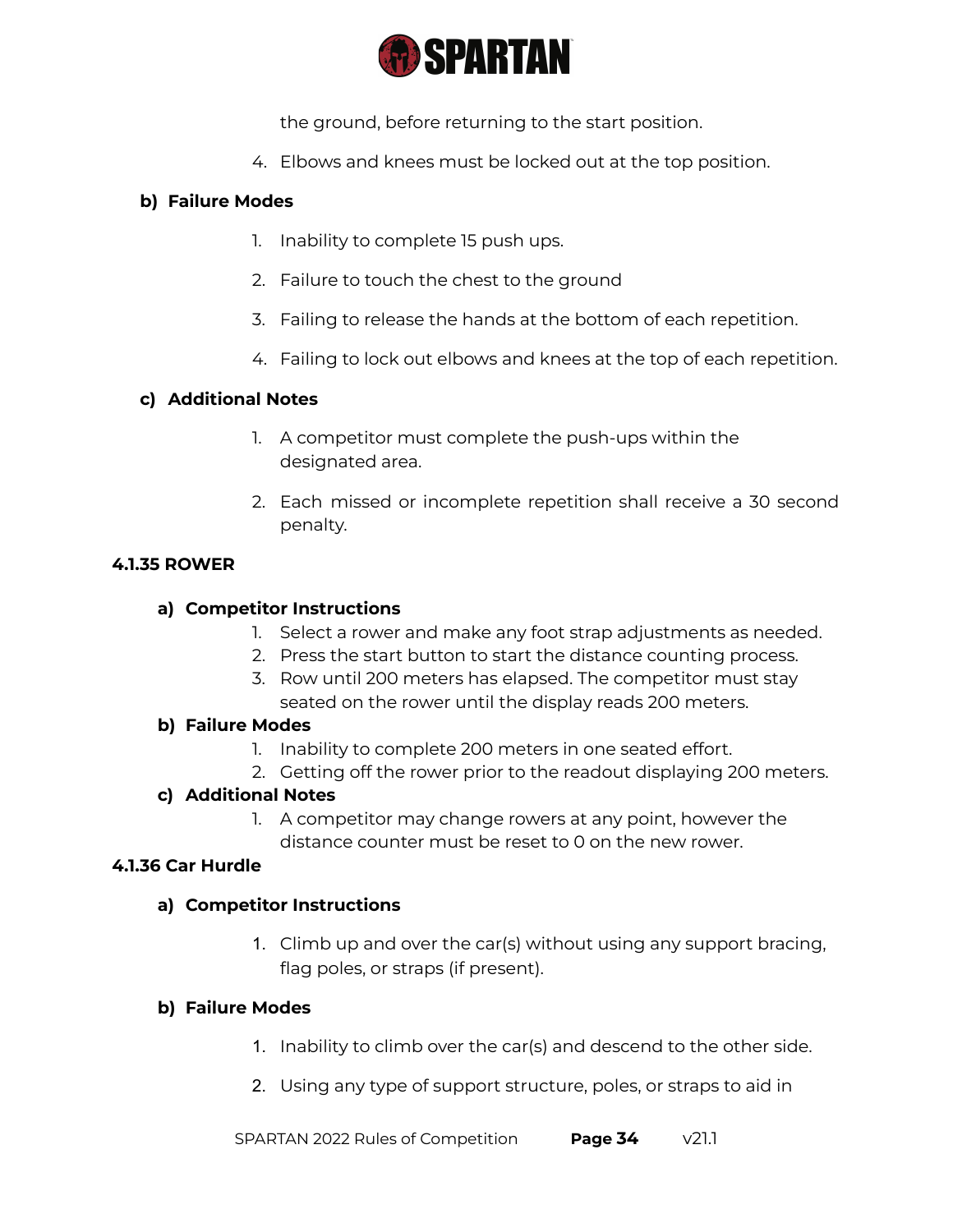the ground, before returning to the start position.

4. Elbows and knees must be locked out at the top position.

**b) Failure Modes**

1. Inability to complete 15 push ups.
2. Failure to touch the chest to the ground
3. Failing to release the hands at the bottom of each repetition.
4. Failing to lock out elbows and knees at the top of each repetition.

**c) Additional Notes**

1. A competitor must complete the push-ups within the designated area.
2. Each missed or incomplete repetition shall receive a 30 second penalty.

### 4.1.35 ROWER

**a) Competitor Instructions**

1. Select a rower and make any foot strap adjustments as needed.
2. Press the start button to start the distance counting process.
3. Row until 200 meters has elapsed. The competitor must stay seated on the rower until the display reads 200 meters.

**b) Failure Modes**

1. Inability to complete 200 meters in one seated effort.
2. Getting off the rower prior to the readout displaying 200 meters.

**c) Additional Notes**

1. A competitor may change rowers at any point, however the distance counter must be reset to 0 on the new rower.

### 4.1.36 Car Hurdle

**a) Competitor Instructions**

1. Climb up and over the car(s) without using any support bracing, flag poles, or straps (if present).

**b) Failure Modes**

1. Inability to climb over the car(s) and descend to the other side.
2. Using any type of support structure, poles, or straps to aid in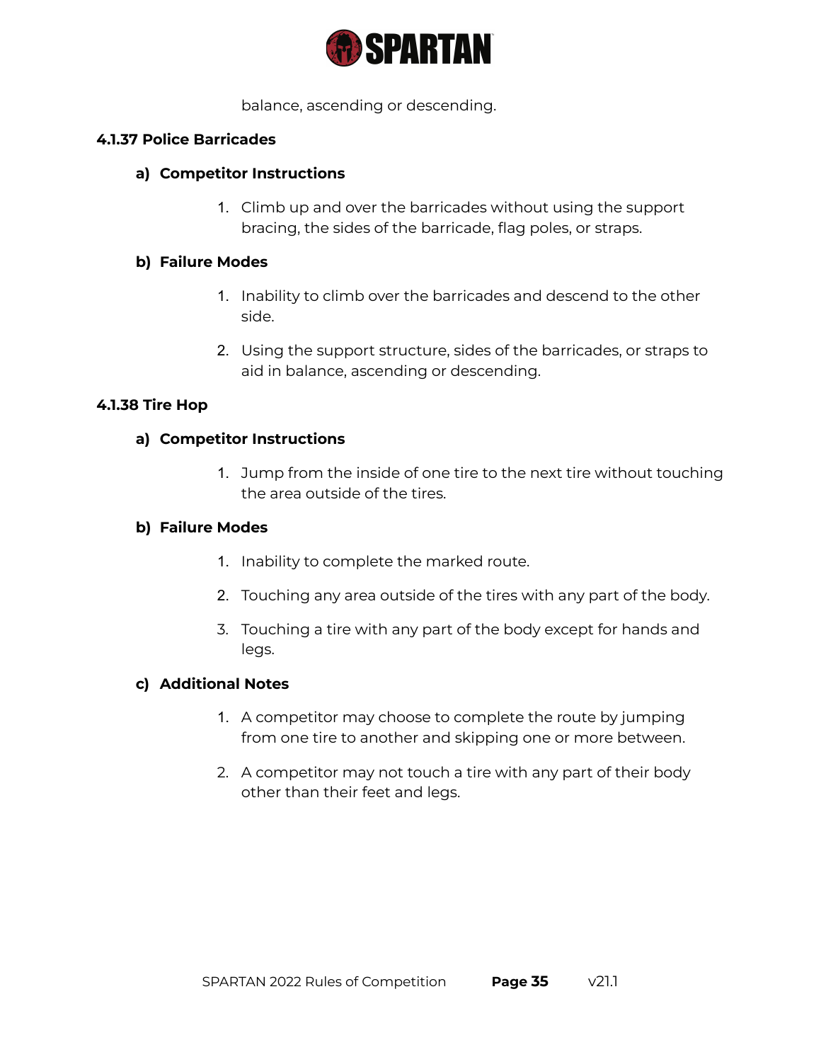balance, ascending or descending.

### 4.1.37 Police Barricades

#### a) Competitor Instructions

1. Climb up and over the barricades without using the support bracing, the sides of the barricade, flag poles, or straps.

#### b) Failure Modes

1. Inability to climb over the barricades and descend to the other side.
2. Using the support structure, sides of the barricades, or straps to aid in balance, ascending or descending.

### 4.1.38 Tire Hop

#### a) Competitor Instructions

1. Jump from the inside of one tire to the next tire without touching the area outside of the tires.

#### b) Failure Modes

1. Inability to complete the marked route.
2. Touching any area outside of the tires with any part of the body.
3. Touching a tire with any part of the body except for hands and legs.

#### c) Additional Notes

1. A competitor may choose to complete the route by jumping from one tire to another and skipping one or more between.
2. A competitor may not touch a tire with any part of their body other than their feet and legs.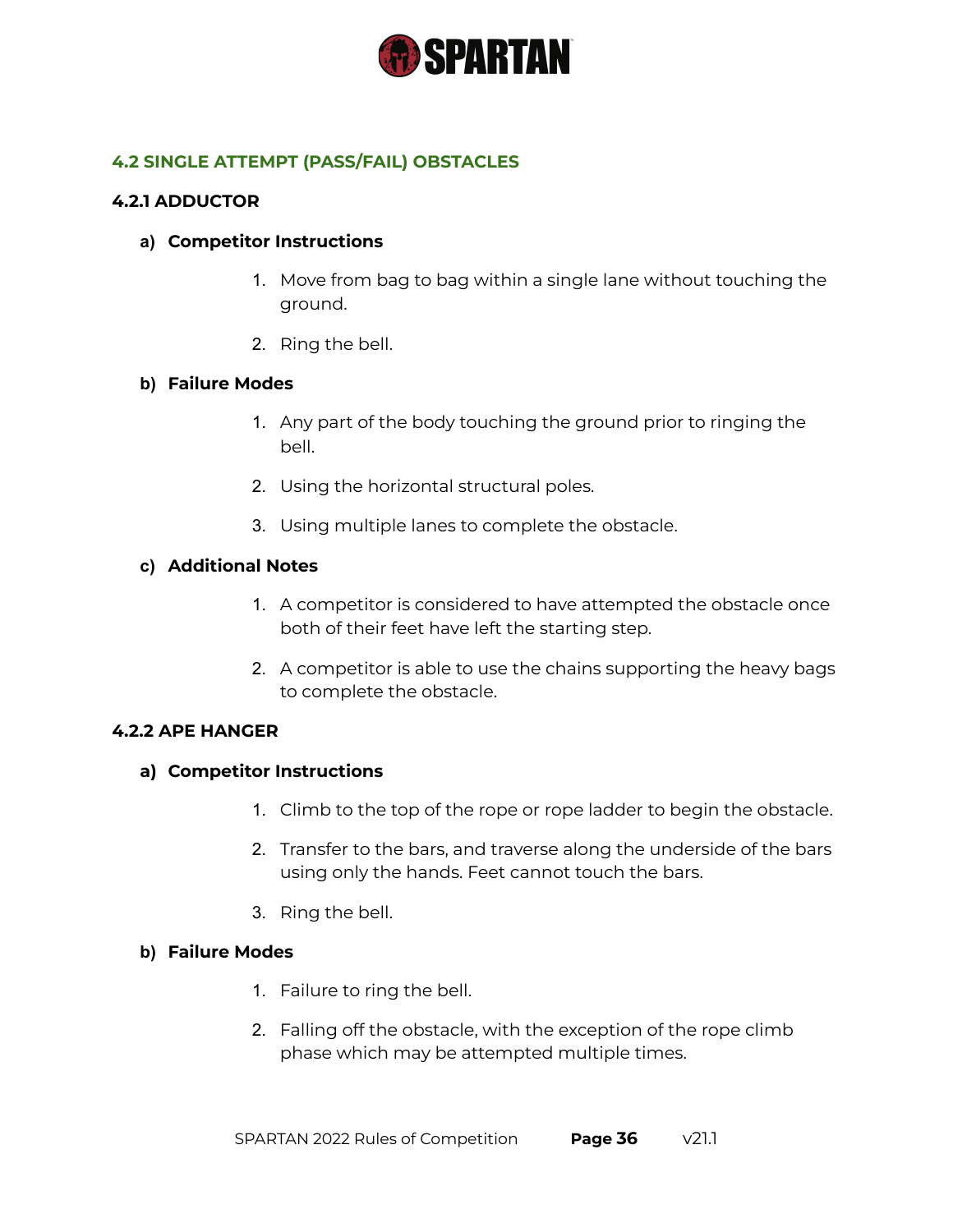## 4.2 SINGLE ATTEMPT (PASS/FAIL) OBSTACLES

### 4.2.1 ADDUCTOR

**a) Competitor Instructions**

1. Move from bag to bag within a single lane without touching the ground.
2. Ring the bell.

**b) Failure Modes**

1. Any part of the body touching the ground prior to ringing the bell.
2. Using the horizontal structural poles.
3. Using multiple lanes to complete the obstacle.

**c) Additional Notes**

1. A competitor is considered to have attempted the obstacle once both of their feet have left the starting step.
2. A competitor is able to use the chains supporting the heavy bags to complete the obstacle.

### 4.2.2 APE HANGER

**a) Competitor Instructions**

1. Climb to the top of the rope or rope ladder to begin the obstacle.
2. Transfer to the bars, and traverse along the underside of the bars using only the hands. Feet cannot touch the bars.
3. Ring the bell.

**b) Failure Modes**

1. Failure to ring the bell.
2. Falling off the obstacle, with the exception of the rope climb phase which may be attempted multiple times.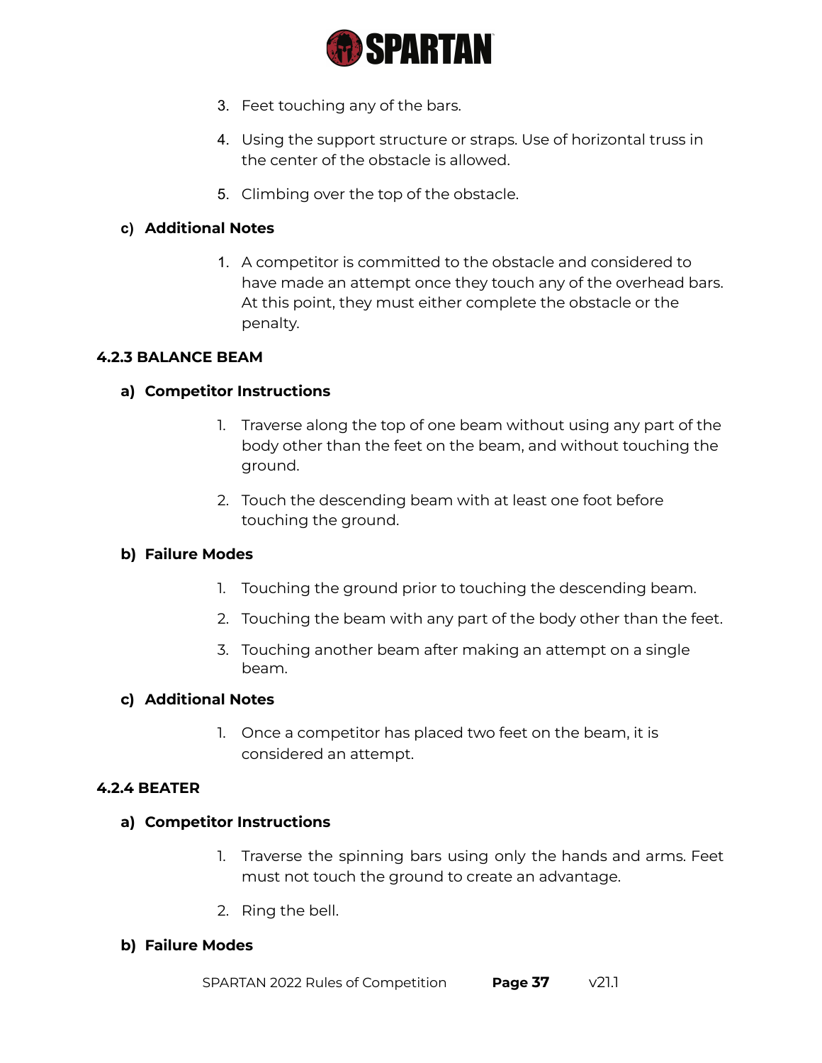3. Feet touching any of the bars.
4. Using the support structure or straps. Use of horizontal truss in the center of the obstacle is allowed.
5. Climbing over the top of the obstacle.

**c) Additional Notes**

1. A competitor is committed to the obstacle and considered to have made an attempt once they touch any of the overhead bars. At this point, they must either complete the obstacle or the penalty.

### 4.2.3 BALANCE BEAM

**a) Competitor Instructions**

1. Traverse along the top of one beam without using any part of the body other than the feet on the beam, and without touching the ground.
2. Touch the descending beam with at least one foot before touching the ground.

**b) Failure Modes**

1. Touching the ground prior to touching the descending beam.
2. Touching the beam with any part of the body other than the feet.
3. Touching another beam after making an attempt on a single beam.

**c) Additional Notes**

1. Once a competitor has placed two feet on the beam, it is considered an attempt.

### 4.2.4 BEATER

**a) Competitor Instructions**

1. Traverse the spinning bars using only the hands and arms. Feet must not touch the ground to create an advantage.
2. Ring the bell.

**b) Failure Modes**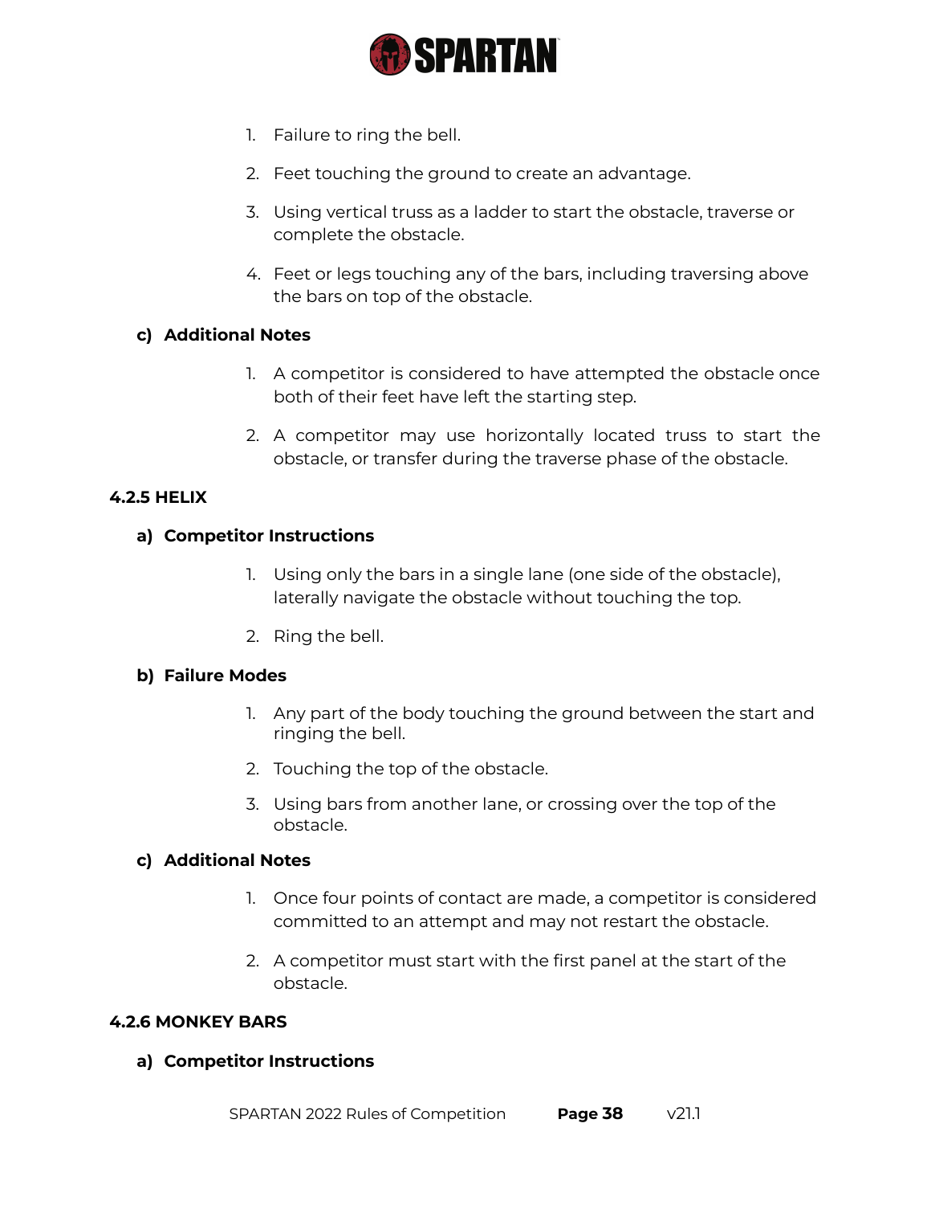1. Failure to ring the bell.
2. Feet touching the ground to create an advantage.
3. Using vertical truss as a ladder to start the obstacle, traverse or complete the obstacle.
4. Feet or legs touching any of the bars, including traversing above the bars on top of the obstacle.

**c) Additional Notes**

1. A competitor is considered to have attempted the obstacle once both of their feet have left the starting step.
2. A competitor may use horizontally located truss to start the obstacle, or transfer during the traverse phase of the obstacle.

### 4.2.5 HELIX

**a) Competitor Instructions**

1. Using only the bars in a single lane (one side of the obstacle), laterally navigate the obstacle without touching the top.
2. Ring the bell.

**b) Failure Modes**

1. Any part of the body touching the ground between the start and ringing the bell.
2. Touching the top of the obstacle.
3. Using bars from another lane, or crossing over the top of the obstacle.

**c) Additional Notes**

1. Once four points of contact are made, a competitor is considered committed to an attempt and may not restart the obstacle.
2. A competitor must start with the first panel at the start of the obstacle.

### 4.2.6 MONKEY BARS

**a) Competitor Instructions**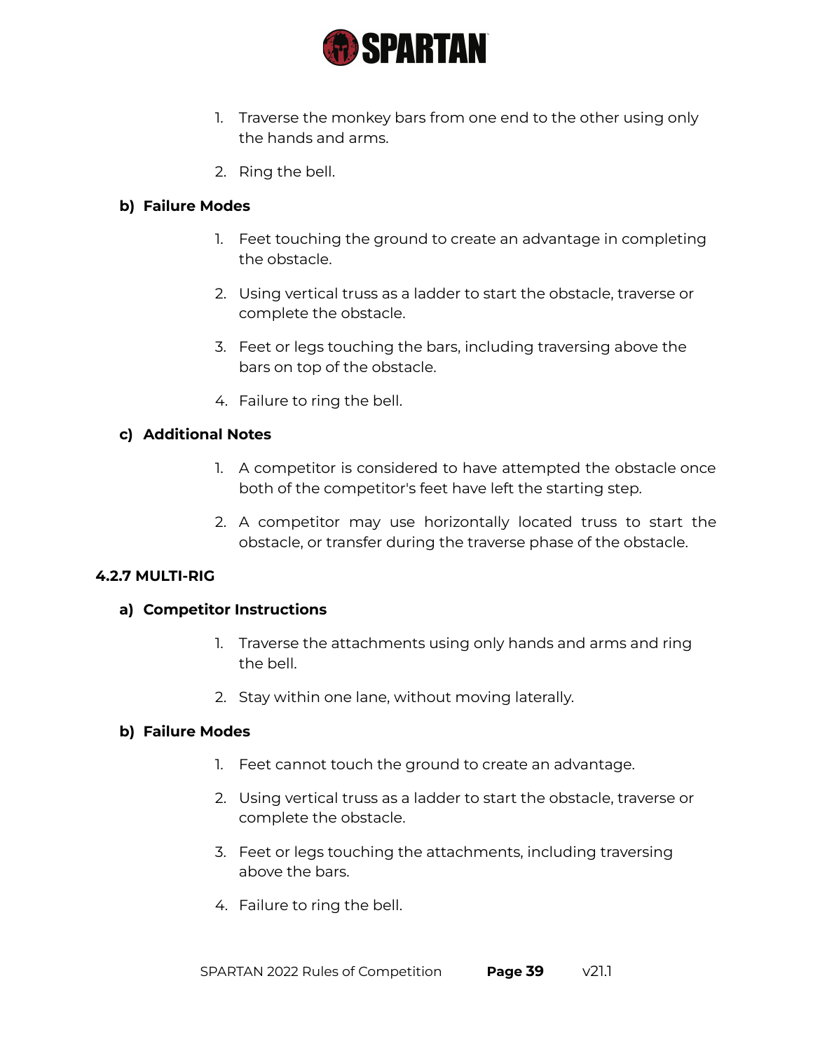1. Traverse the monkey bars from one end to the other using only the hands and arms.
2. Ring the bell.

**b) Failure Modes**

1. Feet touching the ground to create an advantage in completing the obstacle.
2. Using vertical truss as a ladder to start the obstacle, traverse or complete the obstacle.
3. Feet or legs touching the bars, including traversing above the bars on top of the obstacle.
4. Failure to ring the bell.

**c) Additional Notes**

1. A competitor is considered to have attempted the obstacle once both of the competitor's feet have left the starting step.
2. A competitor may use horizontally located truss to start the obstacle, or transfer during the traverse phase of the obstacle.

### 4.2.7 MULTI-RIG

**a) Competitor Instructions**

1. Traverse the attachments using only hands and arms and ring the bell.
2. Stay within one lane, without moving laterally.

**b) Failure Modes**

1. Feet cannot touch the ground to create an advantage.
2. Using vertical truss as a ladder to start the obstacle, traverse or complete the obstacle.
3. Feet or legs touching the attachments, including traversing above the bars.
4. Failure to ring the bell.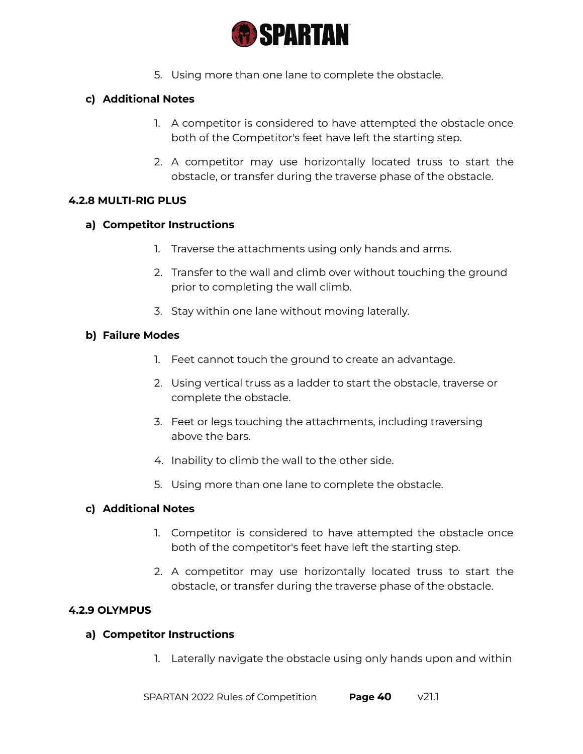5. Using more than one lane to complete the obstacle.

**c) Additional Notes**

1. A competitor is considered to have attempted the obstacle once both of the Competitor's feet have left the starting step.
2. A competitor may use horizontally located truss to start the obstacle, or transfer during the traverse phase of the obstacle.

### 4.2.8 MULTI-RIG PLUS

**a) Competitor Instructions**

1. Traverse the attachments using only hands and arms.
2. Transfer to the wall and climb over without touching the ground prior to completing the wall climb.
3. Stay within one lane without moving laterally.

**b) Failure Modes**

1. Feet cannot touch the ground to create an advantage.
2. Using vertical truss as a ladder to start the obstacle, traverse or complete the obstacle.
3. Feet or legs touching the attachments, including traversing above the bars.
4. Inability to climb the wall to the other side.
5. Using more than one lane to complete the obstacle.

**c) Additional Notes**

1. Competitor is considered to have attempted the obstacle once both of the competitor's feet have left the starting step.
2. A competitor may use horizontally located truss to start the obstacle, or transfer during the traverse phase of the obstacle.

### 4.2.9 OLYMPUS

**a) Competitor Instructions**

1. Laterally navigate the obstacle using only hands upon and within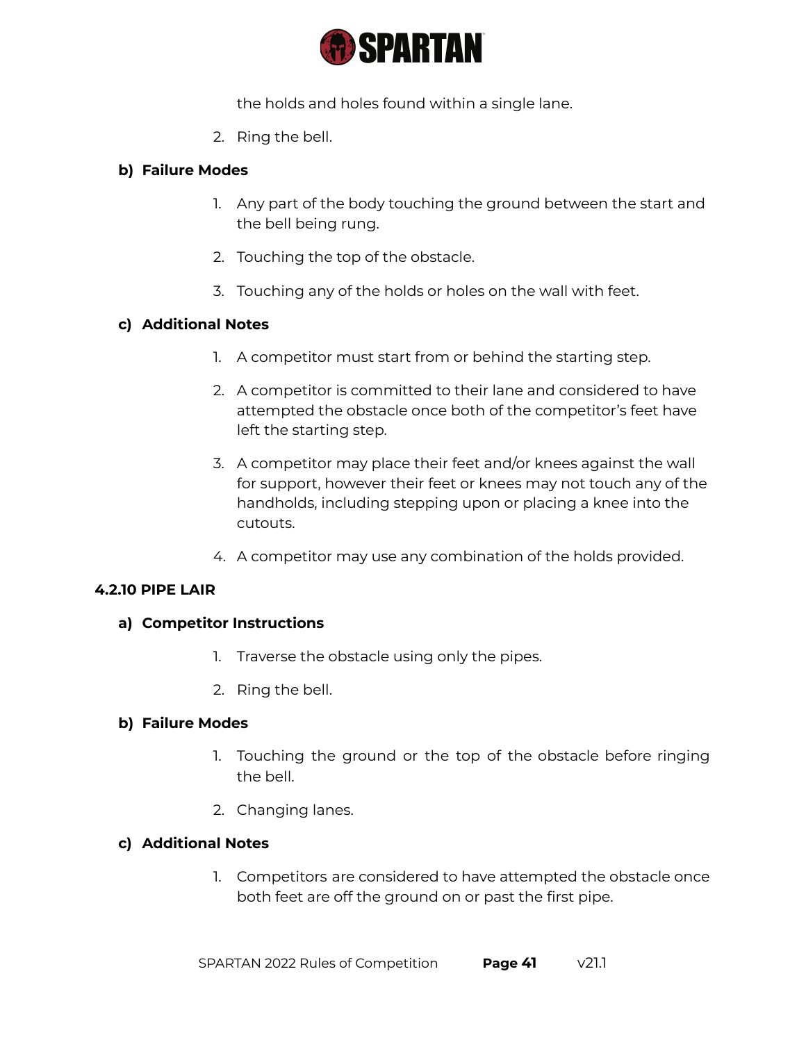the holds and holes found within a single lane.

2. Ring the bell.

**b) Failure Modes**

1. Any part of the body touching the ground between the start and the bell being rung.
2. Touching the top of the obstacle.
3. Touching any of the holds or holes on the wall with feet.

**c) Additional Notes**

1. A competitor must start from or behind the starting step.
2. A competitor is committed to their lane and considered to have attempted the obstacle once both of the competitor's feet have left the starting step.
3. A competitor may place their feet and/or knees against the wall for support, however their feet or knees may not touch any of the handholds, including stepping upon or placing a knee into the cutouts.
4. A competitor may use any combination of the holds provided.

### 4.2.10 PIPE LAIR

**a) Competitor Instructions**

1. Traverse the obstacle using only the pipes.
2. Ring the bell.

**b) Failure Modes**

1. Touching the ground or the top of the obstacle before ringing the bell.
2. Changing lanes.

**c) Additional Notes**

1. Competitors are considered to have attempted the obstacle once both feet are off the ground on or past the first pipe.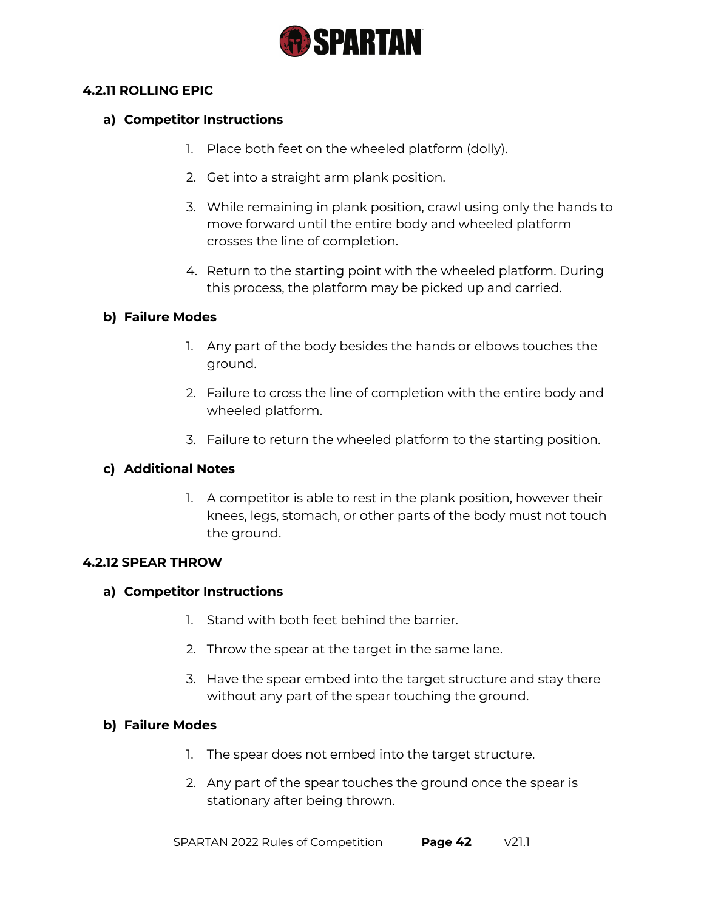### 4.2.11 ROLLING EPIC

#### a) Competitor Instructions

1. Place both feet on the wheeled platform (dolly).
2. Get into a straight arm plank position.
3. While remaining in plank position, crawl using only the hands to move forward until the entire body and wheeled platform crosses the line of completion.
4. Return to the starting point with the wheeled platform. During this process, the platform may be picked up and carried.

#### b) Failure Modes

1. Any part of the body besides the hands or elbows touches the ground.
2. Failure to cross the line of completion with the entire body and wheeled platform.
3. Failure to return the wheeled platform to the starting position.

#### c) Additional Notes

1. A competitor is able to rest in the plank position, however their knees, legs, stomach, or other parts of the body must not touch the ground.

### 4.2.12 SPEAR THROW

#### a) Competitor Instructions

1. Stand with both feet behind the barrier.
2. Throw the spear at the target in the same lane.
3. Have the spear embed into the target structure and stay there without any part of the spear touching the ground.

#### b) Failure Modes

1. The spear does not embed into the target structure.
2. Any part of the spear touches the ground once the spear is stationary after being thrown.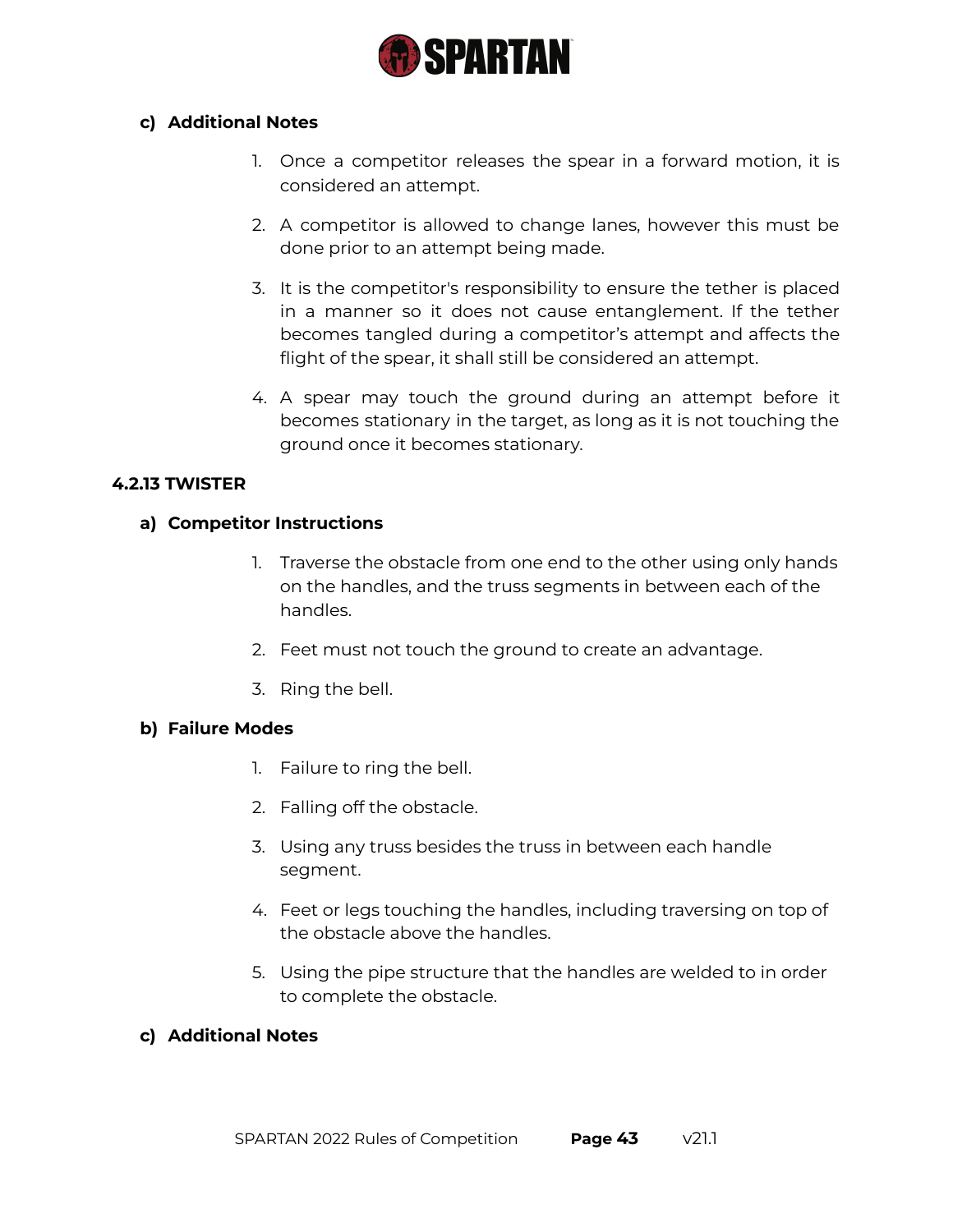c) **Additional Notes**

1. Once a competitor releases the spear in a forward motion, it is considered an attempt.
2. A competitor is allowed to change lanes, however this must be done prior to an attempt being made.
3. It is the competitor's responsibility to ensure the tether is placed in a manner so it does not cause entanglement. If the tether becomes tangled during a competitor's attempt and affects the flight of the spear, it shall still be considered an attempt.
4. A spear may touch the ground during an attempt before it becomes stationary in the target, as long as it is not touching the ground once it becomes stationary.

### 4.2.13 TWISTER

a) **Competitor Instructions**

1. Traverse the obstacle from one end to the other using only hands on the handles, and the truss segments in between each of the handles.
2. Feet must not touch the ground to create an advantage.
3. Ring the bell.

b) **Failure Modes**

1. Failure to ring the bell.
2. Falling off the obstacle.
3. Using any truss besides the truss in between each handle segment.
4. Feet or legs touching the handles, including traversing on top of the obstacle above the handles.
5. Using the pipe structure that the handles are welded to in order to complete the obstacle.

c) **Additional Notes**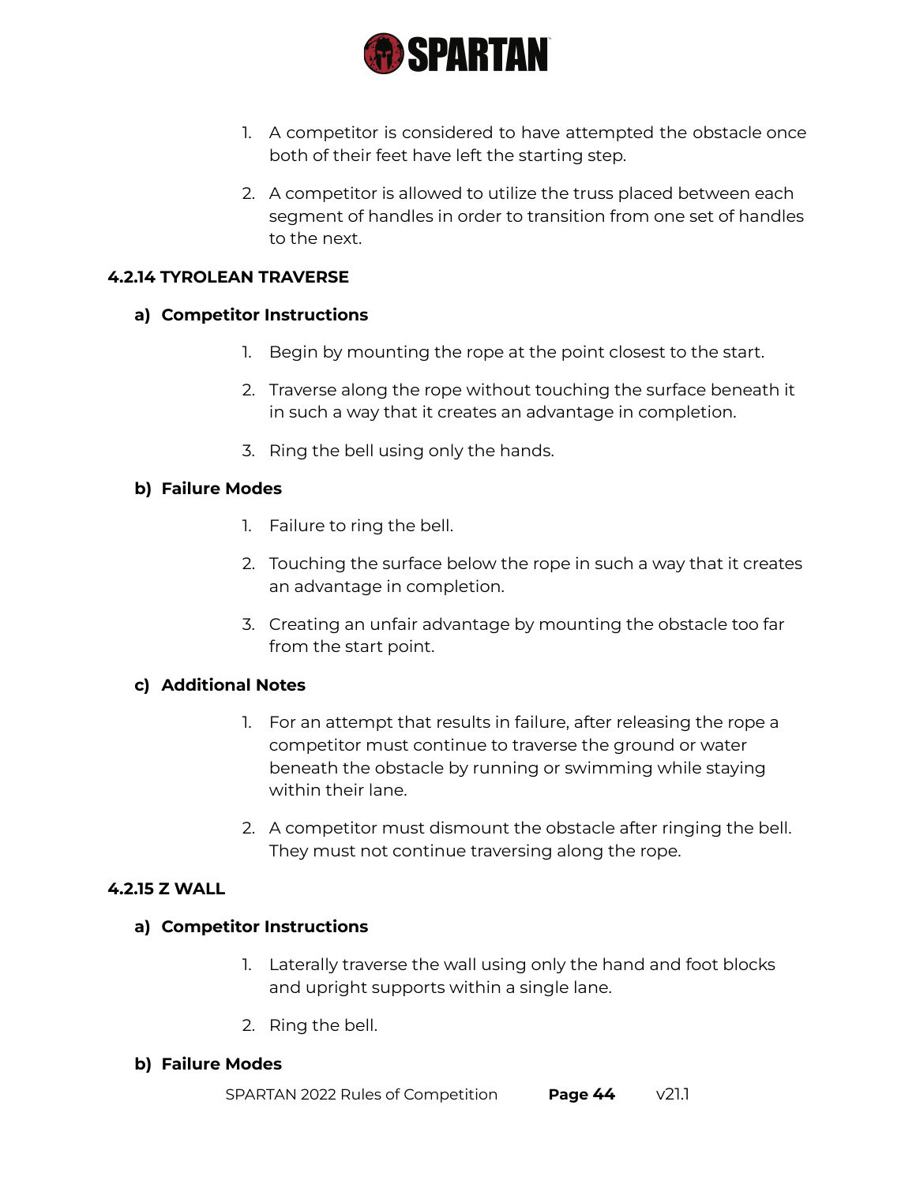1. A competitor is considered to have attempted the obstacle once both of their feet have left the starting step.
2. A competitor is allowed to utilize the truss placed between each segment of handles in order to transition from one set of handles to the next.

### 4.2.14 TYROLEAN TRAVERSE

#### a) Competitor Instructions

1. Begin by mounting the rope at the point closest to the start.
2. Traverse along the rope without touching the surface beneath it in such a way that it creates an advantage in completion.
3. Ring the bell using only the hands.

#### b) Failure Modes

1. Failure to ring the bell.
2. Touching the surface below the rope in such a way that it creates an advantage in completion.
3. Creating an unfair advantage by mounting the obstacle too far from the start point.

#### c) Additional Notes

1. For an attempt that results in failure, after releasing the rope a competitor must continue to traverse the ground or water beneath the obstacle by running or swimming while staying within their lane.
2. A competitor must dismount the obstacle after ringing the bell. They must not continue traversing along the rope.

### 4.2.15 Z WALL

#### a) Competitor Instructions

1. Laterally traverse the wall using only the hand and foot blocks and upright supports within a single lane.
2. Ring the bell.

#### b) Failure Modes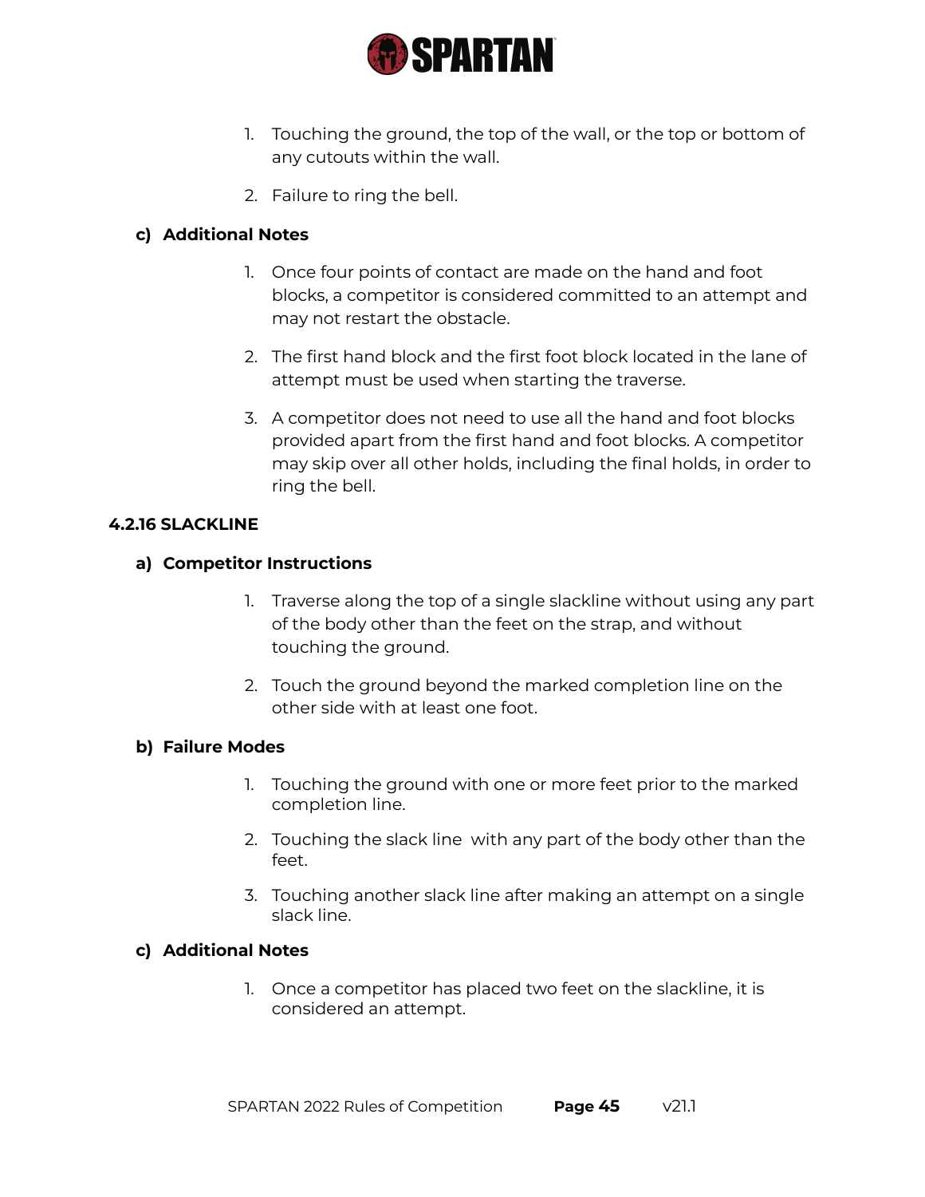1. Touching the ground, the top of the wall, or the top or bottom of any cutouts within the wall.
2. Failure to ring the bell.

**c) Additional Notes**

1. Once four points of contact are made on the hand and foot blocks, a competitor is considered committed to an attempt and may not restart the obstacle.
2. The first hand block and the first foot block located in the lane of attempt must be used when starting the traverse.
3. A competitor does not need to use all the hand and foot blocks provided apart from the first hand and foot blocks. A competitor may skip over all other holds, including the final holds, in order to ring the bell.

### 4.2.16 SLACKLINE

**a) Competitor Instructions**

1. Traverse along the top of a single slackline without using any part of the body other than the feet on the strap, and without touching the ground.
2. Touch the ground beyond the marked completion line on the other side with at least one foot.

**b) Failure Modes**

1. Touching the ground with one or more feet prior to the marked completion line.
2. Touching the slack line  with any part of the body other than the feet.
3. Touching another slack line after making an attempt on a single slack line.

**c) Additional Notes**

1. Once a competitor has placed two feet on the slackline, it is considered an attempt.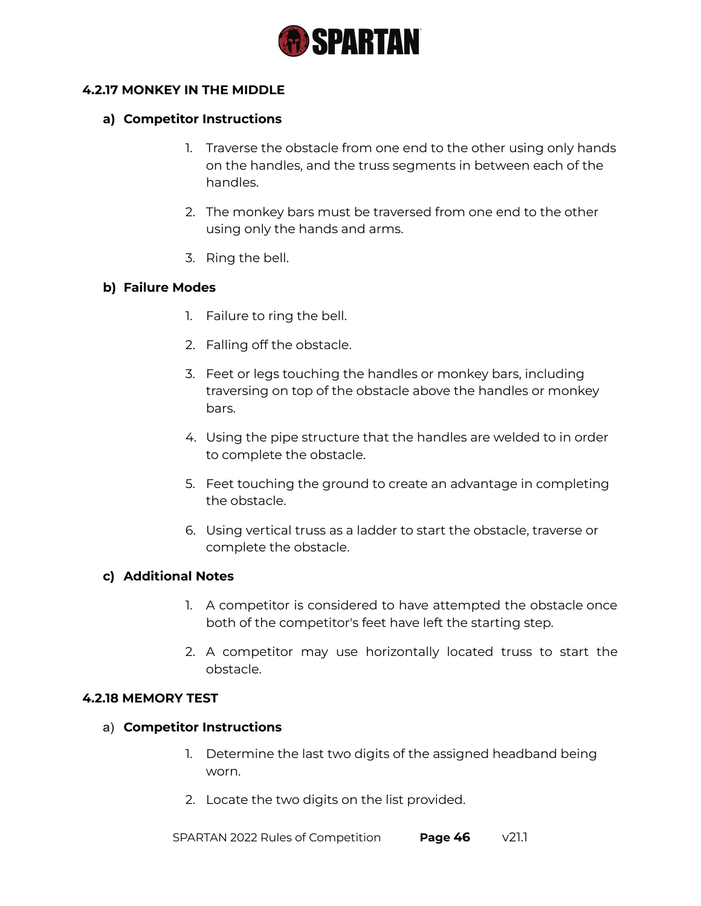### 4.2.17 MONKEY IN THE MIDDLE

#### a) Competitor Instructions

1. Traverse the obstacle from one end to the other using only hands on the handles, and the truss segments in between each of the handles.
2. The monkey bars must be traversed from one end to the other using only the hands and arms.
3. Ring the bell.

#### b) Failure Modes

1. Failure to ring the bell.
2. Falling off the obstacle.
3. Feet or legs touching the handles or monkey bars, including traversing on top of the obstacle above the handles or monkey bars.
4. Using the pipe structure that the handles are welded to in order to complete the obstacle.
5. Feet touching the ground to create an advantage in completing the obstacle.
6. Using vertical truss as a ladder to start the obstacle, traverse or complete the obstacle.

#### c) Additional Notes

1. A competitor is considered to have attempted the obstacle once both of the competitor's feet have left the starting step.
2. A competitor may use horizontally located truss to start the obstacle.

### 4.2.18 MEMORY TEST

#### a) Competitor Instructions

1. Determine the last two digits of the assigned headband being worn.
2. Locate the two digits on the list provided.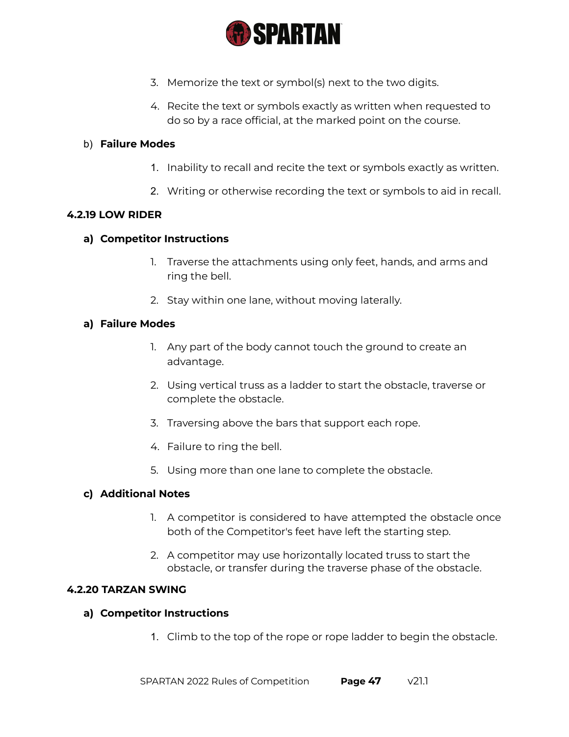3. Memorize the text or symbol(s) next to the two digits.

4. Recite the text or symbols exactly as written when requested to do so by a race official, at the marked point on the course.

b) **Failure Modes**

1. Inability to recall and recite the text or symbols exactly as written.

2. Writing or otherwise recording the text or symbols to aid in recall.

### 4.2.19 LOW RIDER

**a) Competitor Instructions**

1. Traverse the attachments using only feet, hands, and arms and ring the bell.

2. Stay within one lane, without moving laterally.

**a) Failure Modes**

1. Any part of the body cannot touch the ground to create an advantage.

2. Using vertical truss as a ladder to start the obstacle, traverse or complete the obstacle.

3. Traversing above the bars that support each rope.

4. Failure to ring the bell.

5. Using more than one lane to complete the obstacle.

**c) Additional Notes**

1. A competitor is considered to have attempted the obstacle once both of the Competitor's feet have left the starting step.

2. A competitor may use horizontally located truss to start the obstacle, or transfer during the traverse phase of the obstacle.

### 4.2.20 TARZAN SWING

**a) Competitor Instructions**

1. Climb to the top of the rope or rope ladder to begin the obstacle.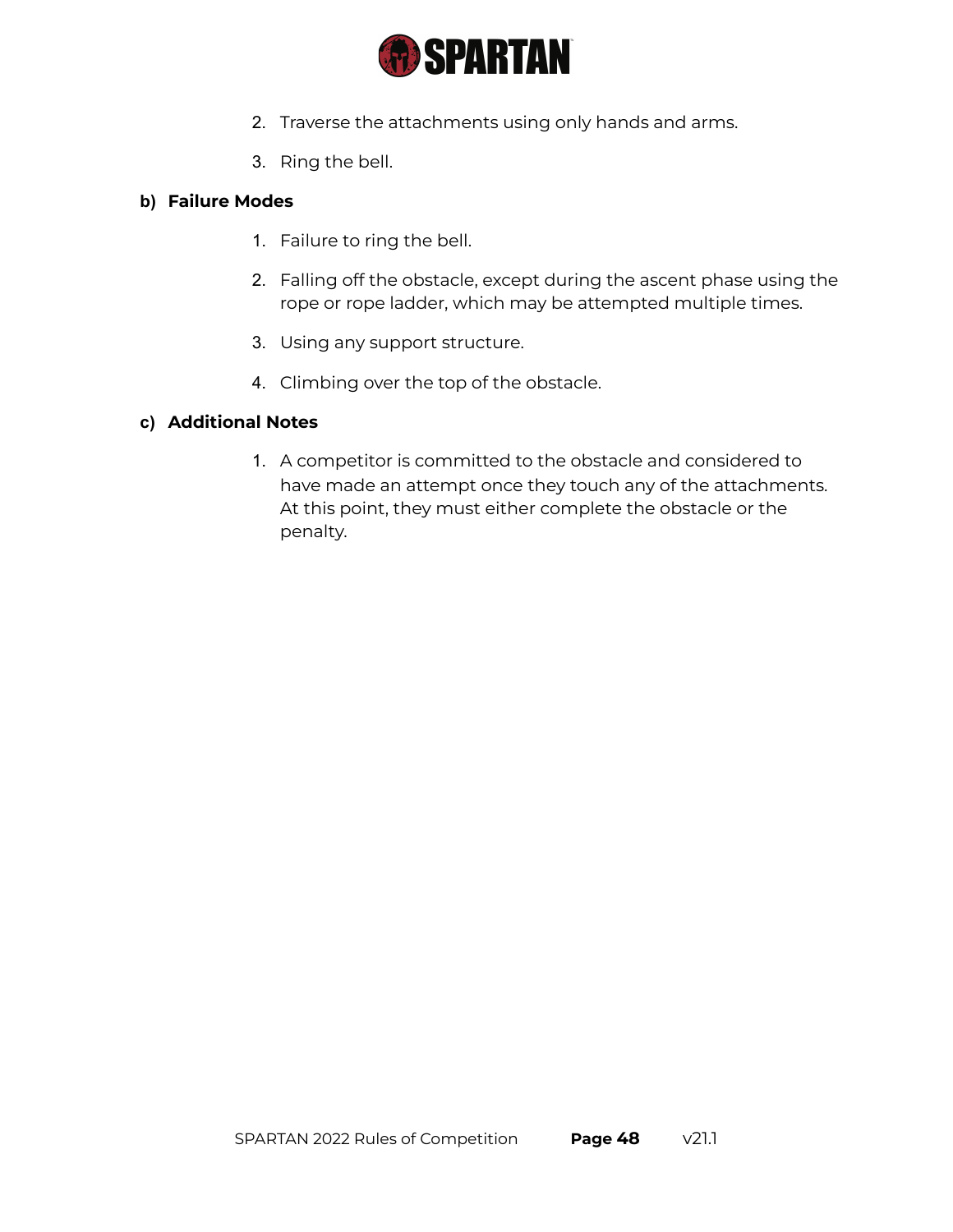2. Traverse the attachments using only hands and arms.

3. Ring the bell.

**b) Failure Modes**

1. Failure to ring the bell.

2. Falling off the obstacle, except during the ascent phase using the rope or rope ladder, which may be attempted multiple times.

3. Using any support structure.

4. Climbing over the top of the obstacle.

**c) Additional Notes**

1. A competitor is committed to the obstacle and considered to have made an attempt once they touch any of the attachments. At this point, they must either complete the obstacle or the penalty.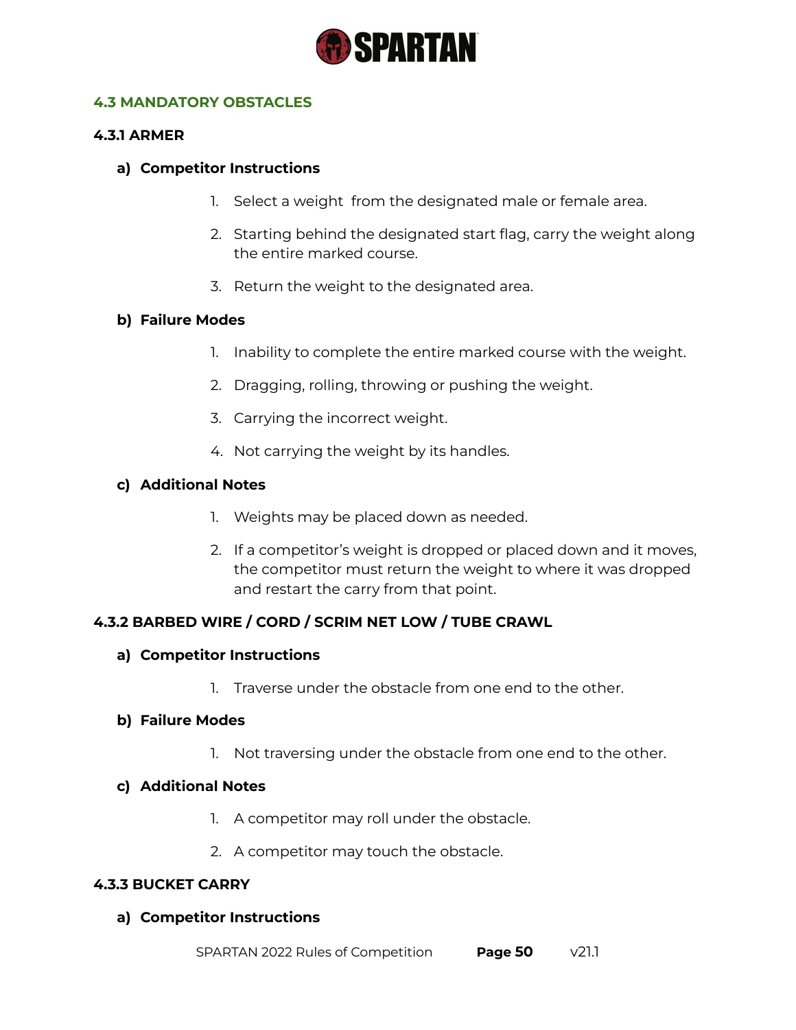## 4.3 MANDATORY OBSTACLES

### 4.3.1 ARMER

**a) Competitor Instructions**

1. Select a weight from the designated male or female area.
2. Starting behind the designated start flag, carry the weight along the entire marked course.
3. Return the weight to the designated area.

**b) Failure Modes**

1. Inability to complete the entire marked course with the weight.
2. Dragging, rolling, throwing or pushing the weight.
3. Carrying the incorrect weight.
4. Not carrying the weight by its handles.

**c) Additional Notes**

1. Weights may be placed down as needed.
2. If a competitor's weight is dropped or placed down and it moves, the competitor must return the weight to where it was dropped and restart the carry from that point.

### 4.3.2 BARBED WIRE / CORD / SCRIM NET LOW / TUBE CRAWL

**a) Competitor Instructions**

1. Traverse under the obstacle from one end to the other.

**b) Failure Modes**

1. Not traversing under the obstacle from one end to the other.

**c) Additional Notes**

1. A competitor may roll under the obstacle.
2. A competitor may touch the obstacle.

### 4.3.3 BUCKET CARRY

**a) Competitor Instructions**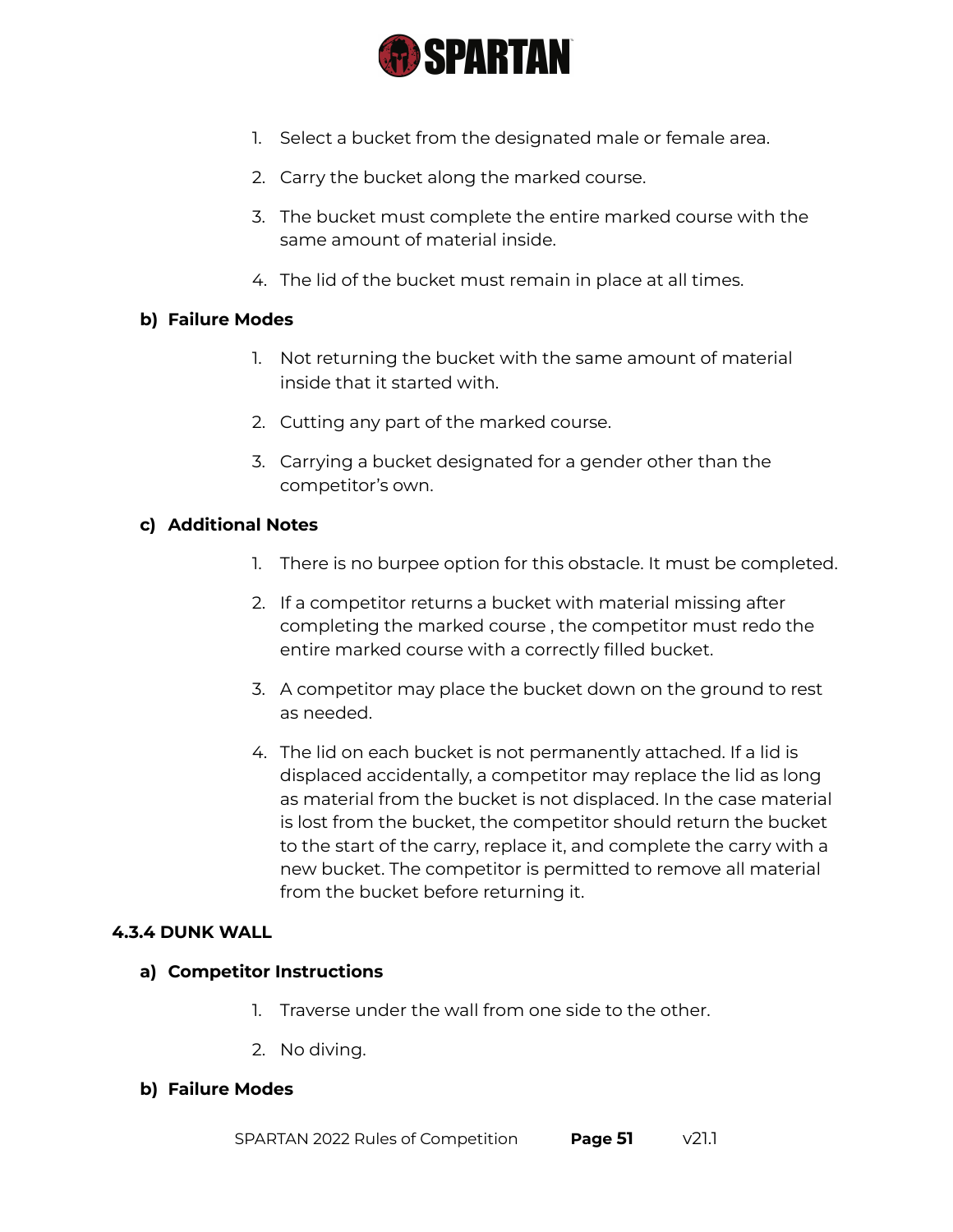1. Select a bucket from the designated male or female area.
2. Carry the bucket along the marked course.
3. The bucket must complete the entire marked course with the same amount of material inside.
4. The lid of the bucket must remain in place at all times.

**b) Failure Modes**

1. Not returning the bucket with the same amount of material inside that it started with.
2. Cutting any part of the marked course.
3. Carrying a bucket designated for a gender other than the competitor's own.

**c) Additional Notes**

1. There is no burpee option for this obstacle. It must be completed.
2. If a competitor returns a bucket with material missing after completing the marked course , the competitor must redo the entire marked course with a correctly filled bucket.
3. A competitor may place the bucket down on the ground to rest as needed.
4. The lid on each bucket is not permanently attached. If a lid is displaced accidentally, a competitor may replace the lid as long as material from the bucket is not displaced. In the case material is lost from the bucket, the competitor should return the bucket to the start of the carry, replace it, and complete the carry with a new bucket. The competitor is permitted to remove all material from the bucket before returning it.

### 4.3.4 DUNK WALL

**a) Competitor Instructions**

1. Traverse under the wall from one side to the other.
2. No diving.

**b) Failure Modes**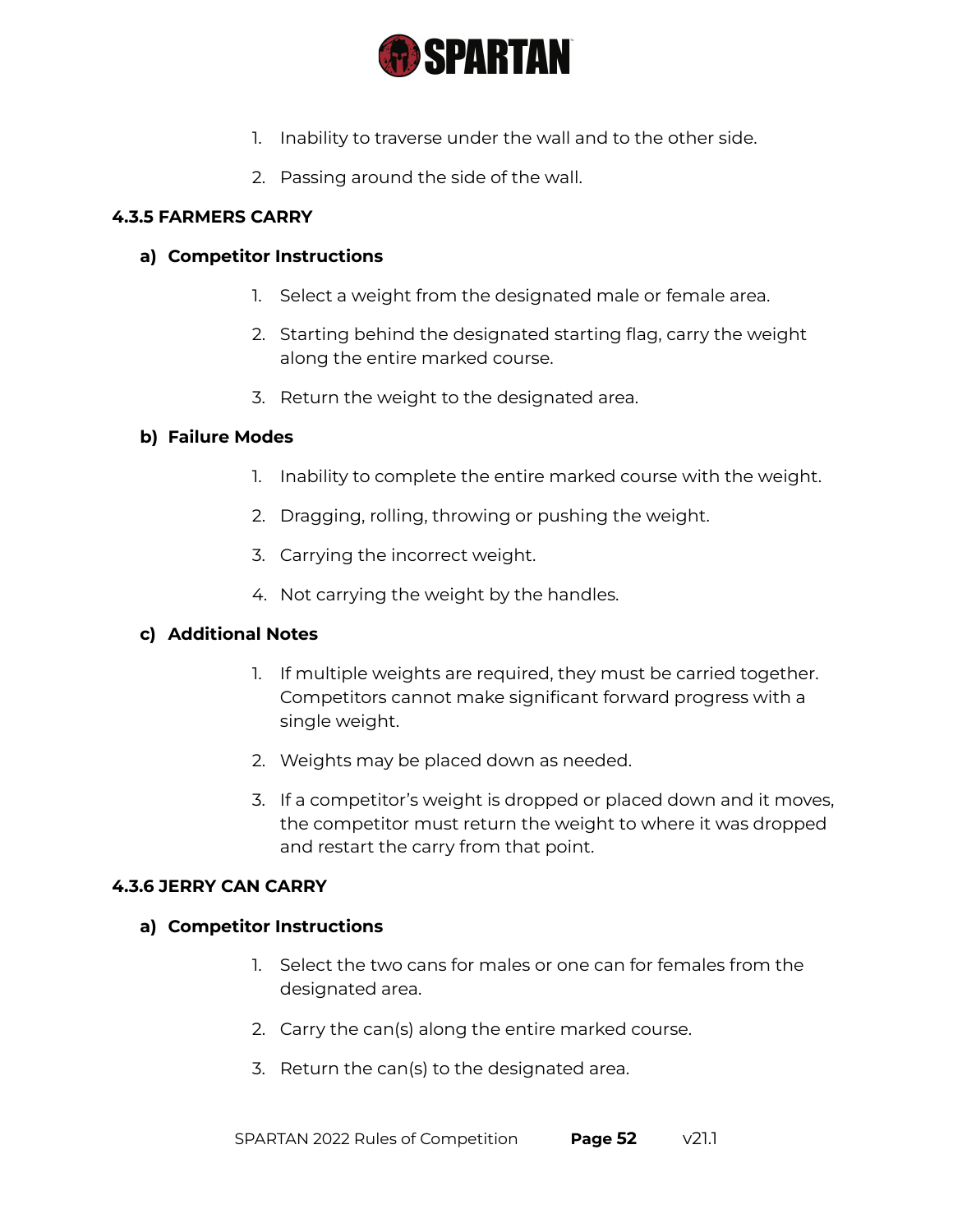1. Inability to traverse under the wall and to the other side.
2. Passing around the side of the wall.

### 4.3.5 FARMERS CARRY

#### a) Competitor Instructions

1. Select a weight from the designated male or female area.
2. Starting behind the designated starting flag, carry the weight along the entire marked course.
3. Return the weight to the designated area.

#### b) Failure Modes

1. Inability to complete the entire marked course with the weight.
2. Dragging, rolling, throwing or pushing the weight.
3. Carrying the incorrect weight.
4. Not carrying the weight by the handles.

#### c) Additional Notes

1. If multiple weights are required, they must be carried together. Competitors cannot make significant forward progress with a single weight.
2. Weights may be placed down as needed.
3. If a competitor's weight is dropped or placed down and it moves, the competitor must return the weight to where it was dropped and restart the carry from that point.

### 4.3.6 JERRY CAN CARRY

#### a) Competitor Instructions

1. Select the two cans for males or one can for females from the designated area.
2. Carry the can(s) along the entire marked course.
3. Return the can(s) to the designated area.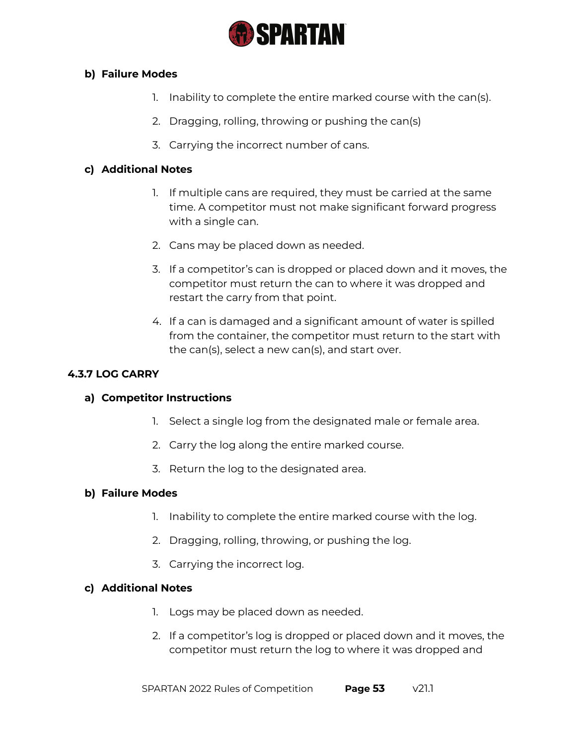#### b) Failure Modes

1. Inability to complete the entire marked course with the can(s).
2. Dragging, rolling, throwing or pushing the can(s)
3. Carrying the incorrect number of cans.

#### c) Additional Notes

1. If multiple cans are required, they must be carried at the same time. A competitor must not make significant forward progress with a single can.
2. Cans may be placed down as needed.
3. If a competitor's can is dropped or placed down and it moves, the competitor must return the can to where it was dropped and restart the carry from that point.
4. If a can is damaged and a significant amount of water is spilled from the container, the competitor must return to the start with the can(s), select a new can(s), and start over.

### 4.3.7 LOG CARRY

#### a) Competitor Instructions

1. Select a single log from the designated male or female area.
2. Carry the log along the entire marked course.
3. Return the log to the designated area.

#### b) Failure Modes

1. Inability to complete the entire marked course with the log.
2. Dragging, rolling, throwing, or pushing the log.
3. Carrying the incorrect log.

#### c) Additional Notes

1. Logs may be placed down as needed.
2. If a competitor's log is dropped or placed down and it moves, the competitor must return the log to where it was dropped and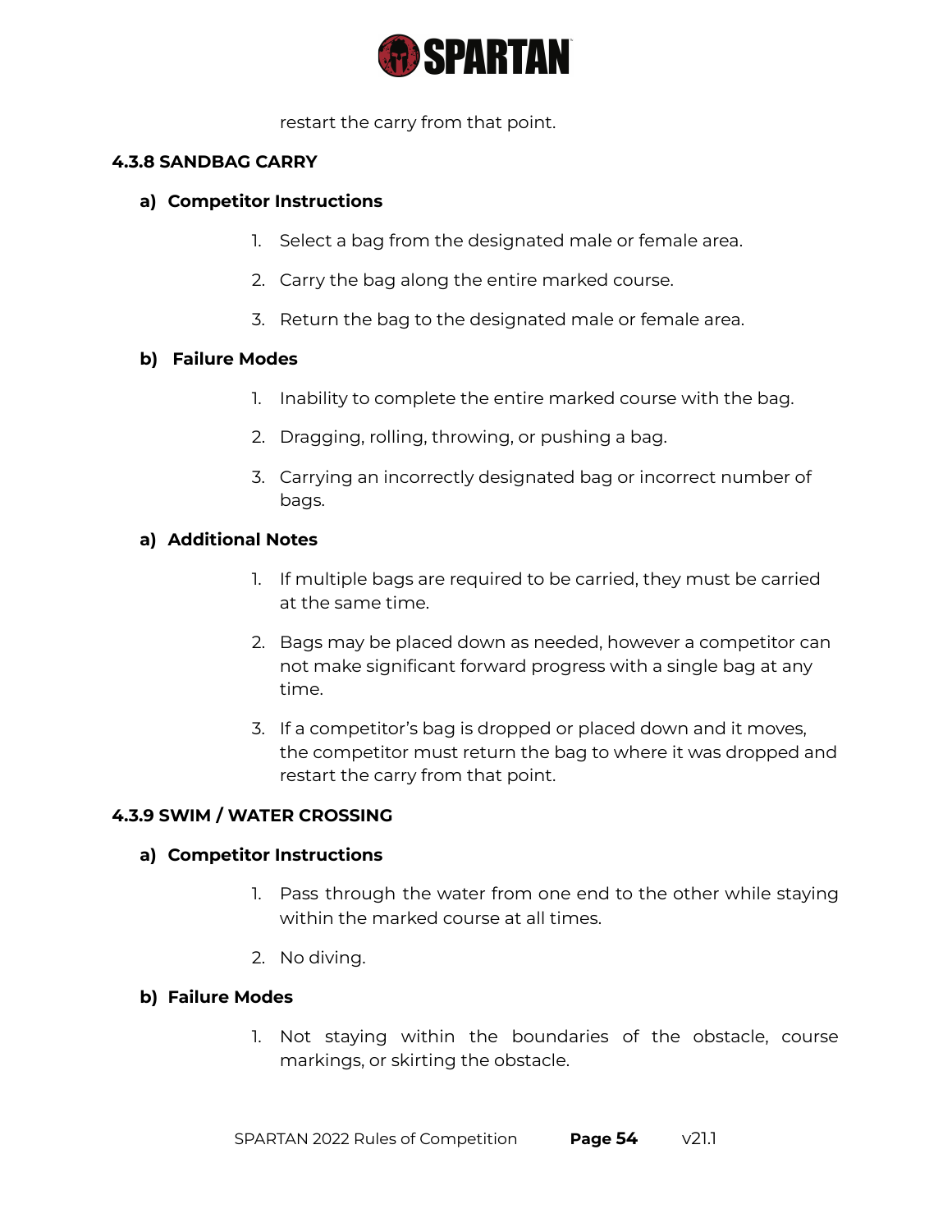restart the carry from that point.

### 4.3.8 SANDBAG CARRY

**a) Competitor Instructions**

1. Select a bag from the designated male or female area.
2. Carry the bag along the entire marked course.
3. Return the bag to the designated male or female area.

**b) Failure Modes**

1. Inability to complete the entire marked course with the bag.
2. Dragging, rolling, throwing, or pushing a bag.
3. Carrying an incorrectly designated bag or incorrect number of bags.

**a) Additional Notes**

1. If multiple bags are required to be carried, they must be carried at the same time.
2. Bags may be placed down as needed, however a competitor can not make significant forward progress with a single bag at any time.
3. If a competitor's bag is dropped or placed down and it moves, the competitor must return the bag to where it was dropped and restart the carry from that point.

### 4.3.9 SWIM / WATER CROSSING

**a) Competitor Instructions**

1. Pass through the water from one end to the other while staying within the marked course at all times.
2. No diving.

**b) Failure Modes**

1. Not staying within the boundaries of the obstacle, course markings, or skirting the obstacle.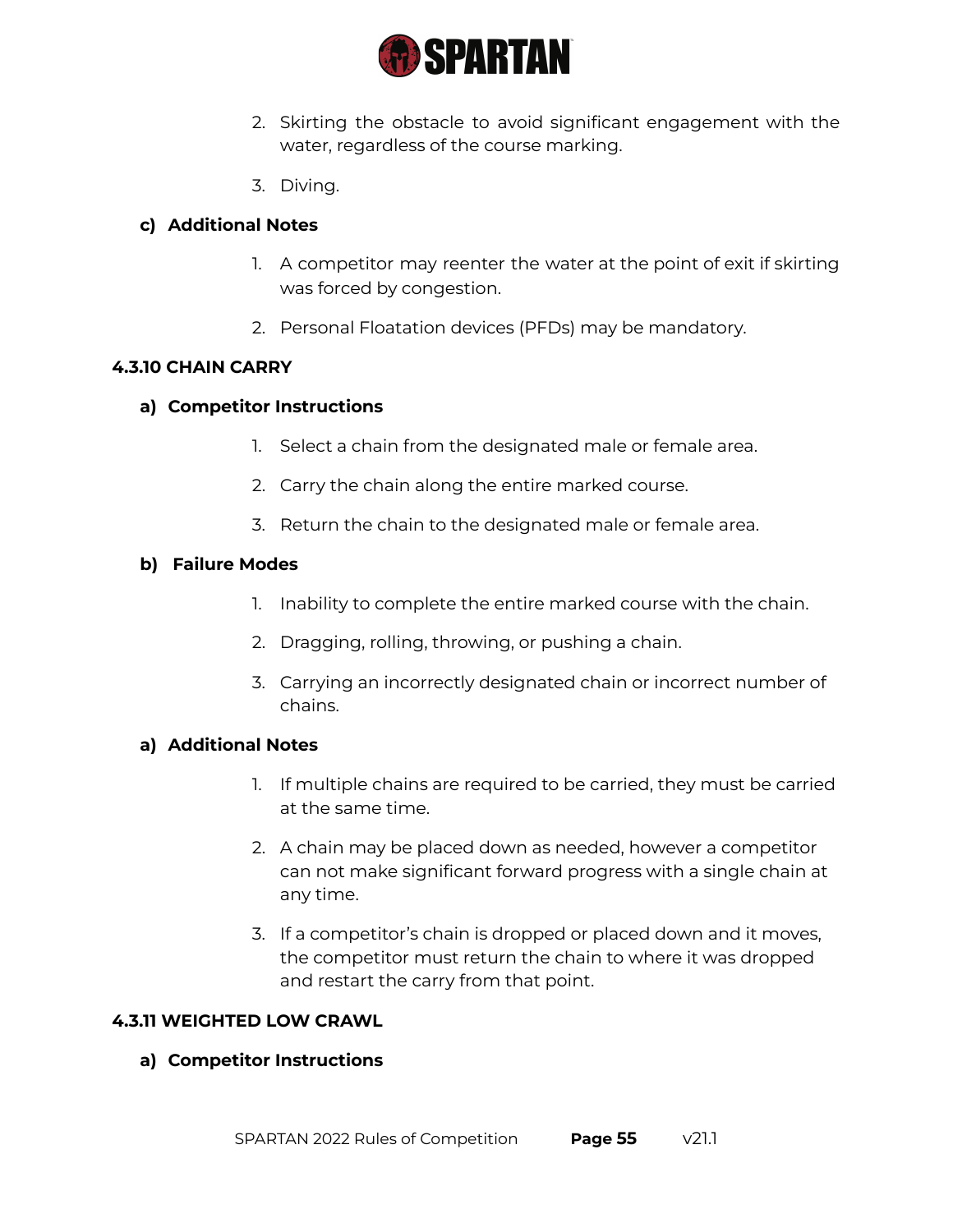2. Skirting the obstacle to avoid significant engagement with the water, regardless of the course marking.

3. Diving.

**c) Additional Notes**

1. A competitor may reenter the water at the point of exit if skirting was forced by congestion.

2. Personal Floatation devices (PFDs) may be mandatory.

### 4.3.10 CHAIN CARRY

**a) Competitor Instructions**

1. Select a chain from the designated male or female area.

2. Carry the chain along the entire marked course.

3. Return the chain to the designated male or female area.

**b) Failure Modes**

1. Inability to complete the entire marked course with the chain.

2. Dragging, rolling, throwing, or pushing a chain.

3. Carrying an incorrectly designated chain or incorrect number of chains.

**a) Additional Notes**

1. If multiple chains are required to be carried, they must be carried at the same time.

2. A chain may be placed down as needed, however a competitor can not make significant forward progress with a single chain at any time.

3. If a competitor's chain is dropped or placed down and it moves, the competitor must return the chain to where it was dropped and restart the carry from that point.

### 4.3.11 WEIGHTED LOW CRAWL

**a) Competitor Instructions**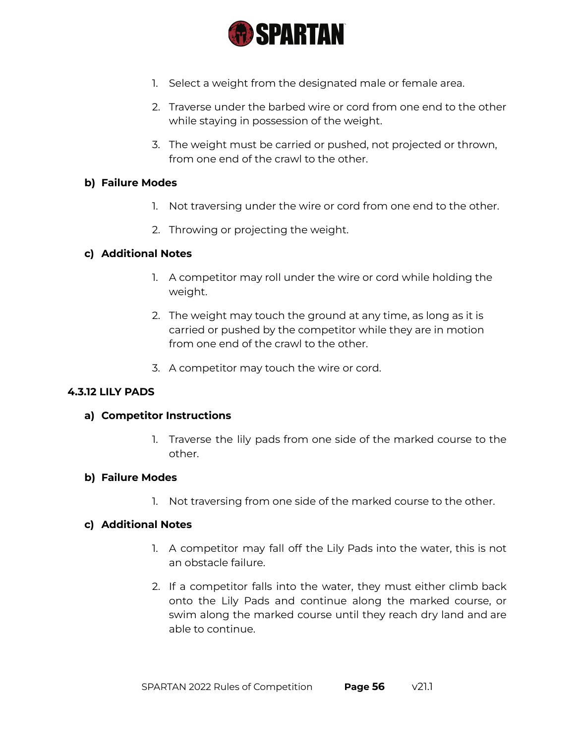1. Select a weight from the designated male or female area.
2. Traverse under the barbed wire or cord from one end to the other while staying in possession of the weight.
3. The weight must be carried or pushed, not projected or thrown, from one end of the crawl to the other.

**b) Failure Modes**

1. Not traversing under the wire or cord from one end to the other.
2. Throwing or projecting the weight.

**c) Additional Notes**

1. A competitor may roll under the wire or cord while holding the weight.
2. The weight may touch the ground at any time, as long as it is carried or pushed by the competitor while they are in motion from one end of the crawl to the other.
3. A competitor may touch the wire or cord.

### 4.3.12 LILY PADS

**a) Competitor Instructions**

1. Traverse the lily pads from one side of the marked course to the other.

**b) Failure Modes**

1. Not traversing from one side of the marked course to the other.

**c) Additional Notes**

1. A competitor may fall off the Lily Pads into the water, this is not an obstacle failure.
2. If a competitor falls into the water, they must either climb back onto the Lily Pads and continue along the marked course, or swim along the marked course until they reach dry land and are able to continue.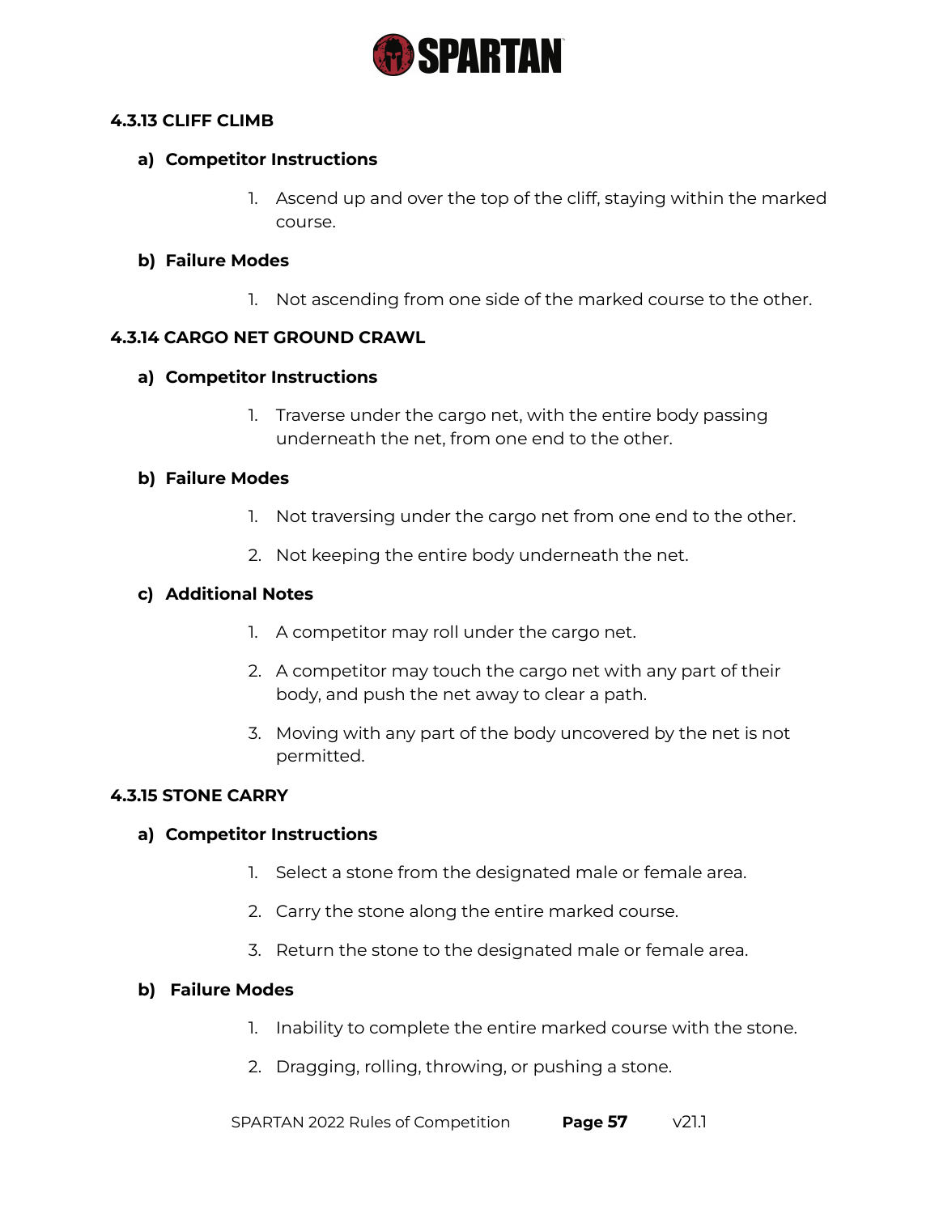### 4.3.13 CLIFF CLIMB

**a) Competitor Instructions**

1. Ascend up and over the top of the cliff, staying within the marked course.

**b) Failure Modes**

1. Not ascending from one side of the marked course to the other.

### 4.3.14 CARGO NET GROUND CRAWL

**a) Competitor Instructions**

1. Traverse under the cargo net, with the entire body passing underneath the net, from one end to the other.

**b) Failure Modes**

1. Not traversing under the cargo net from one end to the other.
2. Not keeping the entire body underneath the net.

**c) Additional Notes**

1. A competitor may roll under the cargo net.
2. A competitor may touch the cargo net with any part of their body, and push the net away to clear a path.
3. Moving with any part of the body uncovered by the net is not permitted.

### 4.3.15 STONE CARRY

**a) Competitor Instructions**

1. Select a stone from the designated male or female area.
2. Carry the stone along the entire marked course.
3. Return the stone to the designated male or female area.

**b) Failure Modes**

1. Inability to complete the entire marked course with the stone.
2. Dragging, rolling, throwing, or pushing a stone.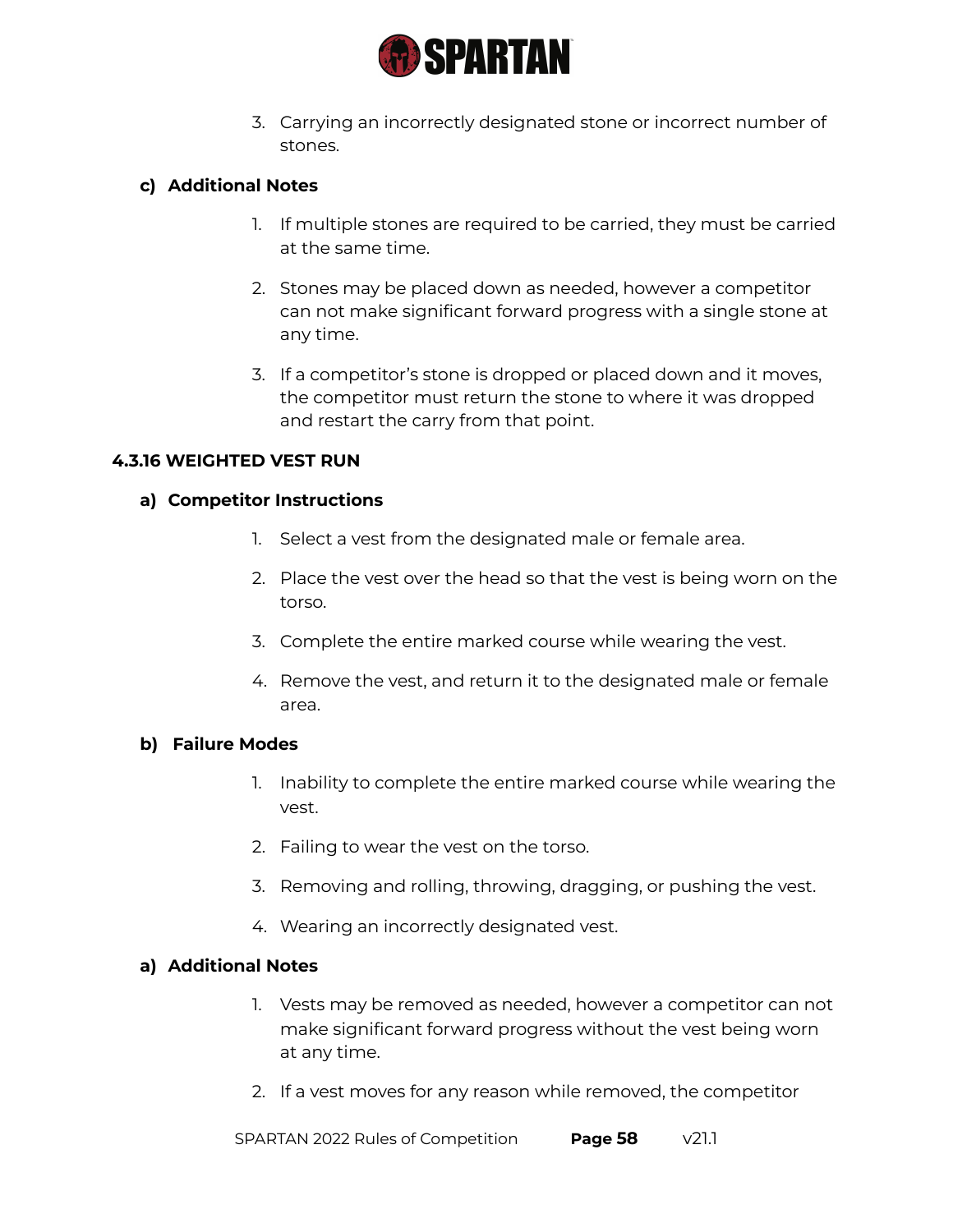3. Carrying an incorrectly designated stone or incorrect number of stones.

**c) Additional Notes**

1. If multiple stones are required to be carried, they must be carried at the same time.
2. Stones may be placed down as needed, however a competitor can not make significant forward progress with a single stone at any time.
3. If a competitor's stone is dropped or placed down and it moves, the competitor must return the stone to where it was dropped and restart the carry from that point.

### 4.3.16 WEIGHTED VEST RUN

**a) Competitor Instructions**

1. Select a vest from the designated male or female area.
2. Place the vest over the head so that the vest is being worn on the torso.
3. Complete the entire marked course while wearing the vest.
4. Remove the vest, and return it to the designated male or female area.

**b) Failure Modes**

1. Inability to complete the entire marked course while wearing the vest.
2. Failing to wear the vest on the torso.
3. Removing and rolling, throwing, dragging, or pushing the vest.
4. Wearing an incorrectly designated vest.

**a) Additional Notes**

1. Vests may be removed as needed, however a competitor can not make significant forward progress without the vest being worn at any time.
2. If a vest moves for any reason while removed, the competitor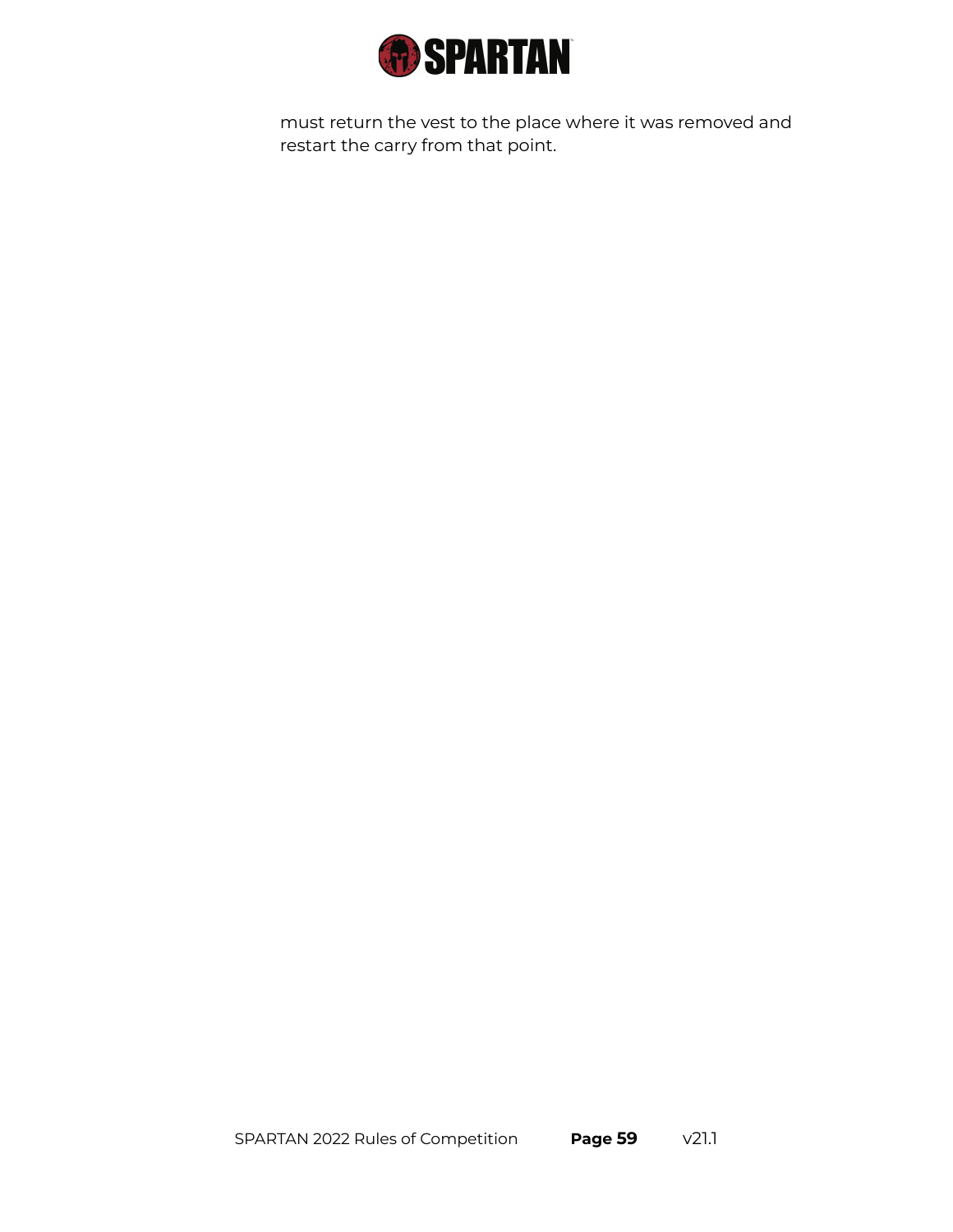must return the vest to the place where it was removed and restart the carry from that point.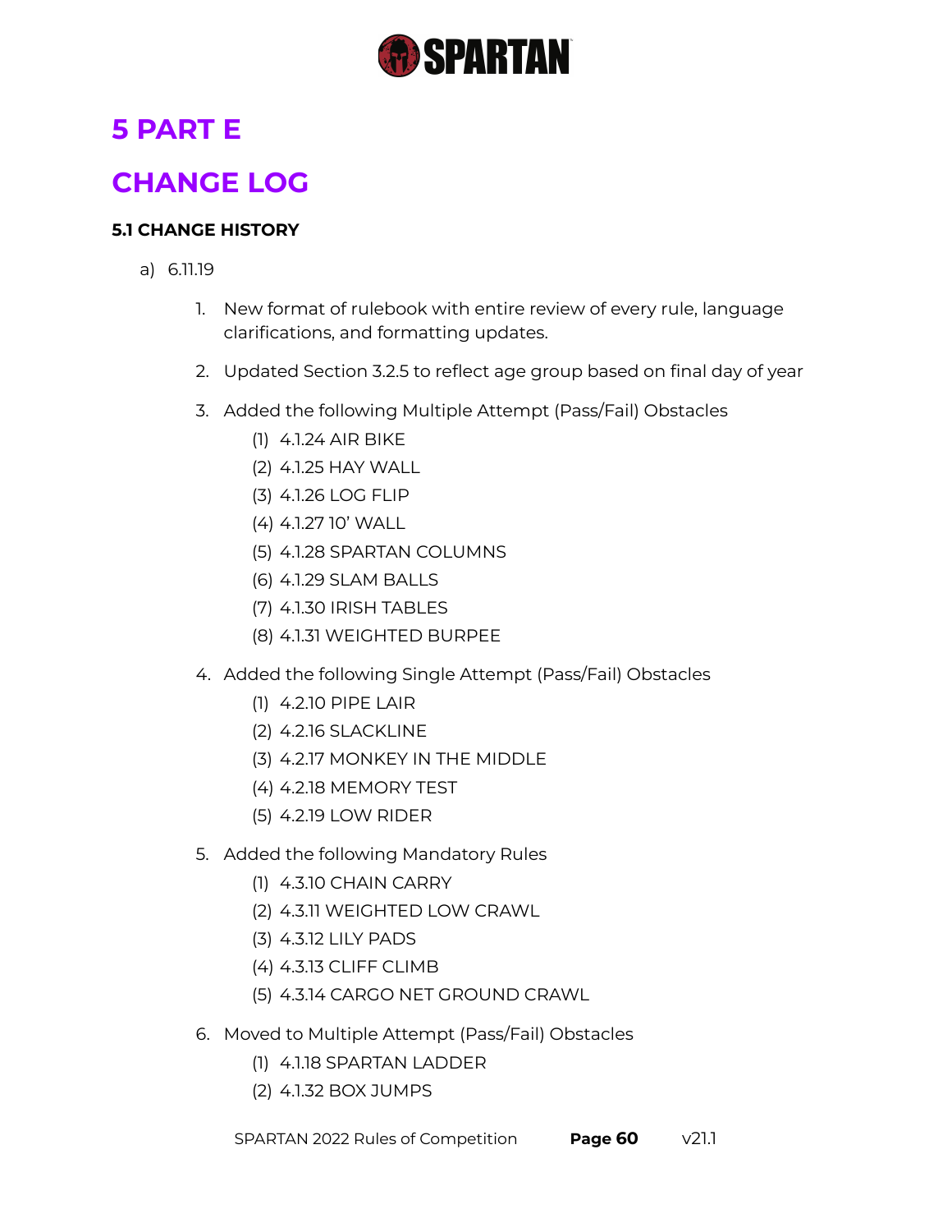# 5 PART E

# CHANGE LOG

### 5.1 CHANGE HISTORY

a) 6.11.19

1. New format of rulebook with entire review of every rule, language clarifications, and formatting updates.
2. Updated Section 3.2.5 to reflect age group based on final day of year
3. Added the following Multiple Attempt (Pass/Fail) Obstacles
   (1) 4.1.24 AIR BIKE
   (2) 4.1.25 HAY WALL
   (3) 4.1.26 LOG FLIP
   (4) 4.1.27 10' WALL
   (5) 4.1.28 SPARTAN COLUMNS
   (6) 4.1.29 SLAM BALLS
   (7) 4.1.30 IRISH TABLES
   (8) 4.1.31 WEIGHTED BURPEE
4. Added the following Single Attempt (Pass/Fail) Obstacles
   (1) 4.2.10 PIPE LAIR
   (2) 4.2.16 SLACKLINE
   (3) 4.2.17 MONKEY IN THE MIDDLE
   (4) 4.2.18 MEMORY TEST
   (5) 4.2.19 LOW RIDER
5. Added the following Mandatory Rules
   (1) 4.3.10 CHAIN CARRY
   (2) 4.3.11 WEIGHTED LOW CRAWL
   (3) 4.3.12 LILY PADS
   (4) 4.3.13 CLIFF CLIMB
   (5) 4.3.14 CARGO NET GROUND CRAWL
6. Moved to Multiple Attempt (Pass/Fail) Obstacles
   (1) 4.1.18 SPARTAN LADDER
   (2) 4.1.32 BOX JUMPS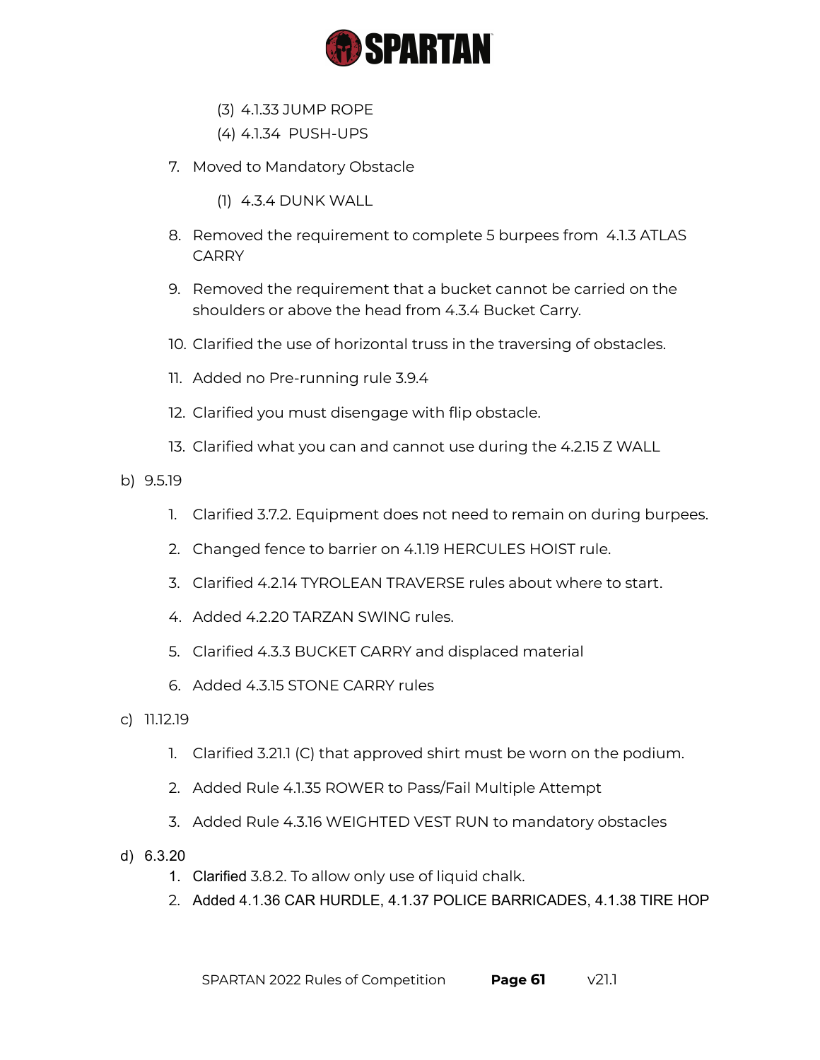(3) 4.1.33 JUMP ROPE

(4) 4.1.34 PUSH-UPS

7. Moved to Mandatory Obstacle

   (1) 4.3.4 DUNK WALL

8. Removed the requirement to complete 5 burpees from 4.1.3 ATLAS CARRY

9. Removed the requirement that a bucket cannot be carried on the shoulders or above the head from 4.3.4 Bucket Carry.

10. Clarified the use of horizontal truss in the traversing of obstacles.

11. Added no Pre-running rule 3.9.4

12. Clarified you must disengage with flip obstacle.

13. Clarified what you can and cannot use during the 4.2.15 Z WALL

b) 9.5.19

1. Clarified 3.7.2. Equipment does not need to remain on during burpees.

2. Changed fence to barrier on 4.1.19 HERCULES HOIST rule.

3. Clarified 4.2.14 TYROLEAN TRAVERSE rules about where to start.

4. Added 4.2.20 TARZAN SWING rules.

5. Clarified 4.3.3 BUCKET CARRY and displaced material

6. Added 4.3.15 STONE CARRY rules

c) 11.12.19

1. Clarified 3.21.1 (C) that approved shirt must be worn on the podium.

2. Added Rule 4.1.35 ROWER to Pass/Fail Multiple Attempt

3. Added Rule 4.3.16 WEIGHTED VEST RUN to mandatory obstacles

d) 6.3.20

1. Clarified 3.8.2. To allow only use of liquid chalk.
2. Added 4.1.36 CAR HURDLE, 4.1.37 POLICE BARRICADES, 4.1.38 TIRE HOP